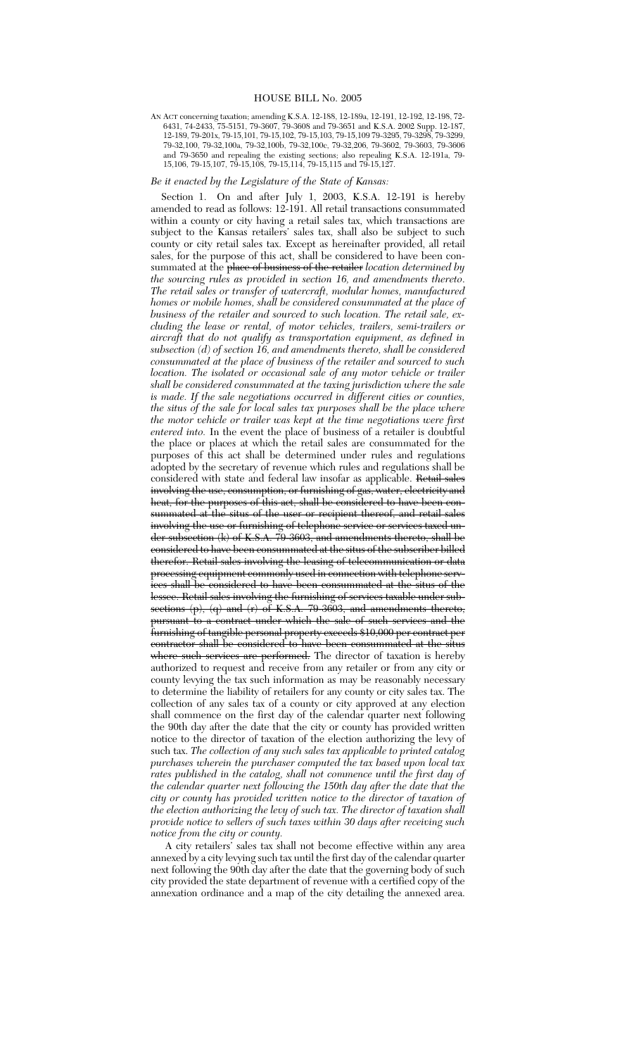# HOUSE BILL No. 2005

AN ACT concerning taxation; amending K.S.A. 12-188, 12-189a, 12-191, 12-192, 12-198, 72-6431, 74-2433, 75-5151, 79-3607, 79-3608 and 79-3651 and K.S.A. 2002 Supp. 12-187, 12-189, 79-201x, 79-15,101, 79-15,102, 79-15,103, 79-15,109 79-3295, 79-3298, 79-3299, 79-32,100, 79-32,100a, 79-32,100b, 79-32,100c, 79-32,206, 79-3602, 79-3603, 79-3606 and 79-3650 and repealing the existing sections; also repealing K.S.A. 12-191a, 79-15,106, 79-15,107, 79-15,108, 79-15,114, 79-15,115 and 79-15,127.

*Be it enacted by the Legislature of the State of Kansas:*

Section 1. On and after July 1, 2003, K.S.A. 12-191 is hereby amended to read as follows: 12-191. All retail transactions consummated within a county or city having a retail sales tax, which transactions are subject to the Kansas retailers' sales tax, shall also be subject to such county or city retail sales tax. Except as hereinafter provided, all retail sales, for the purpose of this act, shall be considered to have been consummated at the ~~place of business of the retailer~~ *location determined by the sourcing rules as provided in section 16, and amendments thereto. The retail sales or transfer of watercraft, modular homes, manufactured homes or mobile homes, shall be considered consummated at the place of business of the retailer and sourced to such location. The retail sale, excluding the lease or rental, of motor vehicles, trailers, semi-trailers or aircraft that do not qualify as transportation equipment, as defined in subsection (d) of section 16, and amendments thereto, shall be considered consummated at the place of business of the retailer and sourced to such location. The isolated or occasional sale of any motor vehicle or trailer shall be considered consummated at the taxing jurisdiction where the sale is made. If the sale negotiations occurred in different cities or counties, the situs of the sale for local sales tax purposes shall be the place where the motor vehicle or trailer was kept at the time negotiations were first entered into.* In the event the place of business of a retailer is doubtful the place or places at which the retail sales are consummated for the purposes of this act shall be determined under rules and regulations adopted by the secretary of revenue which rules and regulations shall be considered with state and federal law insofar as applicable. ~~Retail sales involving the use, consumption, or furnishing of gas, water, electricity and heat, for the purposes of this act, shall be considered to have been consummated at the situs of the user or recipient thereof, and retail sales involving the use or furnishing of telephone service or services taxed under subsection (k) of K.S.A. 79-3603, and amendments thereto, shall be considered to have been consummated at the situs of the subscriber billed therefor. Retail sales involving the leasing of telecommunication or data processing equipment commonly used in connection with telephone services shall be considered to have been consummated at the situs of the lessee. Retail sales involving the furnishing of services taxable under subsections (p), (q) and (r) of K.S.A. 79-3603, and amendments thereto, pursuant to a contract under which the sale of such services and the furnishing of tangible personal property exceeds $10,000 per contract per contractor shall be considered to have been consummated at the situs where such services are performed.~~ The director of taxation is hereby authorized to request and receive from any retailer or from any city or county levying the tax such information as may be reasonably necessary to determine the liability of retailers for any county or city sales tax. The collection of any sales tax of a county or city approved at any election shall commence on the first day of the calendar quarter next following the 90th day after the date that the city or county has provided written notice to the director of taxation of the election authorizing the levy of such tax. *The collection of any such sales tax applicable to printed catalog purchases wherein the purchaser computed the tax based upon local tax rates published in the catalog, shall not commence until the first day of the calendar quarter next following the 150th day after the date that the city or county has provided written notice to the director of taxation of the election authorizing the levy of such tax. The director of taxation shall provide notice to sellers of such taxes within 30 days after receiving such notice from the city or county.*

A city retailers' sales tax shall not become effective within any area annexed by a city levying such tax until the first day of the calendar quarter next following the 90th day after the date that the governing body of such city provided the state department of revenue with a certified copy of the annexation ordinance and a map of the city detailing the annexed area.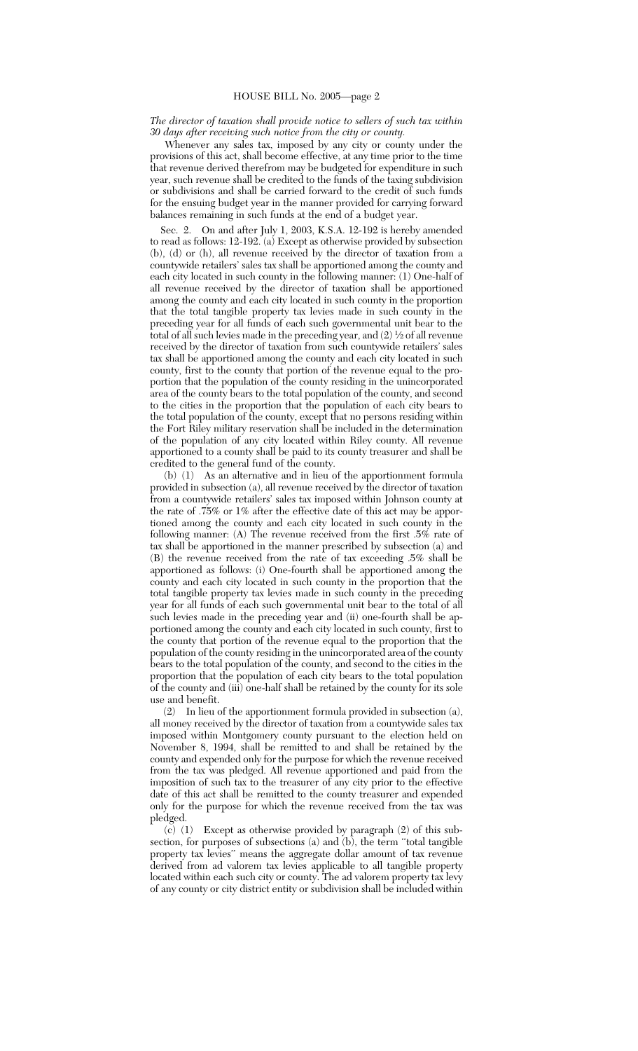*The director of taxation shall provide notice to sellers of such tax within 30 days after receiving such notice from the city or county.*

Whenever any sales tax, imposed by any city or county under the provisions of this act, shall become effective, at any time prior to the time that revenue derived therefrom may be budgeted for expenditure in such year, such revenue shall be credited to the funds of the taxing subdivision or subdivisions and shall be carried forward to the credit of such funds for the ensuing budget year in the manner provided for carrying forward balances remaining in such funds at the end of a budget year.

Sec. 2. On and after July 1, 2003, K.S.A. 12-192 is hereby amended to read as follows: 12-192. (a) Except as otherwise provided by subsection (b), (d) or (h), all revenue received by the director of taxation from a countywide retailers' sales tax shall be apportioned among the county and each city located in such county in the following manner: (1) One-half of all revenue received by the director of taxation shall be apportioned among the county and each city located in such county in the proportion that the total tangible property tax levies made in such county in the preceding year for all funds of each such governmental unit bear to the total of all such levies made in the preceding year, and (2) ½ of all revenue received by the director of taxation from such countywide retailers' sales tax shall be apportioned among the county and each city located in such county, first to the county that portion of the revenue equal to the proportion that the population of the county residing in the unincorporated area of the county bears to the total population of the county, and second to the cities in the proportion that the population of each city bears to the total population of the county, except that no persons residing within the Fort Riley military reservation shall be included in the determination of the population of any city located within Riley county. All revenue apportioned to a county shall be paid to its county treasurer and shall be credited to the general fund of the county.

(b) (1) As an alternative and in lieu of the apportionment formula provided in subsection (a), all revenue received by the director of taxation from a countywide retailers' sales tax imposed within Johnson county at the rate of .75% or 1% after the effective date of this act may be apportioned among the county and each city located in such county in the following manner: (A) The revenue received from the first .5% rate of tax shall be apportioned in the manner prescribed by subsection (a) and (B) the revenue received from the rate of tax exceeding .5% shall be apportioned as follows: (i) One-fourth shall be apportioned among the county and each city located in such county in the proportion that the total tangible property tax levies made in such county in the preceding year for all funds of each such governmental unit bear to the total of all such levies made in the preceding year and (ii) one-fourth shall be apportioned among the county and each city located in such county, first to the county that portion of the revenue equal to the proportion that the population of the county residing in the unincorporated area of the county bears to the total population of the county, and second to the cities in the proportion that the population of each city bears to the total population of the county and (iii) one-half shall be retained by the county for its sole use and benefit.

(2) In lieu of the apportionment formula provided in subsection (a), all money received by the director of taxation from a countywide sales tax imposed within Montgomery county pursuant to the election held on November 8, 1994, shall be remitted to and shall be retained by the county and expended only for the purpose for which the revenue received from the tax was pledged. All revenue apportioned and paid from the imposition of such tax to the treasurer of any city prior to the effective date of this act shall be remitted to the county treasurer and expended only for the purpose for which the revenue received from the tax was pledged.

(c) (1) Except as otherwise provided by paragraph (2) of this subsection, for purposes of subsections (a) and (b), the term "total tangible property tax levies" means the aggregate dollar amount of tax revenue derived from ad valorem tax levies applicable to all tangible property located within each such city or county. The ad valorem property tax levy of any county or city district entity or subdivision shall be included within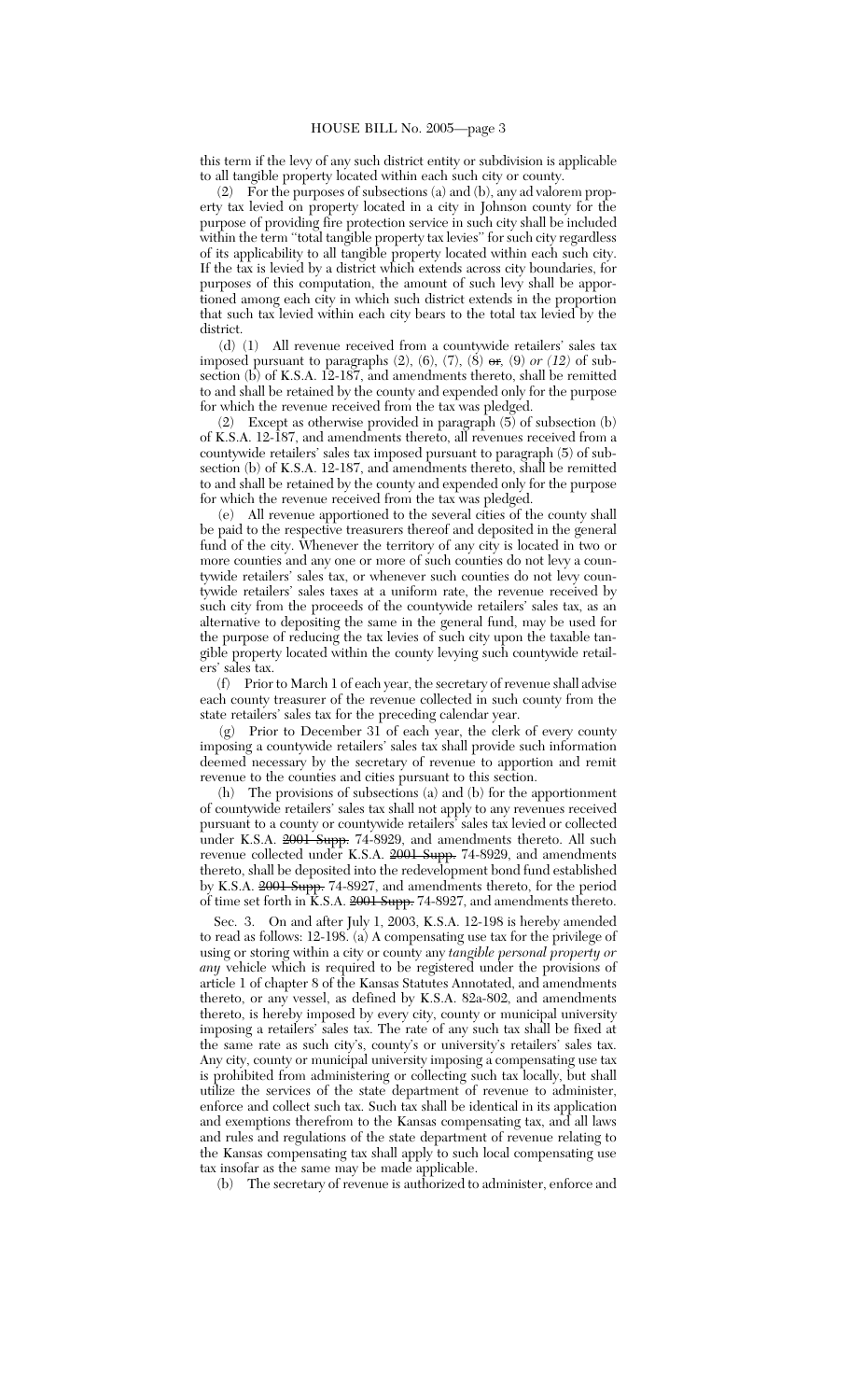this term if the levy of any such district entity or subdivision is applicable to all tangible property located within each such city or county.

(2) For the purposes of subsections (a) and (b), any ad valorem property tax levied on property located in a city in Johnson county for the purpose of providing fire protection service in such city shall be included within the term "total tangible property tax levies" for such city regardless of its applicability to all tangible property located within each such city. If the tax is levied by a district which extends across city boundaries, for purposes of this computation, the amount of such levy shall be apportioned among each city in which such district extends in the proportion that such tax levied within each city bears to the total tax levied by the district.

(d) (1) All revenue received from a countywide retailers' sales tax imposed pursuant to paragraphs (2), (6), (7), (8) ~~or~~, (9) *or (12)* of subsection (b) of K.S.A. 12-187, and amendments thereto, shall be remitted to and shall be retained by the county and expended only for the purpose for which the revenue received from the tax was pledged.

(2) Except as otherwise provided in paragraph (5) of subsection (b) of K.S.A. 12-187, and amendments thereto, all revenues received from a countywide retailers' sales tax imposed pursuant to paragraph (5) of subsection (b) of K.S.A. 12-187, and amendments thereto, shall be remitted to and shall be retained by the county and expended only for the purpose for which the revenue received from the tax was pledged.

(e) All revenue apportioned to the several cities of the county shall be paid to the respective treasurers thereof and deposited in the general fund of the city. Whenever the territory of any city is located in two or more counties and any one or more of such counties do not levy a countywide retailers' sales tax, or whenever such counties do not levy countywide retailers' sales taxes at a uniform rate, the revenue received by such city from the proceeds of the countywide retailers' sales tax, as an alternative to depositing the same in the general fund, may be used for the purpose of reducing the tax levies of such city upon the taxable tangible property located within the county levying such countywide retailers' sales tax.

(f) Prior to March 1 of each year, the secretary of revenue shall advise each county treasurer of the revenue collected in such county from the state retailers' sales tax for the preceding calendar year.

(g) Prior to December 31 of each year, the clerk of every county imposing a countywide retailers' sales tax shall provide such information deemed necessary by the secretary of revenue to apportion and remit revenue to the counties and cities pursuant to this section.

(h) The provisions of subsections (a) and (b) for the apportionment of countywide retailers' sales tax shall not apply to any revenues received pursuant to a county or countywide retailers' sales tax levied or collected under K.S.A. ~~2001 Supp.~~ 74-8929, and amendments thereto. All such revenue collected under K.S.A. ~~2001 Supp.~~ 74-8929, and amendments thereto, shall be deposited into the redevelopment bond fund established by K.S.A. ~~2001 Supp.~~ 74-8927, and amendments thereto, for the period of time set forth in K.S.A. ~~2001 Supp.~~ 74-8927, and amendments thereto.

Sec. 3. On and after July 1, 2003, K.S.A. 12-198 is hereby amended to read as follows: 12-198. (a) A compensating use tax for the privilege of using or storing within a city or county any *tangible personal property or any* vehicle which is required to be registered under the provisions of article 1 of chapter 8 of the Kansas Statutes Annotated, and amendments thereto, or any vessel, as defined by K.S.A. 82a-802, and amendments thereto, is hereby imposed by every city, county or municipal university imposing a retailers' sales tax. The rate of any such tax shall be fixed at the same rate as such city's, county's or university's retailers' sales tax. Any city, county or municipal university imposing a compensating use tax is prohibited from administering or collecting such tax locally, but shall utilize the services of the state department of revenue to administer, enforce and collect such tax. Such tax shall be identical in its application and exemptions therefrom to the Kansas compensating tax, and all laws and rules and regulations of the state department of revenue relating to the Kansas compensating tax shall apply to such local compensating use tax insofar as the same may be made applicable.

(b) The secretary of revenue is authorized to administer, enforce and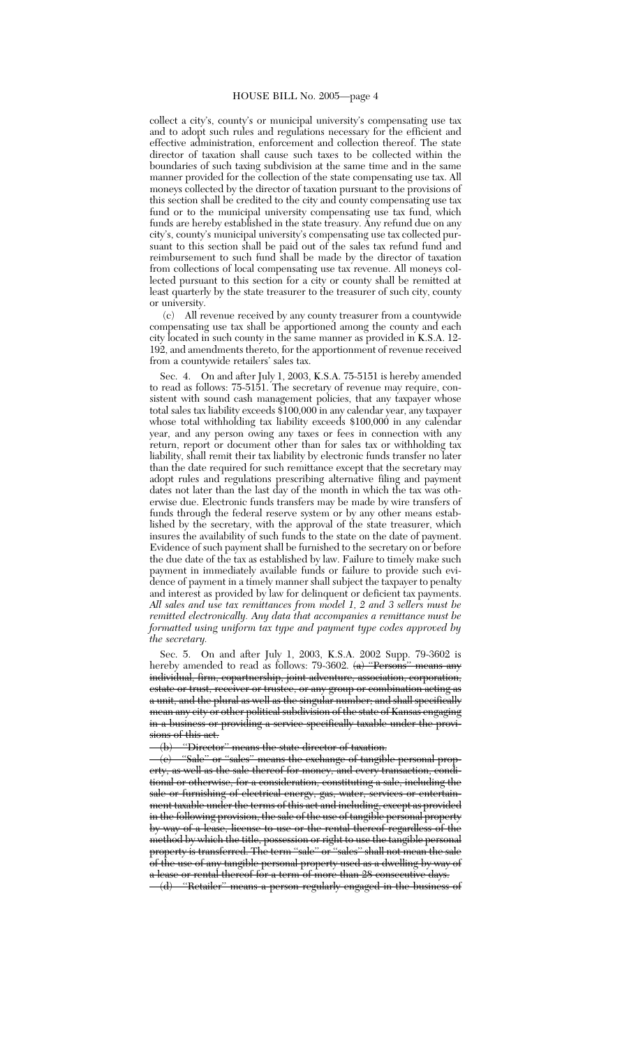collect a city's, county's or municipal university's compensating use tax and to adopt such rules and regulations necessary for the efficient and effective administration, enforcement and collection thereof. The state director of taxation shall cause such taxes to be collected within the boundaries of such taxing subdivision at the same time and in the same manner provided for the collection of the state compensating use tax. All moneys collected by the director of taxation pursuant to the provisions of this section shall be credited to the city and county compensating use tax fund or to the municipal university compensating use tax fund, which funds are hereby established in the state treasury. Any refund due on any city's, county's municipal university's compensating use tax collected pursuant to this section shall be paid out of the sales tax refund fund and reimbursement to such fund shall be made by the director of taxation from collections of local compensating use tax revenue. All moneys collected pursuant to this section for a city or county shall be remitted at least quarterly by the state treasurer to the treasurer of such city, county or university.

(c) All revenue received by any county treasurer from a countywide compensating use tax shall be apportioned among the county and each city located in such county in the same manner as provided in K.S.A. 12-192, and amendments thereto, for the apportionment of revenue received from a countywide retailers' sales tax.

Sec. 4. On and after July 1, 2003, K.S.A. 75-5151 is hereby amended to read as follows: 75-5151. The secretary of revenue may require, consistent with sound cash management policies, that any taxpayer whose total sales tax liability exceeds $100,000 in any calendar year, any taxpayer whose total withholding tax liability exceeds $100,000 in any calendar year, and any person owing any taxes or fees in connection with any return, report or document other than for sales tax or withholding tax liability, shall remit their tax liability by electronic funds transfer no later than the date required for such remittance except that the secretary may adopt rules and regulations prescribing alternative filing and payment dates not later than the last day of the month in which the tax was otherwise due. Electronic funds transfers may be made by wire transfers of funds through the federal reserve system or by any other means established by the secretary, with the approval of the state treasurer, which insures the availability of such funds to the state on the date of payment. Evidence of such payment shall be furnished to the secretary on or before the due date of the tax as established by law. Failure to timely make such payment in immediately available funds or failure to provide such evidence of payment in a timely manner shall subject the taxpayer to penalty and interest as provided by law for delinquent or deficient tax payments. *All sales and use tax remittances from model 1, 2 and 3 sellers must be remitted electronically. Any data that accompanies a remittance must be formatted using uniform tax type and payment type codes approved by the secretary.*

Sec. 5. On and after July 1, 2003, K.S.A. 2002 Supp. 79-3602 is hereby amended to read as follows: 79-3602. ~~(a) "Persons" means any individual, firm, copartnership, joint adventure, association, corporation, estate or trust, receiver or trustee, or any group or combination acting as a unit, and the plural as well as the singular number; and shall specifically mean any city or other political subdivision of the state of Kansas engaging in a business or providing a service specifically taxable under the provisions of this act.~~

~~(b) "Director" means the state director of taxation.~~

~~(c) "Sale" or "sales" means the exchange of tangible personal property, as well as the sale thereof for money, and every transaction, conditional or otherwise, for a consideration, constituting a sale, including the sale or furnishing of electrical energy, gas, water, services or entertainment taxable under the terms of this act and including, except as provided in the following provision, the sale of the use of tangible personal property by way of a lease, license to use or the rental thereof regardless of the method by which the title, possession or right to use the tangible personal property is transferred. The term "sale" or "sales" shall not mean the sale of the use of any tangible personal property used as a dwelling by way of a lease or rental thereof for a term of more than 28 consecutive days.~~

~~(d) "Retailer" means a person regularly engaged in the business of~~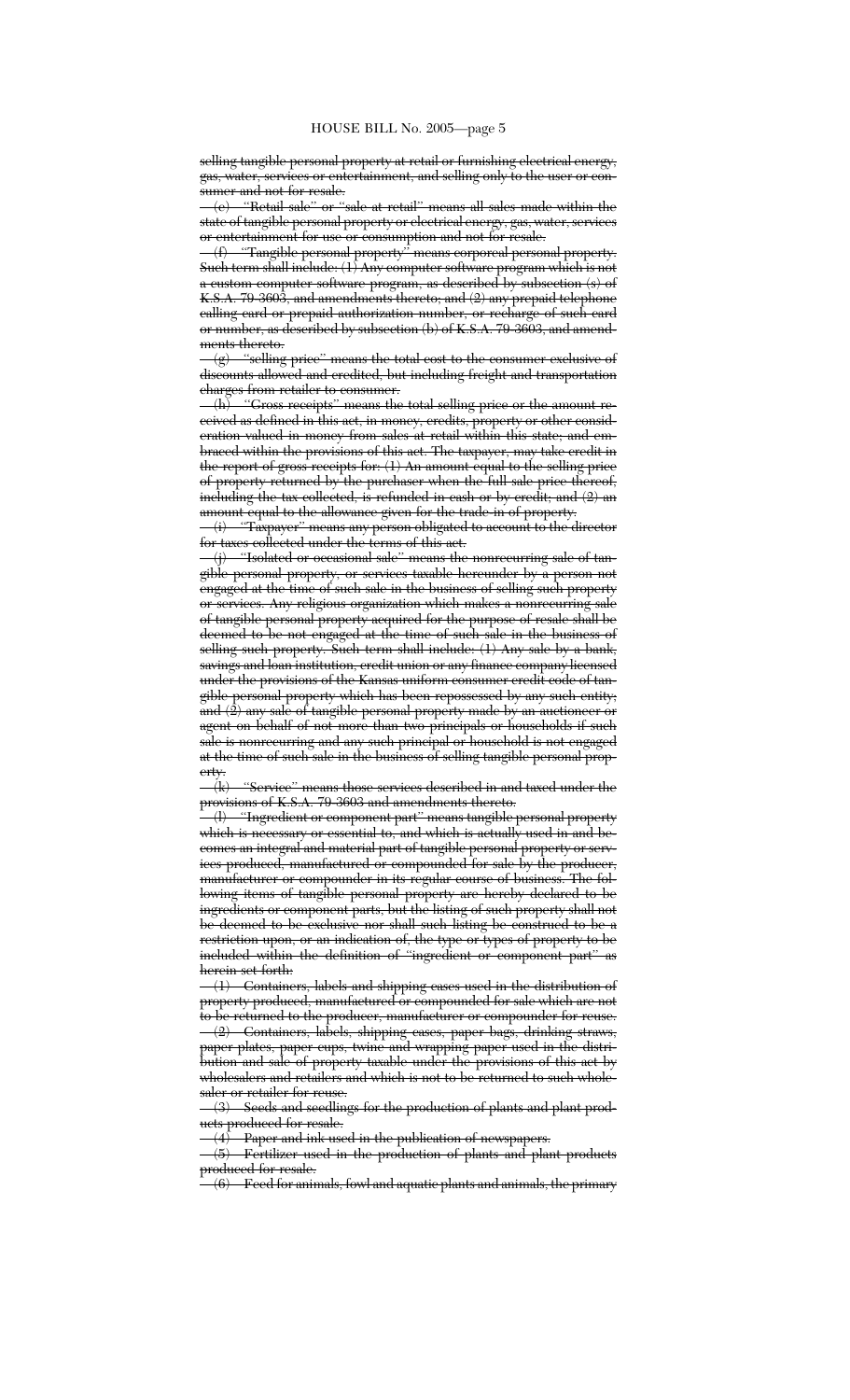~~selling tangible personal property at retail or furnishing electrical energy, gas, water, services or entertainment, and selling only to the user or consumer and not for resale.~~

~~(e) "Retail sale" or "sale at retail" means all sales made within the state of tangible personal property or electrical energy, gas, water, services or entertainment for use or consumption and not for resale.~~

~~(f) "Tangible personal property" means corporeal personal property. Such term shall include: (1) Any computer software program which is not a custom computer software program, as described by subsection (s) of K.S.A. 79-3603, and amendments thereto; and (2) any prepaid telephone calling card or prepaid authorization number, or recharge of such card or number, as described by subsection (b) of K.S.A. 79-3603, and amendments thereto.~~

~~(g) "selling price" means the total cost to the consumer exclusive of discounts allowed and credited, but including freight and transportation charges from retailer to consumer.~~

~~(h) "Gross receipts" means the total selling price or the amount received as defined in this act, in money, credits, property or other consideration valued in money from sales at retail within this state; and embraced within the provisions of this act. The taxpayer, may take credit in the report of gross receipts for: (1) An amount equal to the selling price of property returned by the purchaser when the full sale price thereof, including the tax collected, is refunded in cash or by credit; and (2) an amount equal to the allowance given for the trade-in of property.~~

~~(i) "Taxpayer" means any person obligated to account to the director for taxes collected under the terms of this act.~~

~~(j) "Isolated or occasional sale" means the nonrecurring sale of tangible personal property, or services taxable hereunder by a person not engaged at the time of such sale in the business of selling such property or services. Any religious organization which makes a nonrecurring sale of tangible personal property acquired for the purpose of resale shall be deemed to be not engaged at the time of such sale in the business of selling such property. Such term shall include: (1) Any sale by a bank, savings and loan institution, credit union or any finance company licensed under the provisions of the Kansas uniform consumer credit code of tangible personal property which has been repossessed by any such entity; and (2) any sale of tangible personal property made by an auctioneer or agent on behalf of not more than two principals or households if such sale is nonrecurring and any such principal or household is not engaged at the time of such sale in the business of selling tangible personal property.~~

~~(k) "Service" means those services described in and taxed under the provisions of K.S.A. 79-3603 and amendments thereto.~~

~~(l) "Ingredient or component part" means tangible personal property which is necessary or essential to, and which is actually used in and becomes an integral and material part of tangible personal property or services produced, manufactured or compounded for sale by the producer, manufacturer or compounder in its regular course of business. The following items of tangible personal property are hereby declared to be ingredients or component parts, but the listing of such property shall not be deemed to be exclusive nor shall such listing be construed to be a restriction upon, or an indication of, the type or types of property to be included within the definition of "ingredient or component part" as herein set forth:~~

~~(1) Containers, labels and shipping cases used in the distribution of property produced, manufactured or compounded for sale which are not to be returned to the producer, manufacturer or compounder for reuse.~~

~~(2) Containers, labels, shipping cases, paper bags, drinking straws, paper plates, paper cups, twine and wrapping paper used in the distribution and sale of property taxable under the provisions of this act by wholesalers and retailers and which is not to be returned to such wholesaler or retailer for reuse.~~

~~(3) Seeds and seedlings for the production of plants and plant products produced for resale.~~

~~(4) Paper and ink used in the publication of newspapers.~~

~~(5) Fertilizer used in the production of plants and plant products produced for resale.~~

~~(6) Feed for animals, fowl and aquatic plants and animals, the primary~~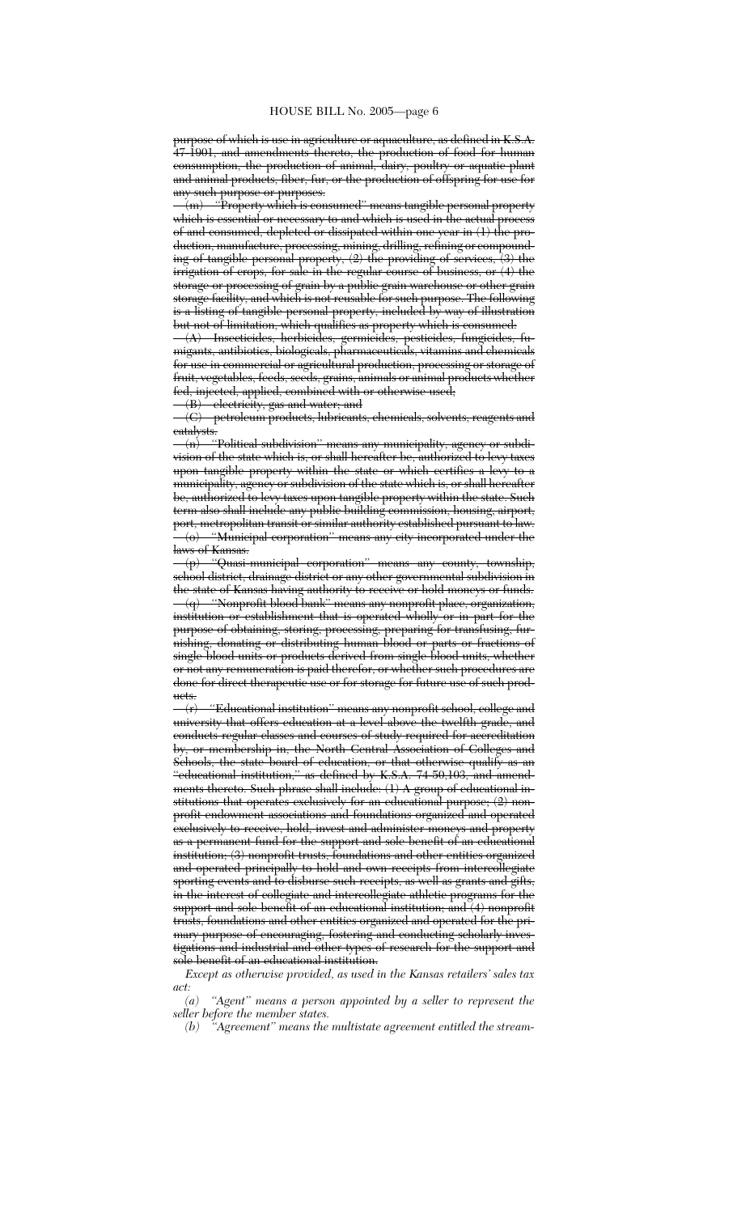~~purpose of which is use in agriculture or aquaculture, as defined in K.S.A. 47-1901, and amendments thereto, the production of food for human consumption, the production of animal, dairy, poultry or aquatic plant and animal products, fiber, fur, or the production of offspring for use for any such purpose or purposes.~~

~~(m) "Property which is consumed" means tangible personal property which is essential or necessary to and which is used in the actual process of and consumed, depleted or dissipated within one year in (1) the production, manufacture, processing, mining, drilling, refining or compounding of tangible personal property, (2) the providing of services, (3) the irrigation of crops, for sale in the regular course of business, or (4) the storage or processing of grain by a public grain warehouse or other grain storage facility, and which is not reusable for such purpose. The following is a listing of tangible personal property, included by way of illustration but not of limitation, which qualifies as property which is consumed:~~

~~(A) Insecticides, herbicides, germicides, pesticides, fungicides, fumigants, antibiotics, biologicals, pharmaceuticals, vitamins and chemicals for use in commercial or agricultural production, processing or storage of fruit, vegetables, feeds, seeds, grains, animals or animal products whether fed, injected, applied, combined with or otherwise used;~~

~~(B) electricity, gas and water; and~~

~~(C) petroleum products, lubricants, chemicals, solvents, reagents and catalysts.~~

~~(n) "Political subdivision" means any municipality, agency or subdivision of the state which is, or shall hereafter be, authorized to levy taxes upon tangible property within the state or which certifies a levy to a municipality, agency or subdivision of the state which is, or shall hereafter be, authorized to levy taxes upon tangible property within the state. Such term also shall include any public building commission, housing, airport, port, metropolitan transit or similar authority established pursuant to law.~~

~~(o) "Municipal corporation" means any city incorporated under the laws of Kansas.~~

~~(p) "Quasi-municipal corporation" means any county, township, school district, drainage district or any other governmental subdivision in the state of Kansas having authority to receive or hold moneys or funds.~~

~~(q) "Nonprofit blood bank" means any nonprofit place, organization, institution or establishment that is operated wholly or in part for the purpose of obtaining, storing, processing, preparing for transfusing, furnishing, donating or distributing human blood or parts or fractions of single blood units or products derived from single blood units, whether or not any remuneration is paid therefor, or whether such procedures are done for direct therapeutic use or for storage for future use of such products.~~

~~(r) "Educational institution" means any nonprofit school, college and university that offers education at a level above the twelfth grade, and conducts regular classes and courses of study required for accreditation by, or membership in, the North Central Association of Colleges and Schools, the state board of education, or that otherwise qualify as an "educational institution," as defined by K.S.A. 74-50,103, and amendments thereto. Such phrase shall include: (1) A group of educational institutions that operates exclusively for an educational purpose; (2) nonprofit endowment associations and foundations organized and operated exclusively to receive, hold, invest and administer moneys and property as a permanent fund for the support and sole benefit of an educational institution; (3) nonprofit trusts, foundations and other entities organized and operated principally to hold and own receipts from intercollegiate sporting events and to disburse such receipts, as well as grants and gifts, in the interest of collegiate and intercollegiate athletic programs for the support and sole benefit of an educational institution; and (4) nonprofit trusts, foundations and other entities organized and operated for the primary purpose of encouraging, fostering and conducting scholarly investigations and industrial and other types of research for the support and sole benefit of an educational institution.~~

*Except as otherwise provided, as used in the Kansas retailers' sales tax act:*

*(a) "Agent" means a person appointed by a seller to represent the seller before the member states.*

*(b) "Agreement" means the multistate agreement entitled the stream-*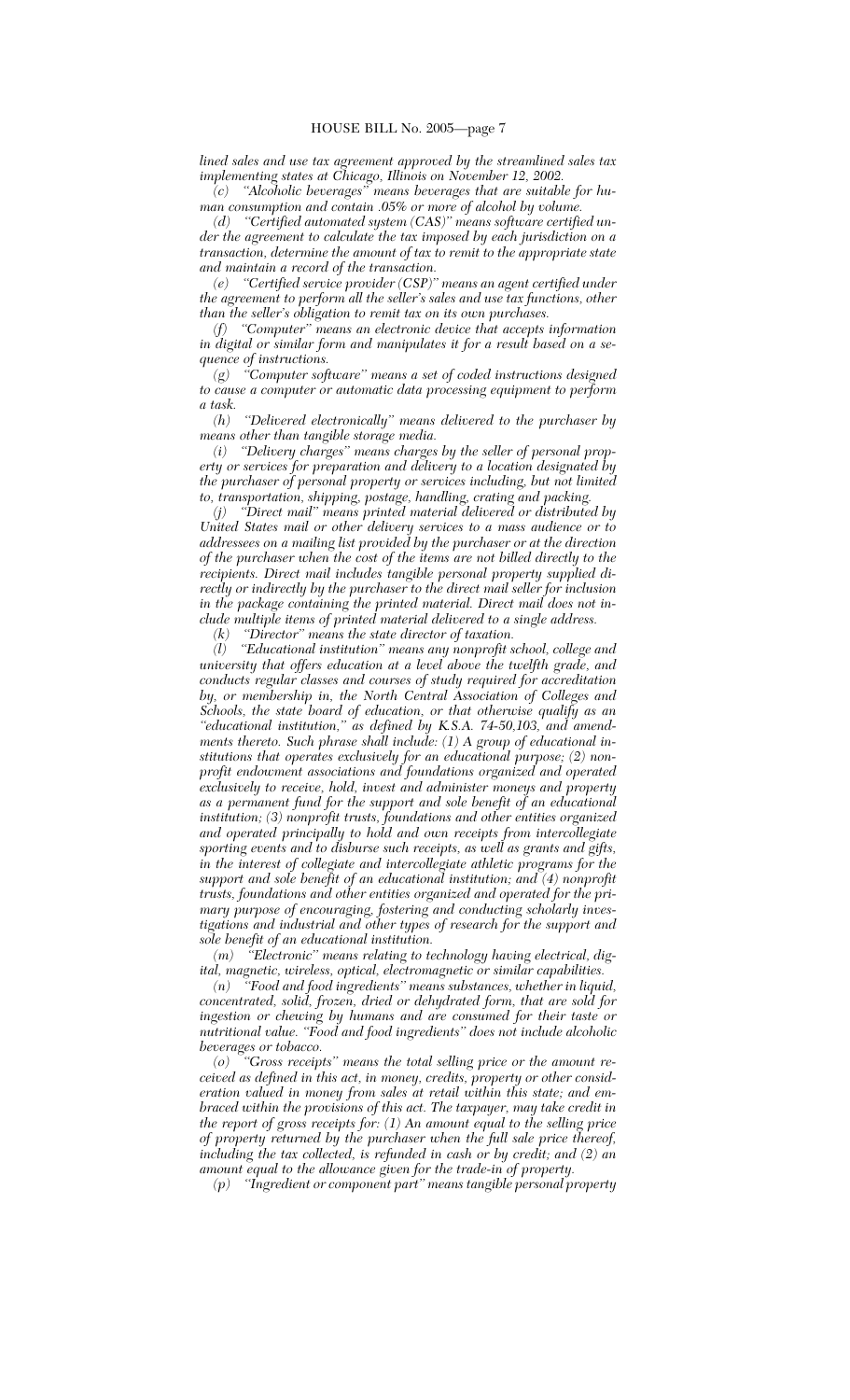*lined sales and use tax agreement approved by the streamlined sales tax implementing states at Chicago, Illinois on November 12, 2002.*

*(c) "Alcoholic beverages" means beverages that are suitable for human consumption and contain .05% or more of alcohol by volume.*

*(d) "Certified automated system (CAS)" means software certified under the agreement to calculate the tax imposed by each jurisdiction on a transaction, determine the amount of tax to remit to the appropriate state and maintain a record of the transaction.*

*(e) "Certified service provider (CSP)" means an agent certified under the agreement to perform all the seller's sales and use tax functions, other than the seller's obligation to remit tax on its own purchases.*

*(f) "Computer" means an electronic device that accepts information in digital or similar form and manipulates it for a result based on a sequence of instructions.*

*(g) "Computer software" means a set of coded instructions designed to cause a computer or automatic data processing equipment to perform a task.*

*(h) "Delivered electronically" means delivered to the purchaser by means other than tangible storage media.*

*(i) "Delivery charges" means charges by the seller of personal property or services for preparation and delivery to a location designated by the purchaser of personal property or services including, but not limited to, transportation, shipping, postage, handling, crating and packing.*

*(j) "Direct mail" means printed material delivered or distributed by United States mail or other delivery services to a mass audience or to addressees on a mailing list provided by the purchaser or at the direction of the purchaser when the cost of the items are not billed directly to the recipients. Direct mail includes tangible personal property supplied directly or indirectly by the purchaser to the direct mail seller for inclusion in the package containing the printed material. Direct mail does not include multiple items of printed material delivered to a single address.*

*(k) "Director" means the state director of taxation.*

*(l) "Educational institution" means any nonprofit school, college and university that offers education at a level above the twelfth grade, and conducts regular classes and courses of study required for accreditation by, or membership in, the North Central Association of Colleges and Schools, the state board of education, or that otherwise qualify as an "educational institution," as defined by K.S.A. 74-50,103, and amendments thereto. Such phrase shall include: (1) A group of educational institutions that operates exclusively for an educational purpose; (2) nonprofit endowment associations and foundations organized and operated exclusively to receive, hold, invest and administer moneys and property as a permanent fund for the support and sole benefit of an educational institution; (3) nonprofit trusts, foundations and other entities organized and operated principally to hold and own receipts from intercollegiate sporting events and to disburse such receipts, as well as grants and gifts, in the interest of collegiate and intercollegiate athletic programs for the support and sole benefit of an educational institution; and (4) nonprofit trusts, foundations and other entities organized and operated for the primary purpose of encouraging, fostering and conducting scholarly investigations and industrial and other types of research for the support and sole benefit of an educational institution.*

*(m) "Electronic" means relating to technology having electrical, digital, magnetic, wireless, optical, electromagnetic or similar capabilities.*

*(n) "Food and food ingredients" means substances, whether in liquid, concentrated, solid, frozen, dried or dehydrated form, that are sold for ingestion or chewing by humans and are consumed for their taste or nutritional value. "Food and food ingredients" does not include alcoholic beverages or tobacco.*

*(o) "Gross receipts" means the total selling price or the amount received as defined in this act, in money, credits, property or other consideration valued in money from sales at retail within this state; and embraced within the provisions of this act. The taxpayer, may take credit in the report of gross receipts for: (1) An amount equal to the selling price of property returned by the purchaser when the full sale price thereof, including the tax collected, is refunded in cash or by credit; and (2) an amount equal to the allowance given for the trade-in of property.*

*(p) "Ingredient or component part" means tangible personal property*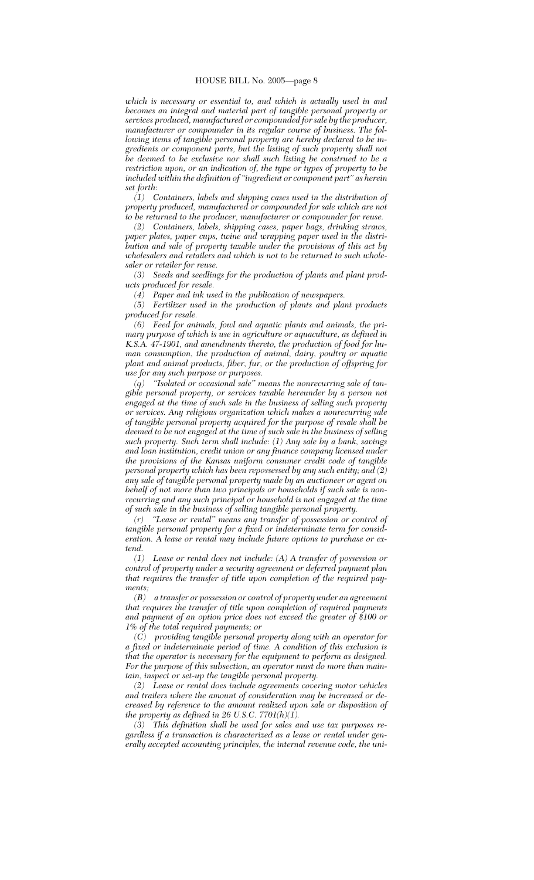*which is necessary or essential to, and which is actually used in and becomes an integral and material part of tangible personal property or services produced, manufactured or compounded for sale by the producer, manufacturer or compounder in its regular course of business. The following items of tangible personal property are hereby declared to be ingredients or component parts, but the listing of such property shall not be deemed to be exclusive nor shall such listing be construed to be a restriction upon, or an indication of, the type or types of property to be included within the definition of "ingredient or component part" as herein set forth:*

*(1) Containers, labels and shipping cases used in the distribution of property produced, manufactured or compounded for sale which are not to be returned to the producer, manufacturer or compounder for reuse.*

*(2) Containers, labels, shipping cases, paper bags, drinking straws, paper plates, paper cups, twine and wrapping paper used in the distribution and sale of property taxable under the provisions of this act by wholesalers and retailers and which is not to be returned to such wholesaler or retailer for reuse.*

*(3) Seeds and seedlings for the production of plants and plant products produced for resale.*

*(4) Paper and ink used in the publication of newspapers.*

*(5) Fertilizer used in the production of plants and plant products produced for resale.*

*(6) Feed for animals, fowl and aquatic plants and animals, the primary purpose of which is use in agriculture or aquaculture, as defined in K.S.A. 47-1901, and amendments thereto, the production of food for human consumption, the production of animal, dairy, poultry or aquatic plant and animal products, fiber, fur, or the production of offspring for use for any such purpose or purposes.*

*(q) "Isolated or occasional sale" means the nonrecurring sale of tangible personal property, or services taxable hereunder by a person not engaged at the time of such sale in the business of selling such property or services. Any religious organization which makes a nonrecurring sale of tangible personal property acquired for the purpose of resale shall be deemed to be not engaged at the time of such sale in the business of selling such property. Such term shall include: (1) Any sale by a bank, savings and loan institution, credit union or any finance company licensed under the provisions of the Kansas uniform consumer credit code of tangible personal property which has been repossessed by any such entity; and (2) any sale of tangible personal property made by an auctioneer or agent on behalf of not more than two principals or households if such sale is nonrecurring and any such principal or household is not engaged at the time of such sale in the business of selling tangible personal property.*

*(r) "Lease or rental" means any transfer of possession or control of tangible personal property for a fixed or indeterminate term for consideration. A lease or rental may include future options to purchase or extend.*

*(1) Lease or rental does not include: (A) A transfer of possession or control of property under a security agreement or deferred payment plan that requires the transfer of title upon completion of the required payments;*

*(B) a transfer or possession or control of property under an agreement that requires the transfer of title upon completion of required payments and payment of an option price does not exceed the greater of $100 or 1% of the total required payments; or*

*(C) providing tangible personal property along with an operator for a fixed or indeterminate period of time. A condition of this exclusion is that the operator is necessary for the equipment to perform as designed. For the purpose of this subsection, an operator must do more than maintain, inspect or set-up the tangible personal property.*

*(2) Lease or rental does include agreements covering motor vehicles and trailers where the amount of consideration may be increased or decreased by reference to the amount realized upon sale or disposition of the property as defined in 26 U.S.C. 7701(h)(1).*

*(3) This definition shall be used for sales and use tax purposes regardless if a transaction is characterized as a lease or rental under generally accepted accounting principles, the internal revenue code, the uni-*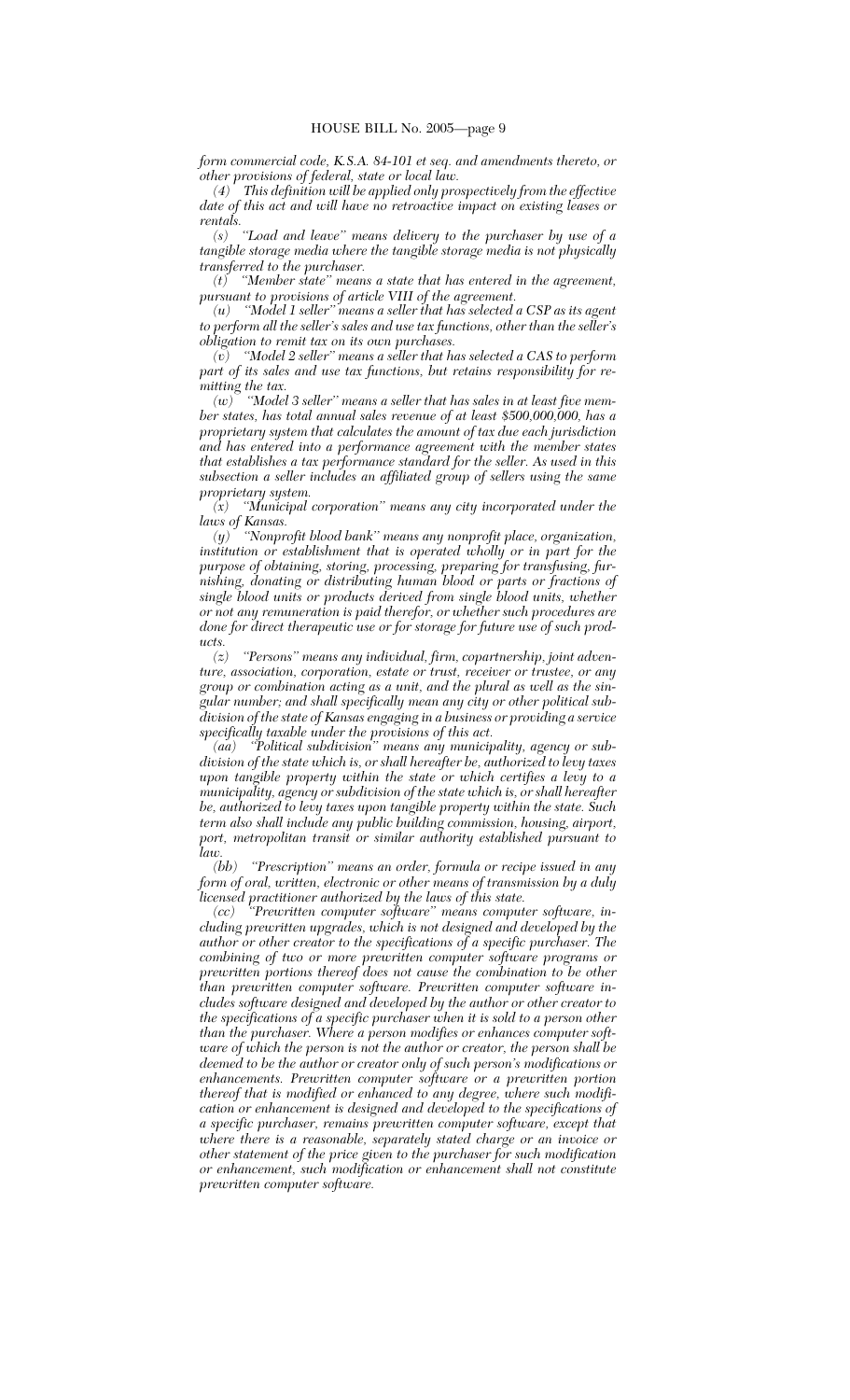*form commercial code, K.S.A. 84-101 et seq. and amendments thereto, or other provisions of federal, state or local law.*

*(4) This definition will be applied only prospectively from the effective date of this act and will have no retroactive impact on existing leases or rentals.*

*(s) "Load and leave" means delivery to the purchaser by use of a tangible storage media where the tangible storage media is not physically transferred to the purchaser.*

*(t) "Member state" means a state that has entered in the agreement, pursuant to provisions of article VIII of the agreement.*

*(u) "Model 1 seller" means a seller that has selected a CSP as its agent to perform all the seller's sales and use tax functions, other than the seller's obligation to remit tax on its own purchases.*

*(v) "Model 2 seller" means a seller that has selected a CAS to perform part of its sales and use tax functions, but retains responsibility for remitting the tax.*

*(w) "Model 3 seller" means a seller that has sales in at least five member states, has total annual sales revenue of at least $500,000,000, has a proprietary system that calculates the amount of tax due each jurisdiction and has entered into a performance agreement with the member states that establishes a tax performance standard for the seller. As used in this subsection a seller includes an affiliated group of sellers using the same proprietary system.*

*(x) "Municipal corporation" means any city incorporated under the laws of Kansas.*

*(y) "Nonprofit blood bank" means any nonprofit place, organization, institution or establishment that is operated wholly or in part for the purpose of obtaining, storing, processing, preparing for transfusing, furnishing, donating or distributing human blood or parts or fractions of single blood units or products derived from single blood units, whether or not any remuneration is paid therefor, or whether such procedures are done for direct therapeutic use or for storage for future use of such products.*

*(z) "Persons" means any individual, firm, copartnership, joint adventure, association, corporation, estate or trust, receiver or trustee, or any group or combination acting as a unit, and the plural as well as the singular number; and shall specifically mean any city or other political subdivision of the state of Kansas engaging in a business or providing a service specifically taxable under the provisions of this act.*

*(aa) "Political subdivision" means any municipality, agency or subdivision of the state which is, or shall hereafter be, authorized to levy taxes upon tangible property within the state or which certifies a levy to a municipality, agency or subdivision of the state which is, or shall hereafter be, authorized to levy taxes upon tangible property within the state. Such term also shall include any public building commission, housing, airport, port, metropolitan transit or similar authority established pursuant to law.*

*(bb) "Prescription" means an order, formula or recipe issued in any form of oral, written, electronic or other means of transmission by a duly licensed practitioner authorized by the laws of this state.*

*(cc) "Prewritten computer software" means computer software, including prewritten upgrades, which is not designed and developed by the author or other creator to the specifications of a specific purchaser. The combining of two or more prewritten computer software programs or prewritten portions thereof does not cause the combination to be other than prewritten computer software. Prewritten computer software includes software designed and developed by the author or other creator to the specifications of a specific purchaser when it is sold to a person other than the purchaser. Where a person modifies or enhances computer software of which the person is not the author or creator, the person shall be deemed to be the author or creator only of such person's modifications or enhancements. Prewritten computer software or a prewritten portion thereof that is modified or enhanced to any degree, where such modification or enhancement is designed and developed to the specifications of a specific purchaser, remains prewritten computer software, except that where there is a reasonable, separately stated charge or an invoice or other statement of the price given to the purchaser for such modification or enhancement, such modification or enhancement shall not constitute prewritten computer software.*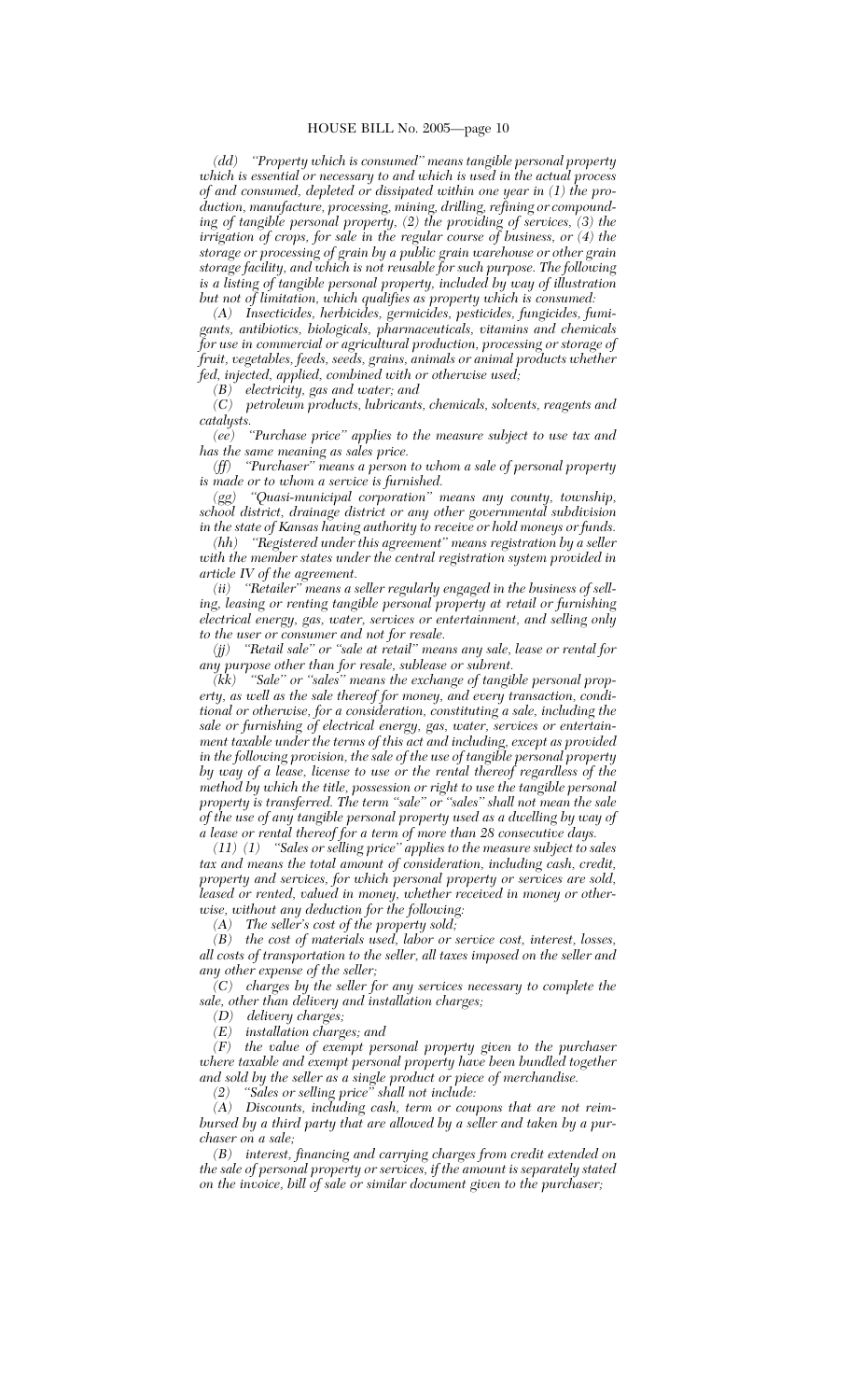*(dd) "Property which is consumed" means tangible personal property which is essential or necessary to and which is used in the actual process of and consumed, depleted or dissipated within one year in (1) the production, manufacture, processing, mining, drilling, refining or compounding of tangible personal property, (2) the providing of services, (3) the irrigation of crops, for sale in the regular course of business, or (4) the storage or processing of grain by a public grain warehouse or other grain storage facility, and which is not reusable for such purpose. The following is a listing of tangible personal property, included by way of illustration but not of limitation, which qualifies as property which is consumed:*

*(A) Insecticides, herbicides, germicides, pesticides, fungicides, fumigants, antibiotics, biologicals, pharmaceuticals, vitamins and chemicals for use in commercial or agricultural production, processing or storage of fruit, vegetables, feeds, seeds, grains, animals or animal products whether fed, injected, applied, combined with or otherwise used;*

*(B) electricity, gas and water; and*

*(C) petroleum products, lubricants, chemicals, solvents, reagents and catalysts.*

*(ee) "Purchase price" applies to the measure subject to use tax and has the same meaning as sales price.*

*(ff) "Purchaser" means a person to whom a sale of personal property is made or to whom a service is furnished.*

*(gg) "Quasi-municipal corporation" means any county, township, school district, drainage district or any other governmental subdivision in the state of Kansas having authority to receive or hold moneys or funds.*

*(hh) "Registered under this agreement" means registration by a seller with the member states under the central registration system provided in article IV of the agreement.*

*(ii) "Retailer" means a seller regularly engaged in the business of selling, leasing or renting tangible personal property at retail or furnishing electrical energy, gas, water, services or entertainment, and selling only to the user or consumer and not for resale.*

*(jj) "Retail sale" or "sale at retail" means any sale, lease or rental for any purpose other than for resale, sublease or subrent.*

*(kk) "Sale" or "sales" means the exchange of tangible personal property, as well as the sale thereof for money, and every transaction, conditional or otherwise, for a consideration, constituting a sale, including the sale or furnishing of electrical energy, gas, water, services or entertainment taxable under the terms of this act and including, except as provided in the following provision, the sale of the use of tangible personal property by way of a lease, license to use or the rental thereof regardless of the method by which the title, possession or right to use the tangible personal property is transferred. The term "sale" or "sales" shall not mean the sale of the use of any tangible personal property used as a dwelling by way of a lease or rental thereof for a term of more than 28 consecutive days.*

*(ll) (1) "Sales or selling price" applies to the measure subject to sales tax and means the total amount of consideration, including cash, credit, property and services, for which personal property or services are sold, leased or rented, valued in money, whether received in money or otherwise, without any deduction for the following:*

*(A) The seller's cost of the property sold;*

*(B) the cost of materials used, labor or service cost, interest, losses, all costs of transportation to the seller, all taxes imposed on the seller and any other expense of the seller;*

*(C) charges by the seller for any services necessary to complete the sale, other than delivery and installation charges;*

*(D) delivery charges;*

*(E) installation charges; and*

*(F) the value of exempt personal property given to the purchaser where taxable and exempt personal property have been bundled together and sold by the seller as a single product or piece of merchandise.*

*(2) "Sales or selling price" shall not include:*

*(A) Discounts, including cash, term or coupons that are not reimbursed by a third party that are allowed by a seller and taken by a purchaser on a sale;*

*(B) interest, financing and carrying charges from credit extended on the sale of personal property or services, if the amount is separately stated on the invoice, bill of sale or similar document given to the purchaser;*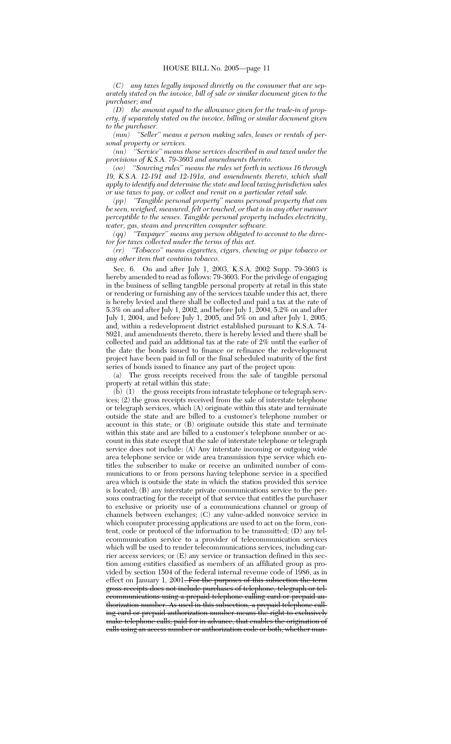*(C) any taxes legally imposed directly on the consumer that are separately stated on the invoice, bill of sale or similar document given to the purchaser; and*

*(D) the amount equal to the allowance given for the trade-in of property, if separately stated on the invoice, billing or similar document given to the purchaser.*

*(mm) "Seller" means a person making sales, leases or rentals of personal property or services.*

*(nn) "Service" means those services described in and taxed under the provisions of K.S.A. 79-3603 and amendments thereto.*

*(oo) "Sourcing rules" means the rules set forth in sections 16 through 19, K.S.A. 12-191 and 12-191a, and amendments thereto, which shall apply to identify and determine the state and local taxing jurisdiction sales or use taxes to pay, or collect and remit on a particular retail sale.*

*(pp) "Tangible personal property" means personal property that can be seen, weighed, measured, felt or touched, or that is in any other manner perceptible to the senses. Tangible personal property includes electricity, water, gas, steam and prewritten computer software.*

*(qq) "Taxpayer" means any person obligated to account to the director for taxes collected under the terms of this act.*

*(rr) "Tobacco" means cigarettes, cigars, chewing or pipe tobacco or any other item that contains tobacco.*

Sec. 6. On and after July 1, 2003, K.S.A. 2002 Supp. 79-3603 is hereby amended to read as follows: 79-3603. For the privilege of engaging in the business of selling tangible personal property at retail in this state or rendering or furnishing any of the services taxable under this act, there is hereby levied and there shall be collected and paid a tax at the rate of 5.3% on and after July 1, 2002, and before July 1, 2004, 5.2% on and after July 1, 2004, and before July 1, 2005, and 5% on and after July 1, 2005, and, within a redevelopment district established pursuant to K.S.A. 74-8921, and amendments thereto, there is hereby levied and there shall be collected and paid an additional tax at the rate of 2% until the earlier of the date the bonds issued to finance or refinance the redevelopment project have been paid in full or the final scheduled maturity of the first series of bonds issued to finance any part of the project upon:

(a) The gross receipts received from the sale of tangible personal property at retail within this state;

(b) (1) the gross receipts from intrastate telephone or telegraph services; (2) the gross receipts received from the sale of interstate telephone or telegraph services, which (A) originate within this state and terminate outside the state and are billed to a customer's telephone number or account in this state; or (B) originate outside this state and terminate within this state and are billed to a customer's telephone number or account in this state except that the sale of interstate telephone or telegraph service does not include: (A) Any interstate incoming or outgoing wide area telephone service or wide area transmission type service which entitles the subscriber to make or receive an unlimited number of communications to or from persons having telephone service in a specified area which is outside the state in which the station provided this service is located; (B) any interstate private communications service to the persons contracting for the receipt of that service that entitles the purchaser to exclusive or priority use of a communications channel or group of channels between exchanges; (C) any value-added nonvoice service in which computer processing applications are used to act on the form, content, code or protocol of the information to be transmitted; (D) any telecommunication service to a provider of telecommunication services which will be used to render telecommunications services, including carrier access services; or (E) any service or transaction defined in this section among entities classified as members of an affiliated group as provided by section 1504 of the federal internal revenue code of 1986, as in effect on January 1, 2001~~. For the purposes of this subsection the term gross receipts does not include purchases of telephone, telegraph or telecommunications using a prepaid telephone calling card or prepaid authorization number. As used in this subsection, a prepaid telephone calling card or prepaid authorization number means the right to exclusively make telephone calls, paid for in advance, that enables the origination of calls using an access number or authorization code or both, whether man-~~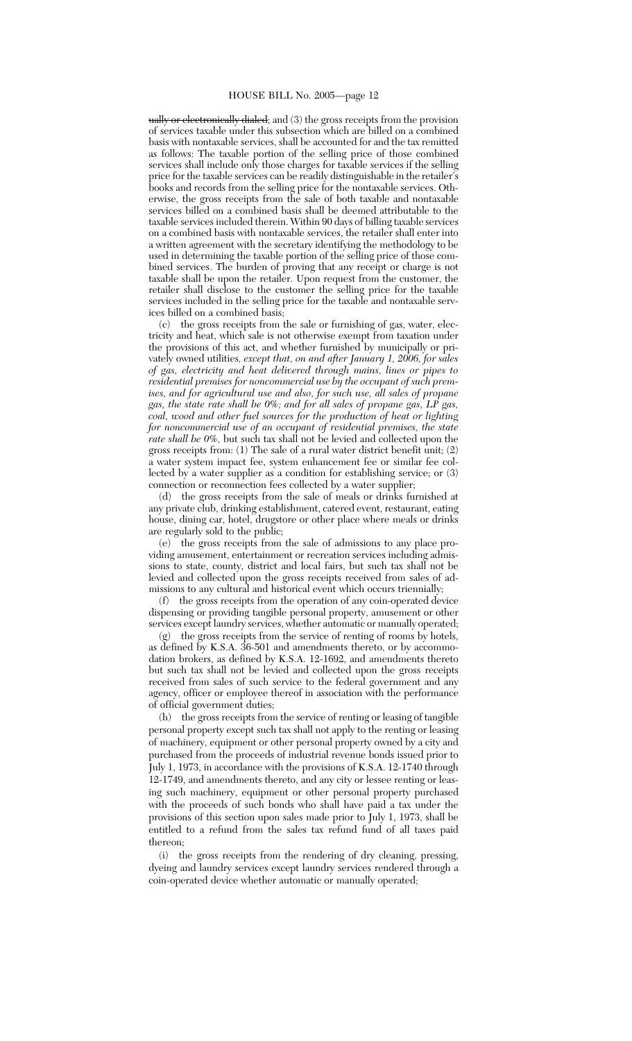~~ually or electronically dialed~~; and (3) the gross receipts from the provision of services taxable under this subsection which are billed on a combined basis with nontaxable services, shall be accounted for and the tax remitted as follows: The taxable portion of the selling price of those combined services shall include only those charges for taxable services if the selling price for the taxable services can be readily distinguishable in the retailer's books and records from the selling price for the nontaxable services. Otherwise, the gross receipts from the sale of both taxable and nontaxable services billed on a combined basis shall be deemed attributable to the taxable services included therein. Within 90 days of billing taxable services on a combined basis with nontaxable services, the retailer shall enter into a written agreement with the secretary identifying the methodology to be used in determining the taxable portion of the selling price of those combined services. The burden of proving that any receipt or charge is not taxable shall be upon the retailer. Upon request from the customer, the retailer shall disclose to the customer the selling price for the taxable services included in the selling price for the taxable and nontaxable services billed on a combined basis;

(c) the gross receipts from the sale or furnishing of gas, water, electricity and heat, which sale is not otherwise exempt from taxation under the provisions of this act, and whether furnished by municipally or privately owned utilities*, except that, on and after January 1, 2006, for sales of gas, electricity and heat delivered through mains, lines or pipes to residential premises for noncommercial use by the occupant of such premises, and for agricultural use and also, for such use, all sales of propane gas, the state rate shall be 0%; and for all sales of propane gas, LP gas, coal, wood and other fuel sources for the production of heat or lighting for noncommercial use of an occupant of residential premises, the state rate shall be 0%,* but such tax shall not be levied and collected upon the gross receipts from: (1) The sale of a rural water district benefit unit; (2) a water system impact fee, system enhancement fee or similar fee collected by a water supplier as a condition for establishing service; or (3) connection or reconnection fees collected by a water supplier;

(d) the gross receipts from the sale of meals or drinks furnished at any private club, drinking establishment, catered event, restaurant, eating house, dining car, hotel, drugstore or other place where meals or drinks are regularly sold to the public;

(e) the gross receipts from the sale of admissions to any place providing amusement, entertainment or recreation services including admissions to state, county, district and local fairs, but such tax shall not be levied and collected upon the gross receipts received from sales of admissions to any cultural and historical event which occurs triennially;

(f) the gross receipts from the operation of any coin-operated device dispensing or providing tangible personal property, amusement or other services except laundry services, whether automatic or manually operated;

(g) the gross receipts from the service of renting of rooms by hotels, as defined by K.S.A. 36-501 and amendments thereto, or by accommodation brokers, as defined by K.S.A. 12-1692, and amendments thereto but such tax shall not be levied and collected upon the gross receipts received from sales of such service to the federal government and any agency, officer or employee thereof in association with the performance of official government duties;

(h) the gross receipts from the service of renting or leasing of tangible personal property except such tax shall not apply to the renting or leasing of machinery, equipment or other personal property owned by a city and purchased from the proceeds of industrial revenue bonds issued prior to July 1, 1973, in accordance with the provisions of K.S.A. 12-1740 through 12-1749, and amendments thereto, and any city or lessee renting or leasing such machinery, equipment or other personal property purchased with the proceeds of such bonds who shall have paid a tax under the provisions of this section upon sales made prior to July 1, 1973, shall be entitled to a refund from the sales tax refund fund of all taxes paid thereon;

(i) the gross receipts from the rendering of dry cleaning, pressing, dyeing and laundry services except laundry services rendered through a coin-operated device whether automatic or manually operated;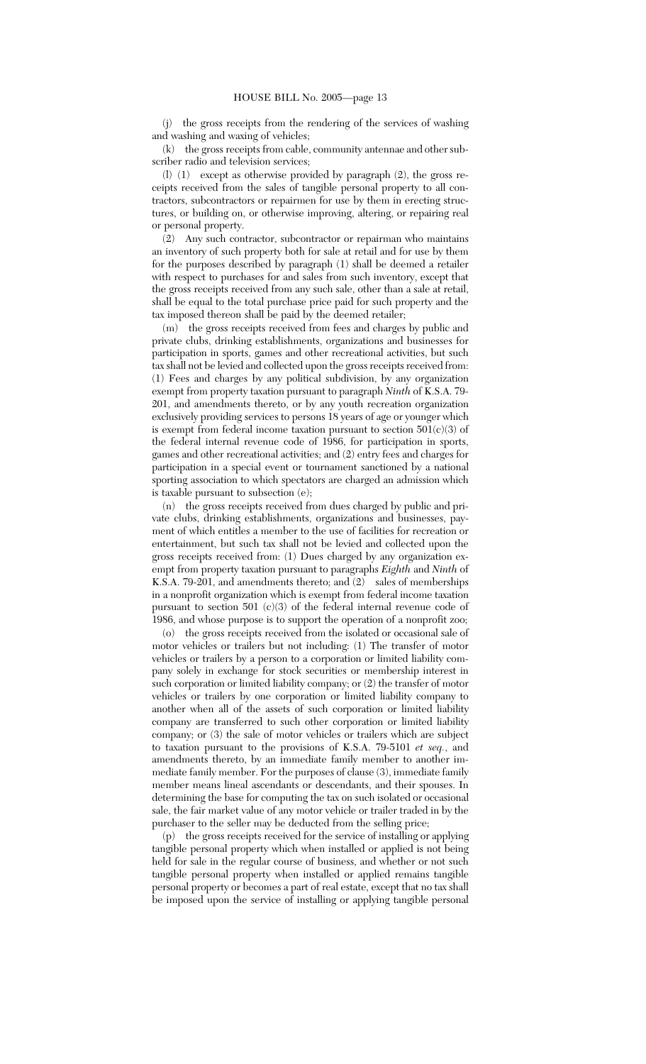(j) the gross receipts from the rendering of the services of washing and washing and waxing of vehicles;

(k) the gross receipts from cable, community antennae and other subscriber radio and television services;

(l) (1) except as otherwise provided by paragraph (2), the gross receipts received from the sales of tangible personal property to all contractors, subcontractors or repairmen for use by them in erecting structures, or building on, or otherwise improving, altering, or repairing real or personal property.

(2) Any such contractor, subcontractor or repairman who maintains an inventory of such property both for sale at retail and for use by them for the purposes described by paragraph (1) shall be deemed a retailer with respect to purchases for and sales from such inventory, except that the gross receipts received from any such sale, other than a sale at retail, shall be equal to the total purchase price paid for such property and the tax imposed thereon shall be paid by the deemed retailer;

(m) the gross receipts received from fees and charges by public and private clubs, drinking establishments, organizations and businesses for participation in sports, games and other recreational activities, but such tax shall not be levied and collected upon the gross receipts received from: (1) Fees and charges by any political subdivision, by any organization exempt from property taxation pursuant to paragraph *Ninth* of K.S.A. 79-201, and amendments thereto, or by any youth recreation organization exclusively providing services to persons 18 years of age or younger which is exempt from federal income taxation pursuant to section 501(c)(3) of the federal internal revenue code of 1986, for participation in sports, games and other recreational activities; and (2) entry fees and charges for participation in a special event or tournament sanctioned by a national sporting association to which spectators are charged an admission which is taxable pursuant to subsection (e);

(n) the gross receipts received from dues charged by public and private clubs, drinking establishments, organizations and businesses, payment of which entitles a member to the use of facilities for recreation or entertainment, but such tax shall not be levied and collected upon the gross receipts received from: (1) Dues charged by any organization exempt from property taxation pursuant to paragraphs *Eighth* and *Ninth* of K.S.A. 79-201, and amendments thereto; and (2) sales of memberships in a nonprofit organization which is exempt from federal income taxation pursuant to section 501 (c)(3) of the federal internal revenue code of 1986, and whose purpose is to support the operation of a nonprofit zoo;

(o) the gross receipts received from the isolated or occasional sale of motor vehicles or trailers but not including: (1) The transfer of motor vehicles or trailers by a person to a corporation or limited liability company solely in exchange for stock securities or membership interest in such corporation or limited liability company; or (2) the transfer of motor vehicles or trailers by one corporation or limited liability company to another when all of the assets of such corporation or limited liability company are transferred to such other corporation or limited liability company; or (3) the sale of motor vehicles or trailers which are subject to taxation pursuant to the provisions of K.S.A. 79-5101 *et seq.*, and amendments thereto, by an immediate family member to another immediate family member. For the purposes of clause (3), immediate family member means lineal ascendants or descendants, and their spouses. In determining the base for computing the tax on such isolated or occasional sale, the fair market value of any motor vehicle or trailer traded in by the purchaser to the seller may be deducted from the selling price;

(p) the gross receipts received for the service of installing or applying tangible personal property which when installed or applied is not being held for sale in the regular course of business, and whether or not such tangible personal property when installed or applied remains tangible personal property or becomes a part of real estate, except that no tax shall be imposed upon the service of installing or applying tangible personal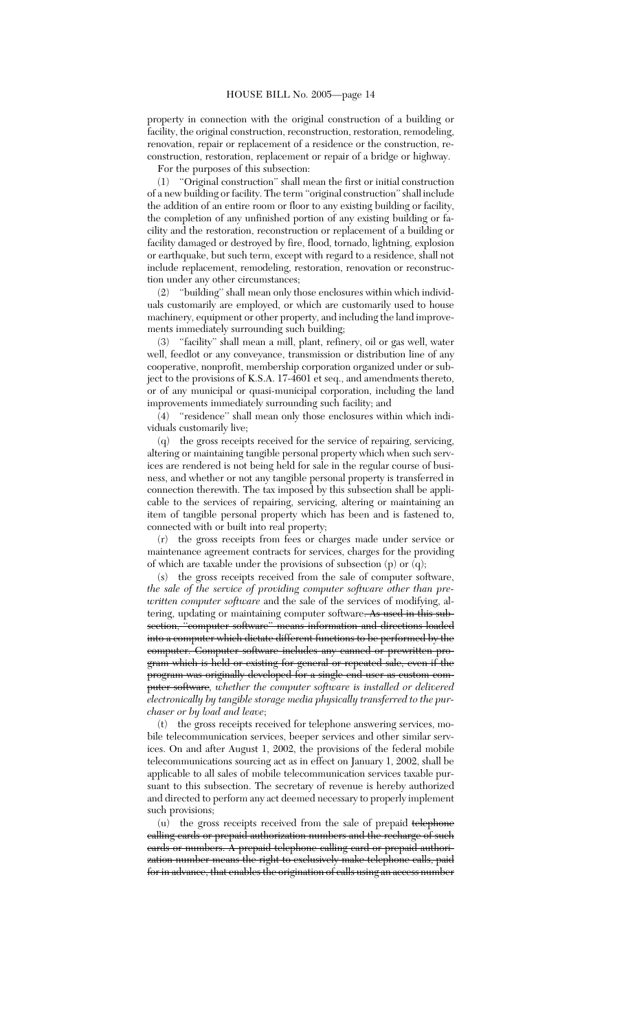property in connection with the original construction of a building or facility, the original construction, reconstruction, restoration, remodeling, renovation, repair or replacement of a residence or the construction, reconstruction, restoration, replacement or repair of a bridge or highway.

For the purposes of this subsection:

(1) "Original construction" shall mean the first or initial construction of a new building or facility. The term "original construction" shall include the addition of an entire room or floor to any existing building or facility, the completion of any unfinished portion of any existing building or facility and the restoration, reconstruction or replacement of a building or facility damaged or destroyed by fire, flood, tornado, lightning, explosion or earthquake, but such term, except with regard to a residence, shall not include replacement, remodeling, restoration, renovation or reconstruction under any other circumstances;

(2) "building" shall mean only those enclosures within which individuals customarily are employed, or which are customarily used to house machinery, equipment or other property, and including the land improvements immediately surrounding such building;

(3) "facility" shall mean a mill, plant, refinery, oil or gas well, water well, feedlot or any conveyance, transmission or distribution line of any cooperative, nonprofit, membership corporation organized under or subject to the provisions of K.S.A. 17-4601 et seq., and amendments thereto, or of any municipal or quasi-municipal corporation, including the land improvements immediately surrounding such facility; and

(4) "residence" shall mean only those enclosures within which individuals customarily live;

(q) the gross receipts received for the service of repairing, servicing, altering or maintaining tangible personal property which when such services are rendered is not being held for sale in the regular course of business, and whether or not any tangible personal property is transferred in connection therewith. The tax imposed by this subsection shall be applicable to the services of repairing, servicing, altering or maintaining an item of tangible personal property which has been and is fastened to, connected with or built into real property;

(r) the gross receipts from fees or charges made under service or maintenance agreement contracts for services, charges for the providing of which are taxable under the provisions of subsection (p) or (q);

(s) the gross receipts received from the sale of computer software, *the sale of the service of providing computer software other than prewritten computer software* and the sale of the services of modifying, altering, updating or maintaining computer software~~. As used in this subsection, "computer software" means information and directions loaded into a computer which dictate different functions to be performed by the computer. Computer software includes any canned or prewritten program which is held or existing for general or repeated sale, even if the program was originally developed for a single end user as custom computer software~~*, whether the computer software is installed or delivered electronically by tangible storage media physically transferred to the purchaser or by load and leave*;

(t) the gross receipts received for telephone answering services, mobile telecommunication services, beeper services and other similar services. On and after August 1, 2002, the provisions of the federal mobile telecommunications sourcing act as in effect on January 1, 2002, shall be applicable to all sales of mobile telecommunication services taxable pursuant to this subsection. The secretary of revenue is hereby authorized and directed to perform any act deemed necessary to properly implement such provisions;

(u) the gross receipts received from the sale of prepaid ~~telephone calling cards or prepaid authorization numbers and the recharge of such cards or numbers. A prepaid telephone calling card or prepaid authorization number means the right to exclusively make telephone calls, paid for in advance, that enables the origination of calls using an access number~~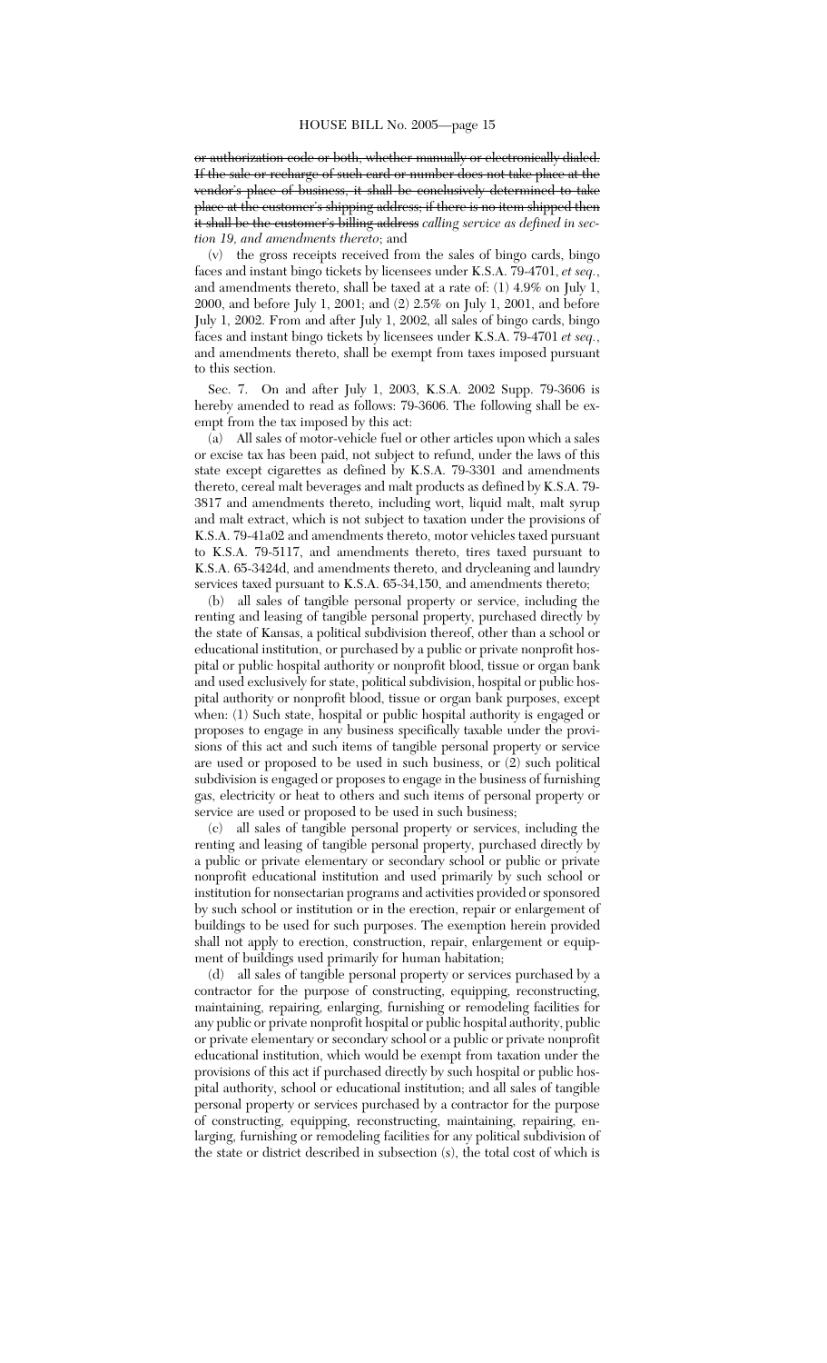~~or authorization code or both, whether manually or electronically dialed. If the sale or recharge of such card or number does not take place at the vendor's place of business, it shall be conclusively determined to take place at the customer's shipping address; if there is no item shipped then it shall be the customer's billing address~~ *calling service as defined in section 19, and amendments thereto*; and

(v) the gross receipts received from the sales of bingo cards, bingo faces and instant bingo tickets by licensees under K.S.A. 79-4701, *et seq.*, and amendments thereto, shall be taxed at a rate of: (1) 4.9% on July 1, 2000, and before July 1, 2001; and (2) 2.5% on July 1, 2001, and before July 1, 2002. From and after July 1, 2002, all sales of bingo cards, bingo faces and instant bingo tickets by licensees under K.S.A. 79-4701 *et seq.*, and amendments thereto, shall be exempt from taxes imposed pursuant to this section.

Sec. 7. On and after July 1, 2003, K.S.A. 2002 Supp. 79-3606 is hereby amended to read as follows: 79-3606. The following shall be exempt from the tax imposed by this act:

(a) All sales of motor-vehicle fuel or other articles upon which a sales or excise tax has been paid, not subject to refund, under the laws of this state except cigarettes as defined by K.S.A. 79-3301 and amendments thereto, cereal malt beverages and malt products as defined by K.S.A. 79-3817 and amendments thereto, including wort, liquid malt, malt syrup and malt extract, which is not subject to taxation under the provisions of K.S.A. 79-41a02 and amendments thereto, motor vehicles taxed pursuant to K.S.A. 79-5117, and amendments thereto, tires taxed pursuant to K.S.A. 65-3424d, and amendments thereto, and drycleaning and laundry services taxed pursuant to K.S.A. 65-34,150, and amendments thereto;

(b) all sales of tangible personal property or service, including the renting and leasing of tangible personal property, purchased directly by the state of Kansas, a political subdivision thereof, other than a school or educational institution, or purchased by a public or private nonprofit hospital or public hospital authority or nonprofit blood, tissue or organ bank and used exclusively for state, political subdivision, hospital or public hospital authority or nonprofit blood, tissue or organ bank purposes, except when: (1) Such state, hospital or public hospital authority is engaged or proposes to engage in any business specifically taxable under the provisions of this act and such items of tangible personal property or service are used or proposed to be used in such business, or (2) such political subdivision is engaged or proposes to engage in the business of furnishing gas, electricity or heat to others and such items of personal property or service are used or proposed to be used in such business;

(c) all sales of tangible personal property or services, including the renting and leasing of tangible personal property, purchased directly by a public or private elementary or secondary school or public or private nonprofit educational institution and used primarily by such school or institution for nonsectarian programs and activities provided or sponsored by such school or institution or in the erection, repair or enlargement of buildings to be used for such purposes. The exemption herein provided shall not apply to erection, construction, repair, enlargement or equipment of buildings used primarily for human habitation;

(d) all sales of tangible personal property or services purchased by a contractor for the purpose of constructing, equipping, reconstructing, maintaining, repairing, enlarging, furnishing or remodeling facilities for any public or private nonprofit hospital or public hospital authority, public or private elementary or secondary school or a public or private nonprofit educational institution, which would be exempt from taxation under the provisions of this act if purchased directly by such hospital or public hospital authority, school or educational institution; and all sales of tangible personal property or services purchased by a contractor for the purpose of constructing, equipping, reconstructing, maintaining, repairing, enlarging, furnishing or remodeling facilities for any political subdivision of the state or district described in subsection (s), the total cost of which is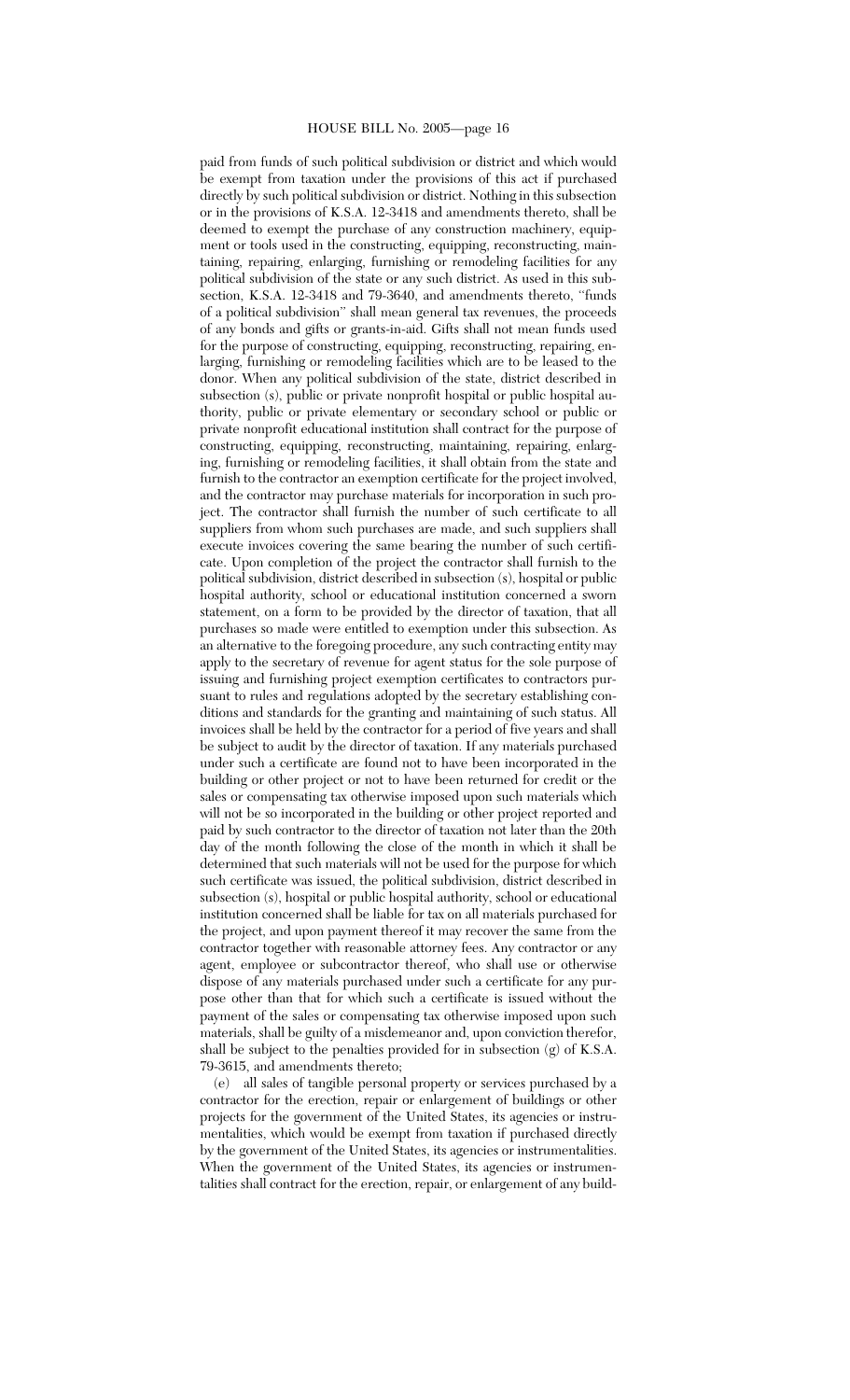paid from funds of such political subdivision or district and which would be exempt from taxation under the provisions of this act if purchased directly by such political subdivision or district. Nothing in this subsection or in the provisions of K.S.A. 12-3418 and amendments thereto, shall be deemed to exempt the purchase of any construction machinery, equipment or tools used in the constructing, equipping, reconstructing, maintaining, repairing, enlarging, furnishing or remodeling facilities for any political subdivision of the state or any such district. As used in this subsection, K.S.A. 12-3418 and 79-3640, and amendments thereto, ''funds of a political subdivision'' shall mean general tax revenues, the proceeds of any bonds and gifts or grants-in-aid. Gifts shall not mean funds used for the purpose of constructing, equipping, reconstructing, repairing, enlarging, furnishing or remodeling facilities which are to be leased to the donor. When any political subdivision of the state, district described in subsection (s), public or private nonprofit hospital or public hospital authority, public or private elementary or secondary school or public or private nonprofit educational institution shall contract for the purpose of constructing, equipping, reconstructing, maintaining, repairing, enlarging, furnishing or remodeling facilities, it shall obtain from the state and furnish to the contractor an exemption certificate for the project involved, and the contractor may purchase materials for incorporation in such project. The contractor shall furnish the number of such certificate to all suppliers from whom such purchases are made, and such suppliers shall execute invoices covering the same bearing the number of such certificate. Upon completion of the project the contractor shall furnish to the political subdivision, district described in subsection (s), hospital or public hospital authority, school or educational institution concerned a sworn statement, on a form to be provided by the director of taxation, that all purchases so made were entitled to exemption under this subsection. As an alternative to the foregoing procedure, any such contracting entity may apply to the secretary of revenue for agent status for the sole purpose of issuing and furnishing project exemption certificates to contractors pursuant to rules and regulations adopted by the secretary establishing conditions and standards for the granting and maintaining of such status. All invoices shall be held by the contractor for a period of five years and shall be subject to audit by the director of taxation. If any materials purchased under such a certificate are found not to have been incorporated in the building or other project or not to have been returned for credit or the sales or compensating tax otherwise imposed upon such materials which will not be so incorporated in the building or other project reported and paid by such contractor to the director of taxation not later than the 20th day of the month following the close of the month in which it shall be determined that such materials will not be used for the purpose for which such certificate was issued, the political subdivision, district described in subsection (s), hospital or public hospital authority, school or educational institution concerned shall be liable for tax on all materials purchased for the project, and upon payment thereof it may recover the same from the contractor together with reasonable attorney fees. Any contractor or any agent, employee or subcontractor thereof, who shall use or otherwise dispose of any materials purchased under such a certificate for any purpose other than that for which such a certificate is issued without the payment of the sales or compensating tax otherwise imposed upon such materials, shall be guilty of a misdemeanor and, upon conviction therefor, shall be subject to the penalties provided for in subsection (g) of K.S.A. 79-3615, and amendments thereto;

(e) all sales of tangible personal property or services purchased by a contractor for the erection, repair or enlargement of buildings or other projects for the government of the United States, its agencies or instrumentalities, which would be exempt from taxation if purchased directly by the government of the United States, its agencies or instrumentalities. When the government of the United States, its agencies or instrumentalities shall contract for the erection, repair, or enlargement of any build-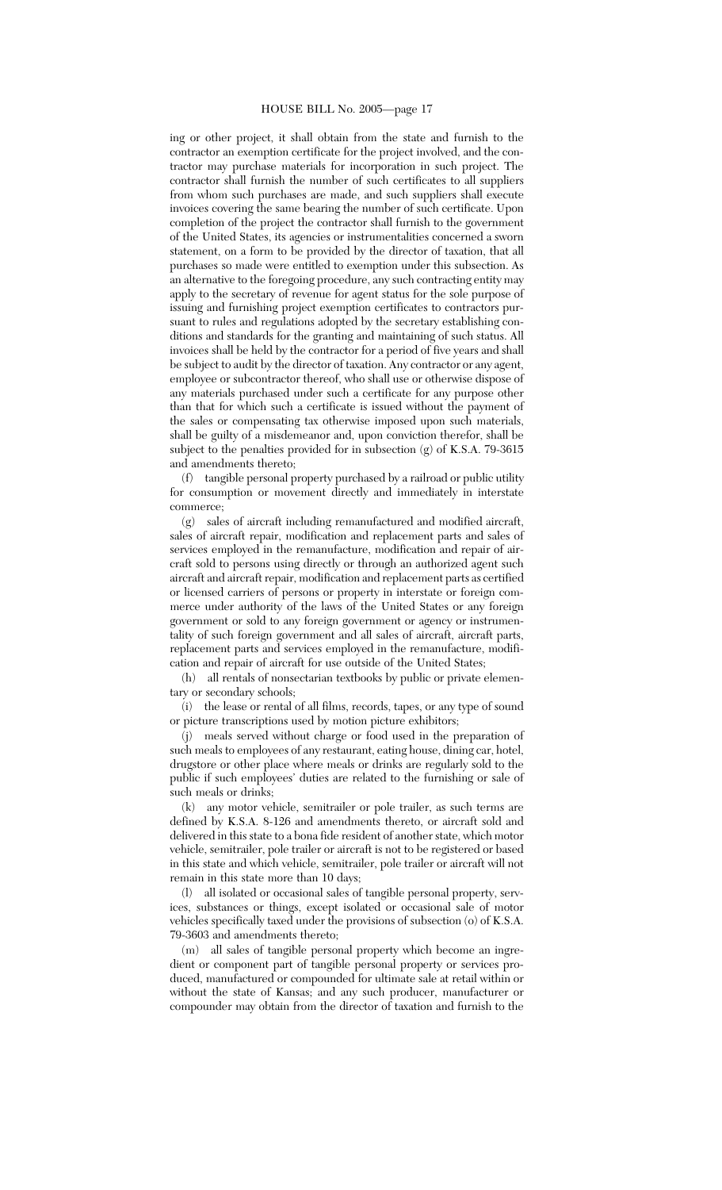ing or other project, it shall obtain from the state and furnish to the contractor an exemption certificate for the project involved, and the contractor may purchase materials for incorporation in such project. The contractor shall furnish the number of such certificates to all suppliers from whom such purchases are made, and such suppliers shall execute invoices covering the same bearing the number of such certificate. Upon completion of the project the contractor shall furnish to the government of the United States, its agencies or instrumentalities concerned a sworn statement, on a form to be provided by the director of taxation, that all purchases so made were entitled to exemption under this subsection. As an alternative to the foregoing procedure, any such contracting entity may apply to the secretary of revenue for agent status for the sole purpose of issuing and furnishing project exemption certificates to contractors pursuant to rules and regulations adopted by the secretary establishing conditions and standards for the granting and maintaining of such status. All invoices shall be held by the contractor for a period of five years and shall be subject to audit by the director of taxation. Any contractor or any agent, employee or subcontractor thereof, who shall use or otherwise dispose of any materials purchased under such a certificate for any purpose other than that for which such a certificate is issued without the payment of the sales or compensating tax otherwise imposed upon such materials, shall be guilty of a misdemeanor and, upon conviction therefor, shall be subject to the penalties provided for in subsection (g) of K.S.A. 79-3615 and amendments thereto;

(f) tangible personal property purchased by a railroad or public utility for consumption or movement directly and immediately in interstate commerce;

(g) sales of aircraft including remanufactured and modified aircraft, sales of aircraft repair, modification and replacement parts and sales of services employed in the remanufacture, modification and repair of aircraft sold to persons using directly or through an authorized agent such aircraft and aircraft repair, modification and replacement parts as certified or licensed carriers of persons or property in interstate or foreign commerce under authority of the laws of the United States or any foreign government or sold to any foreign government or agency or instrumentality of such foreign government and all sales of aircraft, aircraft parts, replacement parts and services employed in the remanufacture, modification and repair of aircraft for use outside of the United States;

(h) all rentals of nonsectarian textbooks by public or private elementary or secondary schools;

(i) the lease or rental of all films, records, tapes, or any type of sound or picture transcriptions used by motion picture exhibitors;

(j) meals served without charge or food used in the preparation of such meals to employees of any restaurant, eating house, dining car, hotel, drugstore or other place where meals or drinks are regularly sold to the public if such employees' duties are related to the furnishing or sale of such meals or drinks;

(k) any motor vehicle, semitrailer or pole trailer, as such terms are defined by K.S.A. 8-126 and amendments thereto, or aircraft sold and delivered in this state to a bona fide resident of another state, which motor vehicle, semitrailer, pole trailer or aircraft is not to be registered or based in this state and which vehicle, semitrailer, pole trailer or aircraft will not remain in this state more than 10 days;

(l) all isolated or occasional sales of tangible personal property, services, substances or things, except isolated or occasional sale of motor vehicles specifically taxed under the provisions of subsection (o) of K.S.A. 79-3603 and amendments thereto;

(m) all sales of tangible personal property which become an ingredient or component part of tangible personal property or services produced, manufactured or compounded for ultimate sale at retail within or without the state of Kansas; and any such producer, manufacturer or compounder may obtain from the director of taxation and furnish to the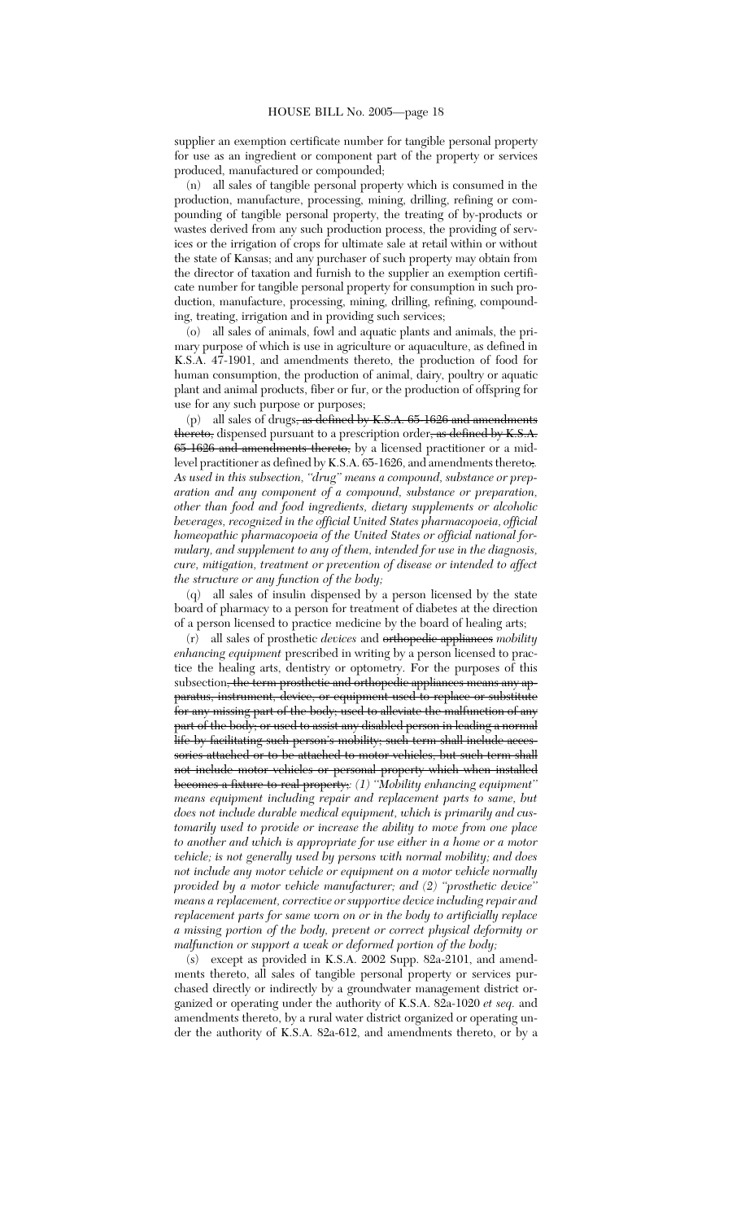supplier an exemption certificate number for tangible personal property for use as an ingredient or component part of the property or services produced, manufactured or compounded;

(n) all sales of tangible personal property which is consumed in the production, manufacture, processing, mining, drilling, refining or compounding of tangible personal property, the treating of by-products or wastes derived from any such production process, the providing of services or the irrigation of crops for ultimate sale at retail within or without the state of Kansas; and any purchaser of such property may obtain from the director of taxation and furnish to the supplier an exemption certificate number for tangible personal property for consumption in such production, manufacture, processing, mining, drilling, refining, compounding, treating, irrigation and in providing such services;

(o) all sales of animals, fowl and aquatic plants and animals, the primary purpose of which is use in agriculture or aquaculture, as defined in K.S.A. 47-1901, and amendments thereto, the production of food for human consumption, the production of animal, dairy, poultry or aquatic plant and animal products, fiber or fur, or the production of offspring for use for any such purpose or purposes;

(p) all sales of drugs~~, as defined by K.S.A. 65-1626 and amendments thereto,~~ dispensed pursuant to a prescription order~~, as defined by K.S.A. 65-1626 and amendments thereto,~~ by a licensed practitioner or a mid-level practitioner as defined by K.S.A. 65-1626, and amendments thereto~~;~~*. As used in this subsection, "drug" means a compound, substance or preparation and any component of a compound, substance or preparation, other than food and food ingredients, dietary supplements or alcoholic beverages, recognized in the official United States pharmacopoeia, official homeopathic pharmacopoeia of the United States or official national formulary, and supplement to any of them, intended for use in the diagnosis, cure, mitigation, treatment or prevention of disease or intended to affect the structure or any function of the body;*

(q) all sales of insulin dispensed by a person licensed by the state board of pharmacy to a person for treatment of diabetes at the direction of a person licensed to practice medicine by the board of healing arts;

(r) all sales of prosthetic *devices* and ~~orthopedic appliances~~ *mobility enhancing equipment* prescribed in writing by a person licensed to practice the healing arts, dentistry or optometry. For the purposes of this subsection~~, the term prosthetic and orthopedic appliances means any apparatus, instrument, device, or equipment used to replace or substitute for any missing part of the body; used to alleviate the malfunction of any part of the body; or used to assist any disabled person in leading a normal life by facilitating such person's mobility; such term shall include accessories attached or to be attached to motor vehicles, but such term shall not include motor vehicles or personal property which when installed becomes a fixture to real property;~~*: (1) "Mobility enhancing equipment" means equipment including repair and replacement parts to same, but does not include durable medical equipment, which is primarily and customarily used to provide or increase the ability to move from one place to another and which is appropriate for use either in a home or a motor vehicle; is not generally used by persons with normal mobility; and does not include any motor vehicle or equipment on a motor vehicle normally provided by a motor vehicle manufacturer; and (2) "prosthetic device" means a replacement, corrective or supportive device including repair and replacement parts for same worn on or in the body to artificially replace a missing portion of the body, prevent or correct physical deformity or malfunction or support a weak or deformed portion of the body;*

(s) except as provided in K.S.A. 2002 Supp. 82a-2101, and amendments thereto, all sales of tangible personal property or services purchased directly or indirectly by a groundwater management district organized or operating under the authority of K.S.A. 82a-1020 *et seq.* and amendments thereto, by a rural water district organized or operating under the authority of K.S.A. 82a-612, and amendments thereto, or by a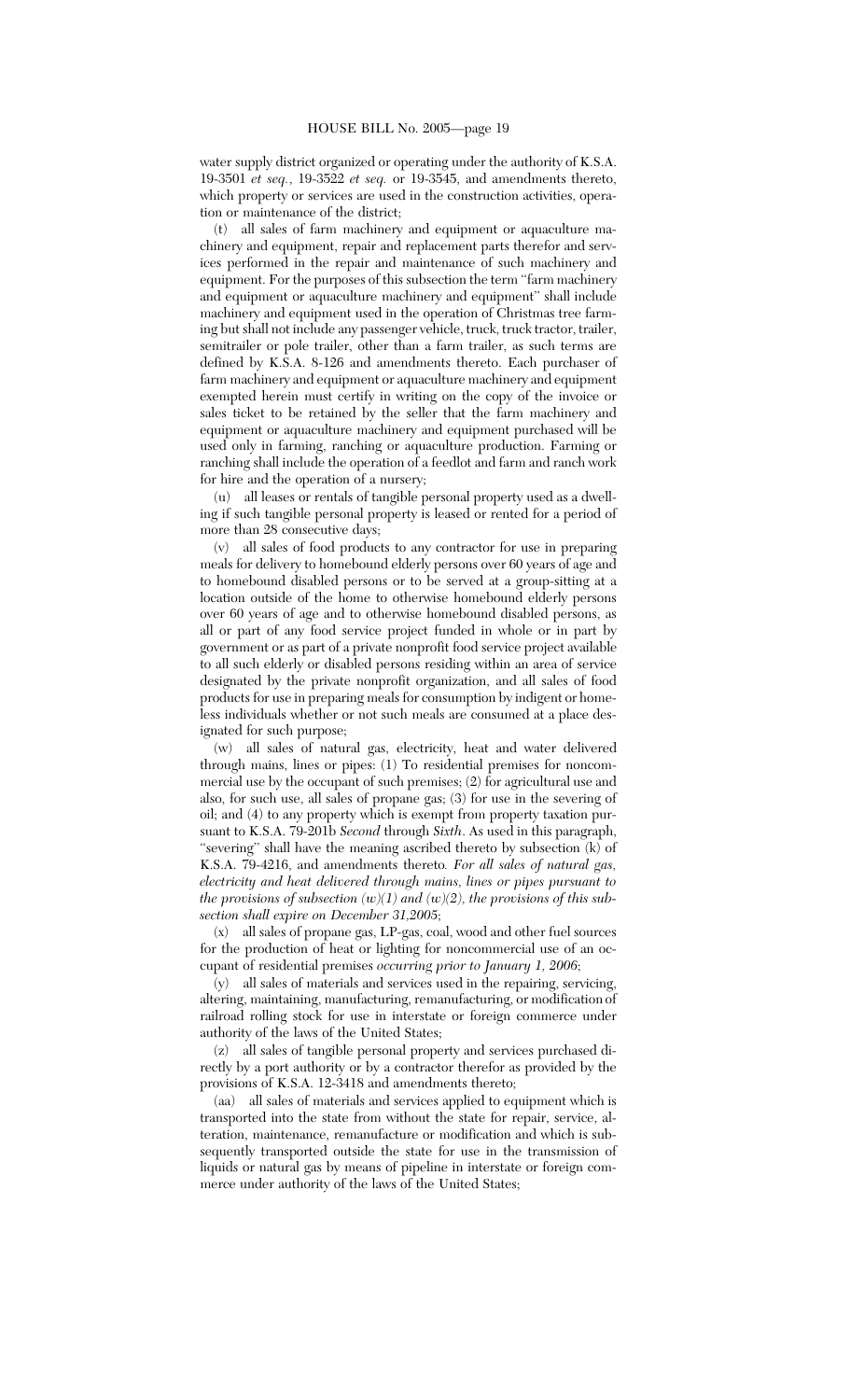water supply district organized or operating under the authority of K.S.A. 19-3501 *et seq.*, 19-3522 *et seq.* or 19-3545, and amendments thereto, which property or services are used in the construction activities, operation or maintenance of the district;

(t) all sales of farm machinery and equipment or aquaculture machinery and equipment, repair and replacement parts therefor and services performed in the repair and maintenance of such machinery and equipment. For the purposes of this subsection the term "farm machinery and equipment or aquaculture machinery and equipment" shall include machinery and equipment used in the operation of Christmas tree farming but shall not include any passenger vehicle, truck, truck tractor, trailer, semitrailer or pole trailer, other than a farm trailer, as such terms are defined by K.S.A. 8-126 and amendments thereto. Each purchaser of farm machinery and equipment or aquaculture machinery and equipment exempted herein must certify in writing on the copy of the invoice or sales ticket to be retained by the seller that the farm machinery and equipment or aquaculture machinery and equipment purchased will be used only in farming, ranching or aquaculture production. Farming or ranching shall include the operation of a feedlot and farm and ranch work for hire and the operation of a nursery;

(u) all leases or rentals of tangible personal property used as a dwelling if such tangible personal property is leased or rented for a period of more than 28 consecutive days;

(v) all sales of food products to any contractor for use in preparing meals for delivery to homebound elderly persons over 60 years of age and to homebound disabled persons or to be served at a group-sitting at a location outside of the home to otherwise homebound elderly persons over 60 years of age and to otherwise homebound disabled persons, as all or part of any food service project funded in whole or in part by government or as part of a private nonprofit food service project available to all such elderly or disabled persons residing within an area of service designated by the private nonprofit organization, and all sales of food products for use in preparing meals for consumption by indigent or homeless individuals whether or not such meals are consumed at a place designated for such purpose;

(w) all sales of natural gas, electricity, heat and water delivered through mains, lines or pipes: (1) To residential premises for noncommercial use by the occupant of such premises; (2) for agricultural use and also, for such use, all sales of propane gas; (3) for use in the severing of oil; and (4) to any property which is exempt from property taxation pursuant to K.S.A. 79-201b *Second* through *Sixth*. As used in this paragraph, "severing" shall have the meaning ascribed thereto by subsection (k) of K.S.A. 79-4216, and amendments thereto. *For all sales of natural gas, electricity and heat delivered through mains, lines or pipes pursuant to the provisions of subsection (w)(1) and (w)(2), the provisions of this subsection shall expire on December 31,2005*;

(x) all sales of propane gas, LP-gas, coal, wood and other fuel sources for the production of heat or lighting for noncommercial use of an occupant of residential premises *occurring prior to January 1, 2006*;

(y) all sales of materials and services used in the repairing, servicing, altering, maintaining, manufacturing, remanufacturing, or modification of railroad rolling stock for use in interstate or foreign commerce under authority of the laws of the United States;

(z) all sales of tangible personal property and services purchased directly by a port authority or by a contractor therefor as provided by the provisions of K.S.A. 12-3418 and amendments thereto;

(aa) all sales of materials and services applied to equipment which is transported into the state from without the state for repair, service, alteration, maintenance, remanufacture or modification and which is subsequently transported outside the state for use in the transmission of liquids or natural gas by means of pipeline in interstate or foreign commerce under authority of the laws of the United States;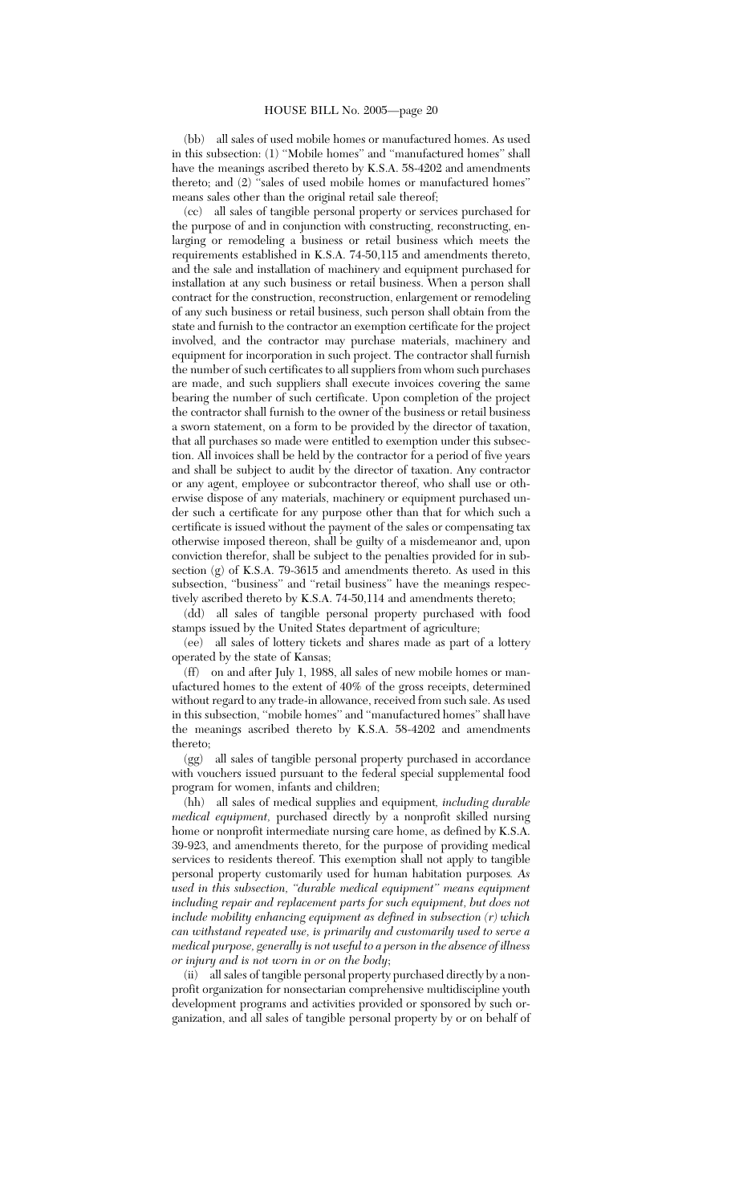(bb) all sales of used mobile homes or manufactured homes. As used in this subsection: (1) "Mobile homes" and "manufactured homes" shall have the meanings ascribed thereto by K.S.A. 58-4202 and amendments thereto; and (2) "sales of used mobile homes or manufactured homes" means sales other than the original retail sale thereof;

(cc) all sales of tangible personal property or services purchased for the purpose of and in conjunction with constructing, reconstructing, enlarging or remodeling a business or retail business which meets the requirements established in K.S.A. 74-50,115 and amendments thereto, and the sale and installation of machinery and equipment purchased for installation at any such business or retail business. When a person shall contract for the construction, reconstruction, enlargement or remodeling of any such business or retail business, such person shall obtain from the state and furnish to the contractor an exemption certificate for the project involved, and the contractor may purchase materials, machinery and equipment for incorporation in such project. The contractor shall furnish the number of such certificates to all suppliers from whom such purchases are made, and such suppliers shall execute invoices covering the same bearing the number of such certificate. Upon completion of the project the contractor shall furnish to the owner of the business or retail business a sworn statement, on a form to be provided by the director of taxation, that all purchases so made were entitled to exemption under this subsection. All invoices shall be held by the contractor for a period of five years and shall be subject to audit by the director of taxation. Any contractor or any agent, employee or subcontractor thereof, who shall use or otherwise dispose of any materials, machinery or equipment purchased under such a certificate for any purpose other than that for which such a certificate is issued without the payment of the sales or compensating tax otherwise imposed thereon, shall be guilty of a misdemeanor and, upon conviction therefor, shall be subject to the penalties provided for in subsection (g) of K.S.A. 79-3615 and amendments thereto. As used in this subsection, "business" and "retail business" have the meanings respectively ascribed thereto by K.S.A. 74-50,114 and amendments thereto;

(dd) all sales of tangible personal property purchased with food stamps issued by the United States department of agriculture;

(ee) all sales of lottery tickets and shares made as part of a lottery operated by the state of Kansas;

(ff) on and after July 1, 1988, all sales of new mobile homes or manufactured homes to the extent of 40% of the gross receipts, determined without regard to any trade-in allowance, received from such sale. As used in this subsection, "mobile homes" and "manufactured homes" shall have the meanings ascribed thereto by K.S.A. 58-4202 and amendments thereto;

(gg) all sales of tangible personal property purchased in accordance with vouchers issued pursuant to the federal special supplemental food program for women, infants and children;

(hh) all sales of medical supplies and equipment, *including durable medical equipment*, purchased directly by a nonprofit skilled nursing home or nonprofit intermediate nursing care home, as defined by K.S.A. 39-923, and amendments thereto, for the purpose of providing medical services to residents thereof. This exemption shall not apply to tangible personal property customarily used for human habitation purposes*. As used in this subsection, "durable medical equipment" means equipment including repair and replacement parts for such equipment, but does not include mobility enhancing equipment as defined in subsection (r) which can withstand repeated use, is primarily and customarily used to serve a medical purpose, generally is not useful to a person in the absence of illness or injury and is not worn in or on the body*;

(ii) all sales of tangible personal property purchased directly by a nonprofit organization for nonsectarian comprehensive multidiscipline youth development programs and activities provided or sponsored by such organization, and all sales of tangible personal property by or on behalf of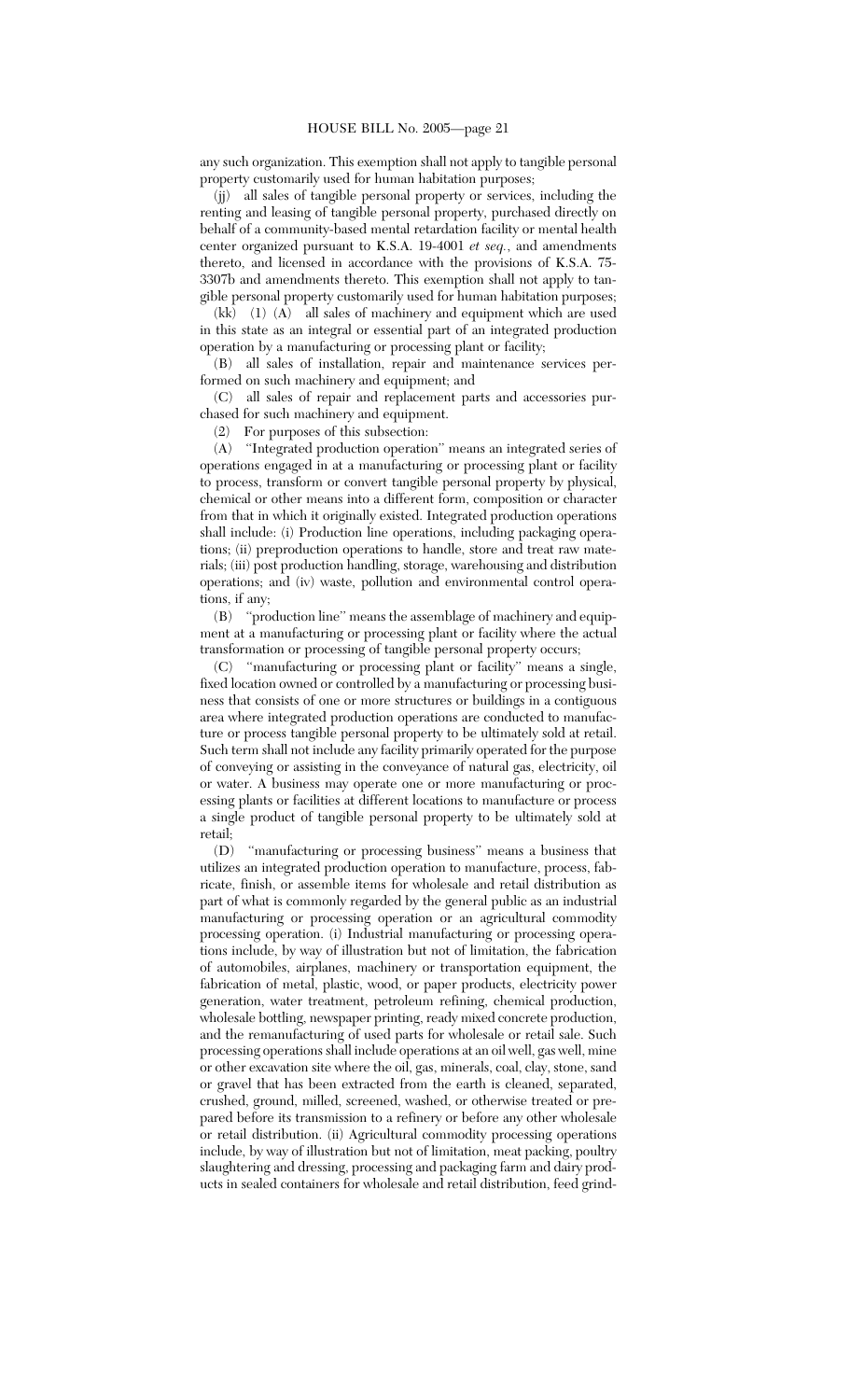any such organization. This exemption shall not apply to tangible personal property customarily used for human habitation purposes;

(jj) all sales of tangible personal property or services, including the renting and leasing of tangible personal property, purchased directly on behalf of a community-based mental retardation facility or mental health center organized pursuant to K.S.A. 19-4001 *et seq.*, and amendments thereto, and licensed in accordance with the provisions of K.S.A. 75-3307b and amendments thereto. This exemption shall not apply to tangible personal property customarily used for human habitation purposes;

(kk) (1) (A) all sales of machinery and equipment which are used in this state as an integral or essential part of an integrated production operation by a manufacturing or processing plant or facility;

(B) all sales of installation, repair and maintenance services performed on such machinery and equipment; and

(C) all sales of repair and replacement parts and accessories purchased for such machinery and equipment.

(2) For purposes of this subsection:

(A) ''Integrated production operation'' means an integrated series of operations engaged in at a manufacturing or processing plant or facility to process, transform or convert tangible personal property by physical, chemical or other means into a different form, composition or character from that in which it originally existed. Integrated production operations shall include: (i) Production line operations, including packaging operations; (ii) preproduction operations to handle, store and treat raw materials; (iii) post production handling, storage, warehousing and distribution operations; and (iv) waste, pollution and environmental control operations, if any;

(B) ''production line'' means the assemblage of machinery and equipment at a manufacturing or processing plant or facility where the actual transformation or processing of tangible personal property occurs;

(C) ''manufacturing or processing plant or facility'' means a single, fixed location owned or controlled by a manufacturing or processing business that consists of one or more structures or buildings in a contiguous area where integrated production operations are conducted to manufacture or process tangible personal property to be ultimately sold at retail. Such term shall not include any facility primarily operated for the purpose of conveying or assisting in the conveyance of natural gas, electricity, oil or water. A business may operate one or more manufacturing or processing plants or facilities at different locations to manufacture or process a single product of tangible personal property to be ultimately sold at retail;

(D) ''manufacturing or processing business'' means a business that utilizes an integrated production operation to manufacture, process, fabricate, finish, or assemble items for wholesale and retail distribution as part of what is commonly regarded by the general public as an industrial manufacturing or processing operation or an agricultural commodity processing operation. (i) Industrial manufacturing or processing operations include, by way of illustration but not of limitation, the fabrication of automobiles, airplanes, machinery or transportation equipment, the fabrication of metal, plastic, wood, or paper products, electricity power generation, water treatment, petroleum refining, chemical production, wholesale bottling, newspaper printing, ready mixed concrete production, and the remanufacturing of used parts for wholesale or retail sale. Such processing operations shall include operations at an oil well, gas well, mine or other excavation site where the oil, gas, minerals, coal, clay, stone, sand or gravel that has been extracted from the earth is cleaned, separated, crushed, ground, milled, screened, washed, or otherwise treated or prepared before its transmission to a refinery or before any other wholesale or retail distribution. (ii) Agricultural commodity processing operations include, by way of illustration but not of limitation, meat packing, poultry slaughtering and dressing, processing and packaging farm and dairy products in sealed containers for wholesale and retail distribution, feed grind-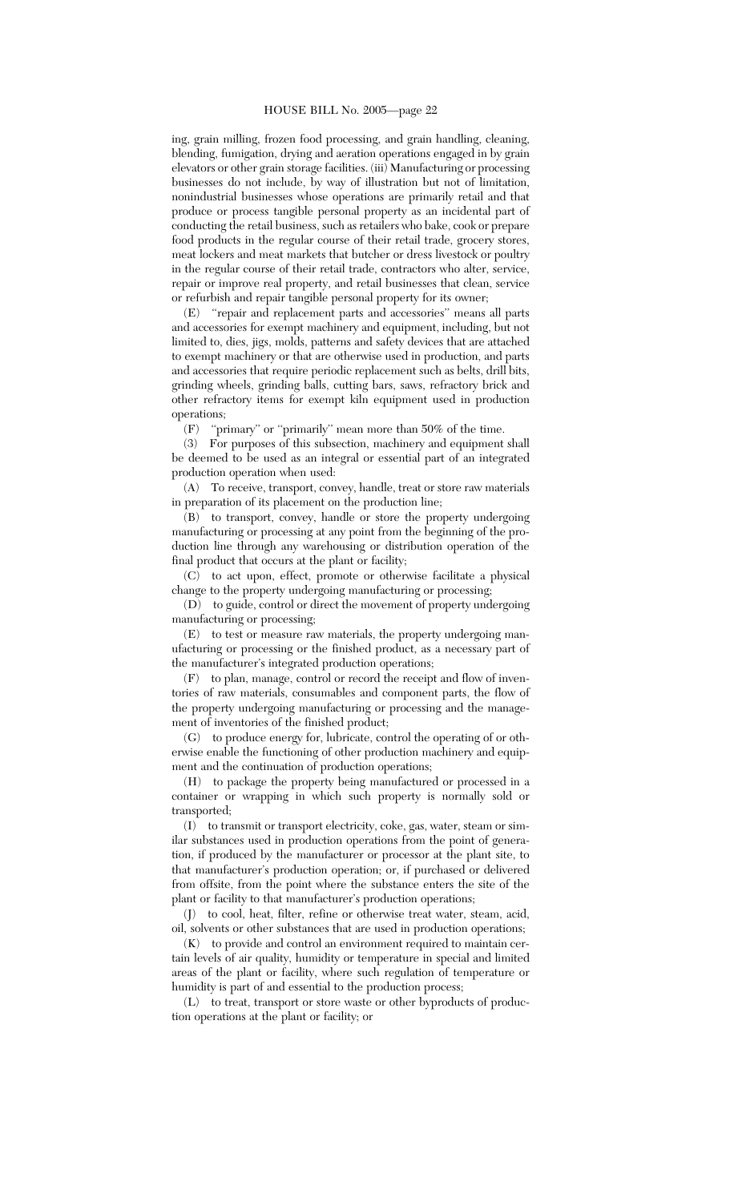ing, grain milling, frozen food processing, and grain handling, cleaning, blending, fumigation, drying and aeration operations engaged in by grain elevators or other grain storage facilities. (iii) Manufacturing or processing businesses do not include, by way of illustration but not of limitation, nonindustrial businesses whose operations are primarily retail and that produce or process tangible personal property as an incidental part of conducting the retail business, such as retailers who bake, cook or prepare food products in the regular course of their retail trade, grocery stores, meat lockers and meat markets that butcher or dress livestock or poultry in the regular course of their retail trade, contractors who alter, service, repair or improve real property, and retail businesses that clean, service or refurbish and repair tangible personal property for its owner;

(E) ''repair and replacement parts and accessories'' means all parts and accessories for exempt machinery and equipment, including, but not limited to, dies, jigs, molds, patterns and safety devices that are attached to exempt machinery or that are otherwise used in production, and parts and accessories that require periodic replacement such as belts, drill bits, grinding wheels, grinding balls, cutting bars, saws, refractory brick and other refractory items for exempt kiln equipment used in production operations;

(F) ''primary'' or ''primarily'' mean more than 50% of the time.

(3) For purposes of this subsection, machinery and equipment shall be deemed to be used as an integral or essential part of an integrated production operation when used:

(A) To receive, transport, convey, handle, treat or store raw materials in preparation of its placement on the production line;

(B) to transport, convey, handle or store the property undergoing manufacturing or processing at any point from the beginning of the production line through any warehousing or distribution operation of the final product that occurs at the plant or facility;

(C) to act upon, effect, promote or otherwise facilitate a physical change to the property undergoing manufacturing or processing;

(D) to guide, control or direct the movement of property undergoing manufacturing or processing;

(E) to test or measure raw materials, the property undergoing manufacturing or processing or the finished product, as a necessary part of the manufacturer's integrated production operations;

(F) to plan, manage, control or record the receipt and flow of inventories of raw materials, consumables and component parts, the flow of the property undergoing manufacturing or processing and the management of inventories of the finished product;

(G) to produce energy for, lubricate, control the operating of or otherwise enable the functioning of other production machinery and equipment and the continuation of production operations;

(H) to package the property being manufactured or processed in a container or wrapping in which such property is normally sold or transported;

(I) to transmit or transport electricity, coke, gas, water, steam or similar substances used in production operations from the point of generation, if produced by the manufacturer or processor at the plant site, to that manufacturer's production operation; or, if purchased or delivered from offsite, from the point where the substance enters the site of the plant or facility to that manufacturer's production operations;

(J) to cool, heat, filter, refine or otherwise treat water, steam, acid, oil, solvents or other substances that are used in production operations;

(K) to provide and control an environment required to maintain certain levels of air quality, humidity or temperature in special and limited areas of the plant or facility, where such regulation of temperature or humidity is part of and essential to the production process;

(L) to treat, transport or store waste or other byproducts of production operations at the plant or facility; or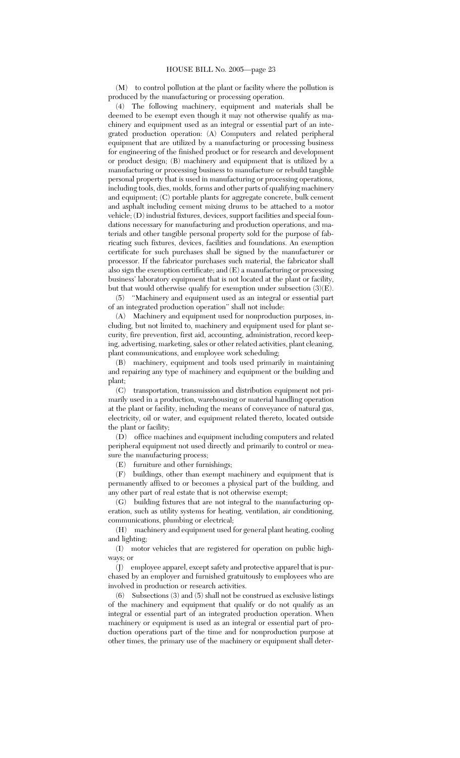(M) to control pollution at the plant or facility where the pollution is produced by the manufacturing or processing operation.

(4) The following machinery, equipment and materials shall be deemed to be exempt even though it may not otherwise qualify as machinery and equipment used as an integral or essential part of an integrated production operation: (A) Computers and related peripheral equipment that are utilized by a manufacturing or processing business for engineering of the finished product or for research and development or product design; (B) machinery and equipment that is utilized by a manufacturing or processing business to manufacture or rebuild tangible personal property that is used in manufacturing or processing operations, including tools, dies, molds, forms and other parts of qualifying machinery and equipment; (C) portable plants for aggregate concrete, bulk cement and asphalt including cement mixing drums to be attached to a motor vehicle; (D) industrial fixtures, devices, support facilities and special foundations necessary for manufacturing and production operations, and materials and other tangible personal property sold for the purpose of fabricating such fixtures, devices, facilities and foundations. An exemption certificate for such purchases shall be signed by the manufacturer or processor. If the fabricator purchases such material, the fabricator shall also sign the exemption certificate; and (E) a manufacturing or processing business' laboratory equipment that is not located at the plant or facility, but that would otherwise qualify for exemption under subsection (3)(E).

(5) "Machinery and equipment used as an integral or essential part of an integrated production operation" shall not include:

(A) Machinery and equipment used for nonproduction purposes, including, but not limited to, machinery and equipment used for plant security, fire prevention, first aid, accounting, administration, record keeping, advertising, marketing, sales or other related activities, plant cleaning, plant communications, and employee work scheduling;

(B) machinery, equipment and tools used primarily in maintaining and repairing any type of machinery and equipment or the building and plant;

(C) transportation, transmission and distribution equipment not primarily used in a production, warehousing or material handling operation at the plant or facility, including the means of conveyance of natural gas, electricity, oil or water, and equipment related thereto, located outside the plant or facility;

(D) office machines and equipment including computers and related peripheral equipment not used directly and primarily to control or measure the manufacturing process;

(E) furniture and other furnishings;

(F) buildings, other than exempt machinery and equipment that is permanently affixed to or becomes a physical part of the building, and any other part of real estate that is not otherwise exempt;

(G) building fixtures that are not integral to the manufacturing operation, such as utility systems for heating, ventilation, air conditioning, communications, plumbing or electrical;

(H) machinery and equipment used for general plant heating, cooling and lighting;

(I) motor vehicles that are registered for operation on public highways; or

(J) employee apparel, except safety and protective apparel that is purchased by an employer and furnished gratuitously to employees who are involved in production or research activities.

(6) Subsections (3) and (5) shall not be construed as exclusive listings of the machinery and equipment that qualify or do not qualify as an integral or essential part of an integrated production operation. When machinery or equipment is used as an integral or essential part of production operations part of the time and for nonproduction purpose at other times, the primary use of the machinery or equipment shall deter-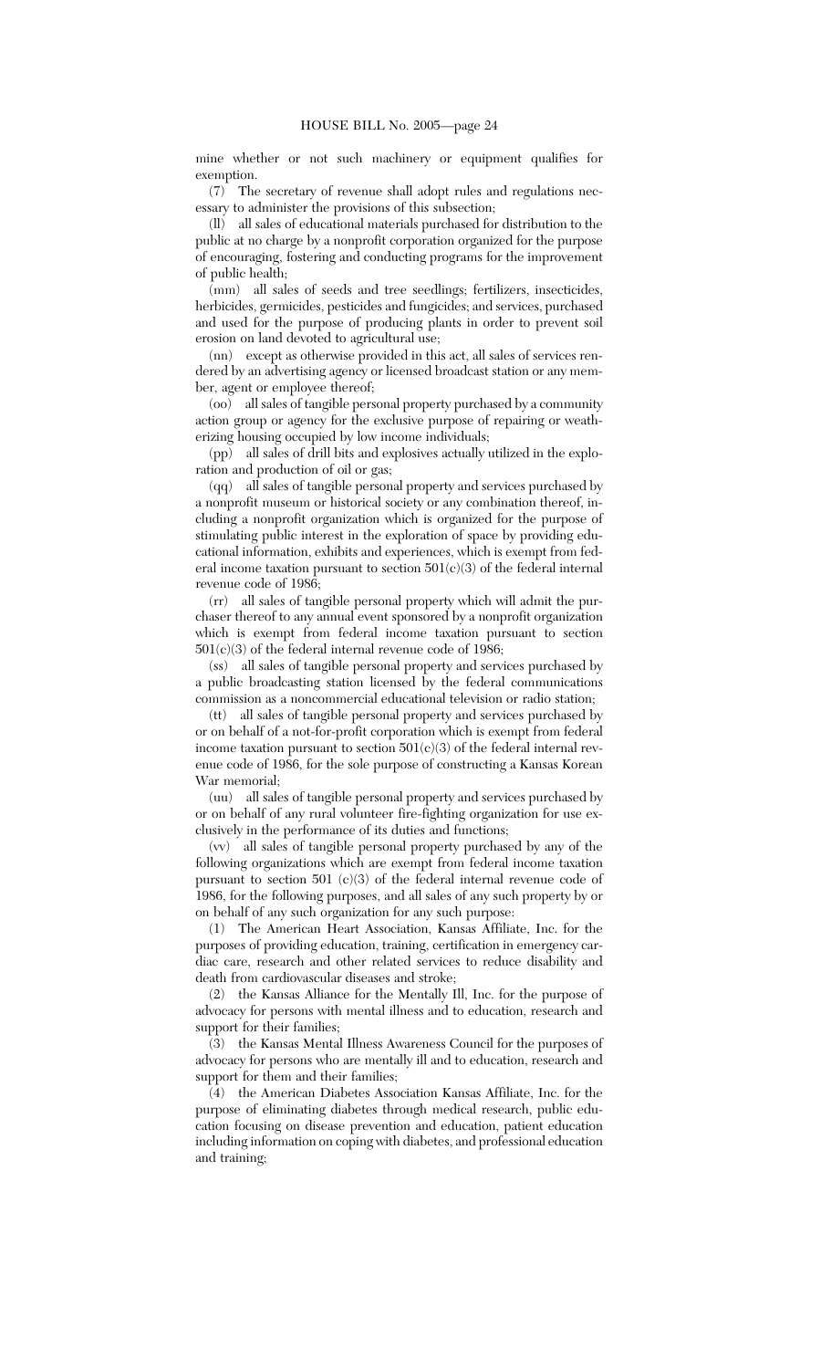mine whether or not such machinery or equipment qualifies for exemption.

(7) The secretary of revenue shall adopt rules and regulations necessary to administer the provisions of this subsection;

(ll) all sales of educational materials purchased for distribution to the public at no charge by a nonprofit corporation organized for the purpose of encouraging, fostering and conducting programs for the improvement of public health;

(mm) all sales of seeds and tree seedlings; fertilizers, insecticides, herbicides, germicides, pesticides and fungicides; and services, purchased and used for the purpose of producing plants in order to prevent soil erosion on land devoted to agricultural use;

(nn) except as otherwise provided in this act, all sales of services rendered by an advertising agency or licensed broadcast station or any member, agent or employee thereof;

(oo) all sales of tangible personal property purchased by a community action group or agency for the exclusive purpose of repairing or weatherizing housing occupied by low income individuals;

(pp) all sales of drill bits and explosives actually utilized in the exploration and production of oil or gas;

(qq) all sales of tangible personal property and services purchased by a nonprofit museum or historical society or any combination thereof, including a nonprofit organization which is organized for the purpose of stimulating public interest in the exploration of space by providing educational information, exhibits and experiences, which is exempt from federal income taxation pursuant to section 501(c)(3) of the federal internal revenue code of 1986;

(rr) all sales of tangible personal property which will admit the purchaser thereof to any annual event sponsored by a nonprofit organization which is exempt from federal income taxation pursuant to section 501(c)(3) of the federal internal revenue code of 1986;

(ss) all sales of tangible personal property and services purchased by a public broadcasting station licensed by the federal communications commission as a noncommercial educational television or radio station;

(tt) all sales of tangible personal property and services purchased by or on behalf of a not-for-profit corporation which is exempt from federal income taxation pursuant to section 501(c)(3) of the federal internal revenue code of 1986, for the sole purpose of constructing a Kansas Korean War memorial;

(uu) all sales of tangible personal property and services purchased by or on behalf of any rural volunteer fire-fighting organization for use exclusively in the performance of its duties and functions;

(vv) all sales of tangible personal property purchased by any of the following organizations which are exempt from federal income taxation pursuant to section 501 (c)(3) of the federal internal revenue code of 1986, for the following purposes, and all sales of any such property by or on behalf of any such organization for any such purpose:

(1) The American Heart Association, Kansas Affiliate, Inc. for the purposes of providing education, training, certification in emergency cardiac care, research and other related services to reduce disability and death from cardiovascular diseases and stroke;

(2) the Kansas Alliance for the Mentally Ill, Inc. for the purpose of advocacy for persons with mental illness and to education, research and support for their families;

(3) the Kansas Mental Illness Awareness Council for the purposes of advocacy for persons who are mentally ill and to education, research and support for them and their families;

(4) the American Diabetes Association Kansas Affiliate, Inc. for the purpose of eliminating diabetes through medical research, public education focusing on disease prevention and education, patient education including information on coping with diabetes, and professional education and training;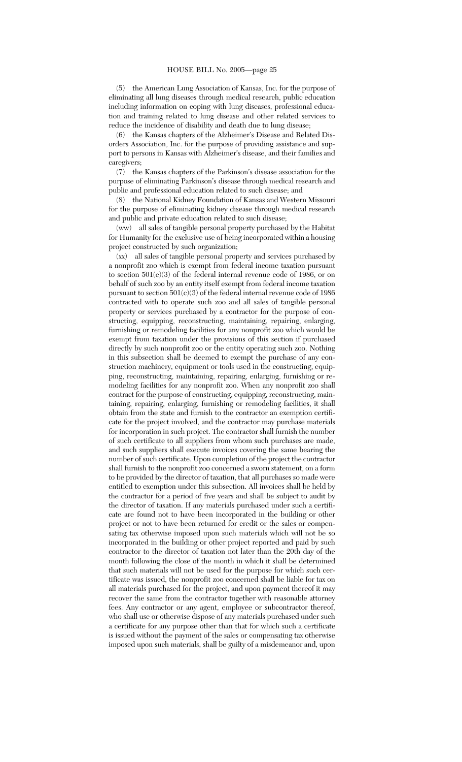(5) the American Lung Association of Kansas, Inc. for the purpose of eliminating all lung diseases through medical research, public education including information on coping with lung diseases, professional education and training related to lung disease and other related services to reduce the incidence of disability and death due to lung disease;

(6) the Kansas chapters of the Alzheimer's Disease and Related Disorders Association, Inc. for the purpose of providing assistance and support to persons in Kansas with Alzheimer's disease, and their families and caregivers;

(7) the Kansas chapters of the Parkinson's disease association for the purpose of eliminating Parkinson's disease through medical research and public and professional education related to such disease; and

(8) the National Kidney Foundation of Kansas and Western Missouri for the purpose of eliminating kidney disease through medical research and public and private education related to such disease;

(ww) all sales of tangible personal property purchased by the Habitat for Humanity for the exclusive use of being incorporated within a housing project constructed by such organization;

(xx) all sales of tangible personal property and services purchased by a nonprofit zoo which is exempt from federal income taxation pursuant to section 501(c)(3) of the federal internal revenue code of 1986, or on behalf of such zoo by an entity itself exempt from federal income taxation pursuant to section 501(c)(3) of the federal internal revenue code of 1986 contracted with to operate such zoo and all sales of tangible personal property or services purchased by a contractor for the purpose of constructing, equipping, reconstructing, maintaining, repairing, enlarging, furnishing or remodeling facilities for any nonprofit zoo which would be exempt from taxation under the provisions of this section if purchased directly by such nonprofit zoo or the entity operating such zoo. Nothing in this subsection shall be deemed to exempt the purchase of any construction machinery, equipment or tools used in the constructing, equipping, reconstructing, maintaining, repairing, enlarging, furnishing or remodeling facilities for any nonprofit zoo. When any nonprofit zoo shall contract for the purpose of constructing, equipping, reconstructing, maintaining, repairing, enlarging, furnishing or remodeling facilities, it shall obtain from the state and furnish to the contractor an exemption certificate for the project involved, and the contractor may purchase materials for incorporation in such project. The contractor shall furnish the number of such certificate to all suppliers from whom such purchases are made, and such suppliers shall execute invoices covering the same bearing the number of such certificate. Upon completion of the project the contractor shall furnish to the nonprofit zoo concerned a sworn statement, on a form to be provided by the director of taxation, that all purchases so made were entitled to exemption under this subsection. All invoices shall be held by the contractor for a period of five years and shall be subject to audit by the director of taxation. If any materials purchased under such a certificate are found not to have been incorporated in the building or other project or not to have been returned for credit or the sales or compensating tax otherwise imposed upon such materials which will not be so incorporated in the building or other project reported and paid by such contractor to the director of taxation not later than the 20th day of the month following the close of the month in which it shall be determined that such materials will not be used for the purpose for which such certificate was issued, the nonprofit zoo concerned shall be liable for tax on all materials purchased for the project, and upon payment thereof it may recover the same from the contractor together with reasonable attorney fees. Any contractor or any agent, employee or subcontractor thereof, who shall use or otherwise dispose of any materials purchased under such a certificate for any purpose other than that for which such a certificate is issued without the payment of the sales or compensating tax otherwise imposed upon such materials, shall be guilty of a misdemeanor and, upon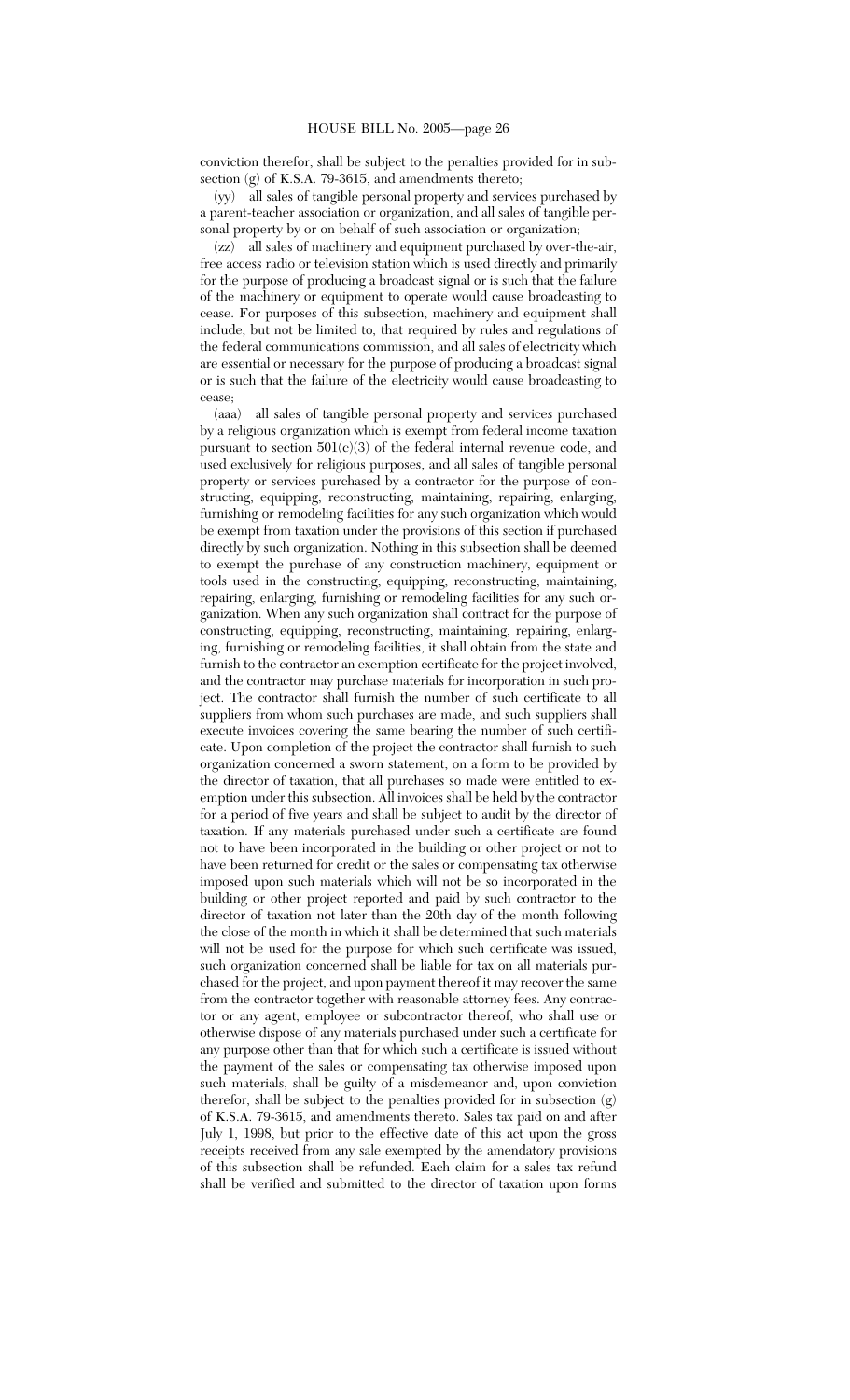conviction therefor, shall be subject to the penalties provided for in subsection (g) of K.S.A. 79-3615, and amendments thereto;

(yy) all sales of tangible personal property and services purchased by a parent-teacher association or organization, and all sales of tangible personal property by or on behalf of such association or organization;

(zz) all sales of machinery and equipment purchased by over-the-air, free access radio or television station which is used directly and primarily for the purpose of producing a broadcast signal or is such that the failure of the machinery or equipment to operate would cause broadcasting to cease. For purposes of this subsection, machinery and equipment shall include, but not be limited to, that required by rules and regulations of the federal communications commission, and all sales of electricity which are essential or necessary for the purpose of producing a broadcast signal or is such that the failure of the electricity would cause broadcasting to cease;

(aaa) all sales of tangible personal property and services purchased by a religious organization which is exempt from federal income taxation pursuant to section 501(c)(3) of the federal internal revenue code, and used exclusively for religious purposes, and all sales of tangible personal property or services purchased by a contractor for the purpose of constructing, equipping, reconstructing, maintaining, repairing, enlarging, furnishing or remodeling facilities for any such organization which would be exempt from taxation under the provisions of this section if purchased directly by such organization. Nothing in this subsection shall be deemed to exempt the purchase of any construction machinery, equipment or tools used in the constructing, equipping, reconstructing, maintaining, repairing, enlarging, furnishing or remodeling facilities for any such organization. When any such organization shall contract for the purpose of constructing, equipping, reconstructing, maintaining, repairing, enlarging, furnishing or remodeling facilities, it shall obtain from the state and furnish to the contractor an exemption certificate for the project involved, and the contractor may purchase materials for incorporation in such project. The contractor shall furnish the number of such certificate to all suppliers from whom such purchases are made, and such suppliers shall execute invoices covering the same bearing the number of such certificate. Upon completion of the project the contractor shall furnish to such organization concerned a sworn statement, on a form to be provided by the director of taxation, that all purchases so made were entitled to exemption under this subsection. All invoices shall be held by the contractor for a period of five years and shall be subject to audit by the director of taxation. If any materials purchased under such a certificate are found not to have been incorporated in the building or other project or not to have been returned for credit or the sales or compensating tax otherwise imposed upon such materials which will not be so incorporated in the building or other project reported and paid by such contractor to the director of taxation not later than the 20th day of the month following the close of the month in which it shall be determined that such materials will not be used for the purpose for which such certificate was issued, such organization concerned shall be liable for tax on all materials purchased for the project, and upon payment thereof it may recover the same from the contractor together with reasonable attorney fees. Any contractor or any agent, employee or subcontractor thereof, who shall use or otherwise dispose of any materials purchased under such a certificate for any purpose other than that for which such a certificate is issued without the payment of the sales or compensating tax otherwise imposed upon such materials, shall be guilty of a misdemeanor and, upon conviction therefor, shall be subject to the penalties provided for in subsection (g) of K.S.A. 79-3615, and amendments thereto. Sales tax paid on and after July 1, 1998, but prior to the effective date of this act upon the gross receipts received from any sale exempted by the amendatory provisions of this subsection shall be refunded. Each claim for a sales tax refund shall be verified and submitted to the director of taxation upon forms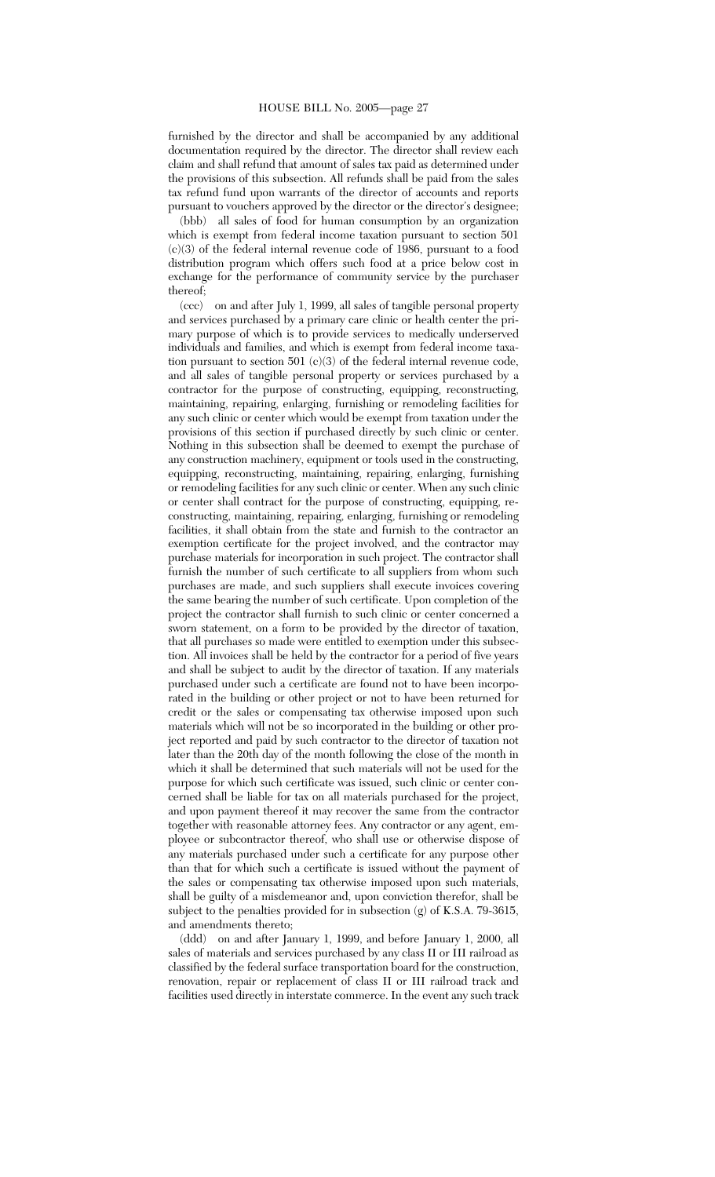furnished by the director and shall be accompanied by any additional documentation required by the director. The director shall review each claim and shall refund that amount of sales tax paid as determined under the provisions of this subsection. All refunds shall be paid from the sales tax refund fund upon warrants of the director of accounts and reports pursuant to vouchers approved by the director or the director's designee;

(bbb) all sales of food for human consumption by an organization which is exempt from federal income taxation pursuant to section 501 (c)(3) of the federal internal revenue code of 1986, pursuant to a food distribution program which offers such food at a price below cost in exchange for the performance of community service by the purchaser thereof;

(ccc) on and after July 1, 1999, all sales of tangible personal property and services purchased by a primary care clinic or health center the primary purpose of which is to provide services to medically underserved individuals and families, and which is exempt from federal income taxation pursuant to section 501 (c)(3) of the federal internal revenue code, and all sales of tangible personal property or services purchased by a contractor for the purpose of constructing, equipping, reconstructing, maintaining, repairing, enlarging, furnishing or remodeling facilities for any such clinic or center which would be exempt from taxation under the provisions of this section if purchased directly by such clinic or center. Nothing in this subsection shall be deemed to exempt the purchase of any construction machinery, equipment or tools used in the constructing, equipping, reconstructing, maintaining, repairing, enlarging, furnishing or remodeling facilities for any such clinic or center. When any such clinic or center shall contract for the purpose of constructing, equipping, reconstructing, maintaining, repairing, enlarging, furnishing or remodeling facilities, it shall obtain from the state and furnish to the contractor an exemption certificate for the project involved, and the contractor may purchase materials for incorporation in such project. The contractor shall furnish the number of such certificate to all suppliers from whom such purchases are made, and such suppliers shall execute invoices covering the same bearing the number of such certificate. Upon completion of the project the contractor shall furnish to such clinic or center concerned a sworn statement, on a form to be provided by the director of taxation, that all purchases so made were entitled to exemption under this subsection. All invoices shall be held by the contractor for a period of five years and shall be subject to audit by the director of taxation. If any materials purchased under such a certificate are found not to have been incorporated in the building or other project or not to have been returned for credit or the sales or compensating tax otherwise imposed upon such materials which will not be so incorporated in the building or other project reported and paid by such contractor to the director of taxation not later than the 20th day of the month following the close of the month in which it shall be determined that such materials will not be used for the purpose for which such certificate was issued, such clinic or center concerned shall be liable for tax on all materials purchased for the project, and upon payment thereof it may recover the same from the contractor together with reasonable attorney fees. Any contractor or any agent, employee or subcontractor thereof, who shall use or otherwise dispose of any materials purchased under such a certificate for any purpose other than that for which such a certificate is issued without the payment of the sales or compensating tax otherwise imposed upon such materials, shall be guilty of a misdemeanor and, upon conviction therefor, shall be subject to the penalties provided for in subsection (g) of K.S.A. 79-3615, and amendments thereto;

(ddd) on and after January 1, 1999, and before January 1, 2000, all sales of materials and services purchased by any class II or III railroad as classified by the federal surface transportation board for the construction, renovation, repair or replacement of class II or III railroad track and facilities used directly in interstate commerce. In the event any such track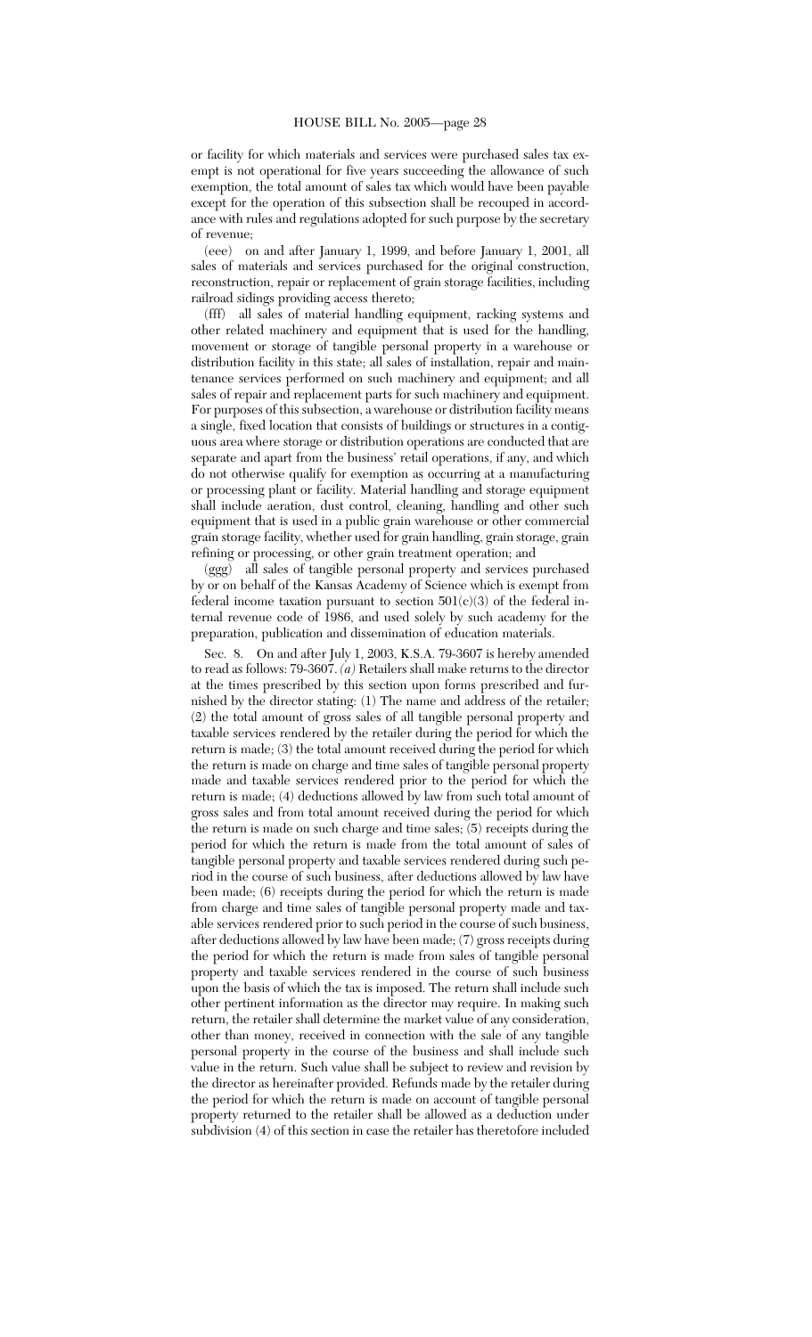or facility for which materials and services were purchased sales tax exempt is not operational for five years succeeding the allowance of such exemption, the total amount of sales tax which would have been payable except for the operation of this subsection shall be recouped in accordance with rules and regulations adopted for such purpose by the secretary of revenue;

(eee) on and after January 1, 1999, and before January 1, 2001, all sales of materials and services purchased for the original construction, reconstruction, repair or replacement of grain storage facilities, including railroad sidings providing access thereto;

(fff) all sales of material handling equipment, racking systems and other related machinery and equipment that is used for the handling, movement or storage of tangible personal property in a warehouse or distribution facility in this state; all sales of installation, repair and maintenance services performed on such machinery and equipment; and all sales of repair and replacement parts for such machinery and equipment. For purposes of this subsection, a warehouse or distribution facility means a single, fixed location that consists of buildings or structures in a contiguous area where storage or distribution operations are conducted that are separate and apart from the business' retail operations, if any, and which do not otherwise qualify for exemption as occurring at a manufacturing or processing plant or facility. Material handling and storage equipment shall include aeration, dust control, cleaning, handling and other such equipment that is used in a public grain warehouse or other commercial grain storage facility, whether used for grain handling, grain storage, grain refining or processing, or other grain treatment operation; and

(ggg) all sales of tangible personal property and services purchased by or on behalf of the Kansas Academy of Science which is exempt from federal income taxation pursuant to section 501(c)(3) of the federal internal revenue code of 1986, and used solely by such academy for the preparation, publication and dissemination of education materials.

Sec. 8. On and after July 1, 2003, K.S.A. 79-3607 is hereby amended to read as follows: 79-3607. *(a)* Retailers shall make returns to the director at the times prescribed by this section upon forms prescribed and furnished by the director stating: (1) The name and address of the retailer; (2) the total amount of gross sales of all tangible personal property and taxable services rendered by the retailer during the period for which the return is made; (3) the total amount received during the period for which the return is made on charge and time sales of tangible personal property made and taxable services rendered prior to the period for which the return is made; (4) deductions allowed by law from such total amount of gross sales and from total amount received during the period for which the return is made on such charge and time sales; (5) receipts during the period for which the return is made from the total amount of sales of tangible personal property and taxable services rendered during such period in the course of such business, after deductions allowed by law have been made; (6) receipts during the period for which the return is made from charge and time sales of tangible personal property made and taxable services rendered prior to such period in the course of such business, after deductions allowed by law have been made; (7) gross receipts during the period for which the return is made from sales of tangible personal property and taxable services rendered in the course of such business upon the basis of which the tax is imposed. The return shall include such other pertinent information as the director may require. In making such return, the retailer shall determine the market value of any consideration, other than money, received in connection with the sale of any tangible personal property in the course of the business and shall include such value in the return. Such value shall be subject to review and revision by the director as hereinafter provided. Refunds made by the retailer during the period for which the return is made on account of tangible personal property returned to the retailer shall be allowed as a deduction under subdivision (4) of this section in case the retailer has theretofore included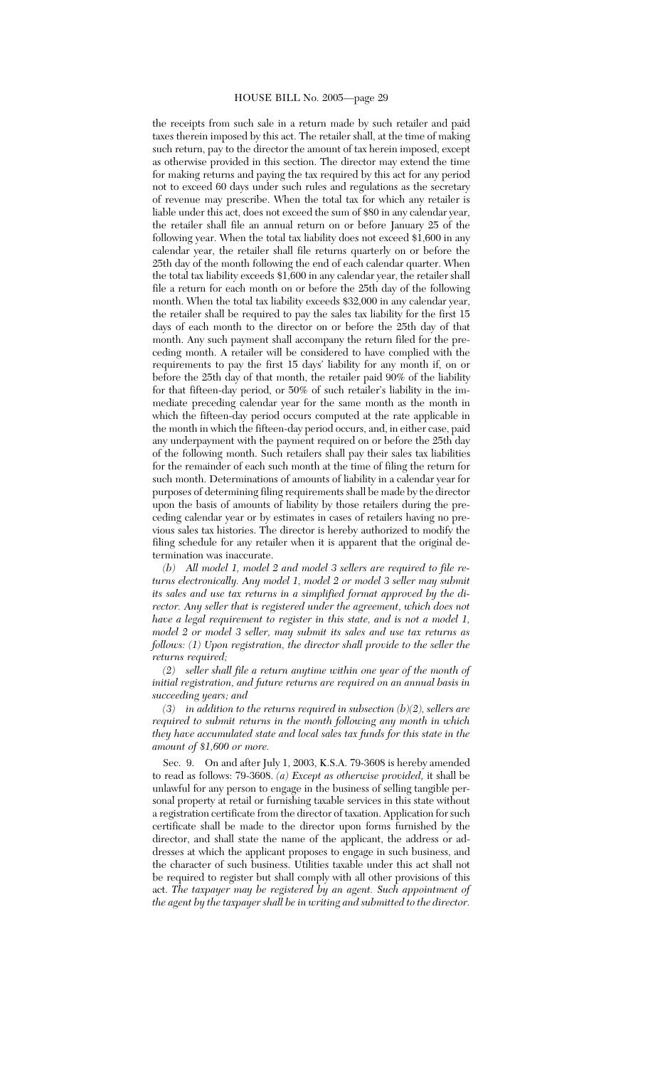the receipts from such sale in a return made by such retailer and paid taxes therein imposed by this act. The retailer shall, at the time of making such return, pay to the director the amount of tax herein imposed, except as otherwise provided in this section. The director may extend the time for making returns and paying the tax required by this act for any period not to exceed 60 days under such rules and regulations as the secretary of revenue may prescribe. When the total tax for which any retailer is liable under this act, does not exceed the sum of $80 in any calendar year, the retailer shall file an annual return on or before January 25 of the following year. When the total tax liability does not exceed $1,600 in any calendar year, the retailer shall file returns quarterly on or before the 25th day of the month following the end of each calendar quarter. When the total tax liability exceeds $1,600 in any calendar year, the retailer shall file a return for each month on or before the 25th day of the following month. When the total tax liability exceeds $32,000 in any calendar year, the retailer shall be required to pay the sales tax liability for the first 15 days of each month to the director on or before the 25th day of that month. Any such payment shall accompany the return filed for the preceding month. A retailer will be considered to have complied with the requirements to pay the first 15 days' liability for any month if, on or before the 25th day of that month, the retailer paid 90% of the liability for that fifteen-day period, or 50% of such retailer's liability in the immediate preceding calendar year for the same month as the month in which the fifteen-day period occurs computed at the rate applicable in the month in which the fifteen-day period occurs, and, in either case, paid any underpayment with the payment required on or before the 25th day of the following month. Such retailers shall pay their sales tax liabilities for the remainder of each such month at the time of filing the return for such month. Determinations of amounts of liability in a calendar year for purposes of determining filing requirements shall be made by the director upon the basis of amounts of liability by those retailers during the preceding calendar year or by estimates in cases of retailers having no previous sales tax histories. The director is hereby authorized to modify the filing schedule for any retailer when it is apparent that the original determination was inaccurate.

*(b) All model 1, model 2 and model 3 sellers are required to file returns electronically. Any model 1, model 2 or model 3 seller may submit its sales and use tax returns in a simplified format approved by the director. Any seller that is registered under the agreement, which does not have a legal requirement to register in this state, and is not a model 1, model 2 or model 3 seller, may submit its sales and use tax returns as follows: (1) Upon registration, the director shall provide to the seller the returns required;*

*(2) seller shall file a return anytime within one year of the month of initial registration, and future returns are required on an annual basis in succeeding years; and*

*(3) in addition to the returns required in subsection (b)(2), sellers are required to submit returns in the month following any month in which they have accumulated state and local sales tax funds for this state in the amount of $1,600 or more.*

Sec. 9. On and after July 1, 2003, K.S.A. 79-3608 is hereby amended to read as follows: 79-3608. *(a) Except as otherwise provided,* it shall be unlawful for any person to engage in the business of selling tangible personal property at retail or furnishing taxable services in this state without a registration certificate from the director of taxation. Application for such certificate shall be made to the director upon forms furnished by the director, and shall state the name of the applicant, the address or addresses at which the applicant proposes to engage in such business, and the character of such business. Utilities taxable under this act shall not be required to register but shall comply with all other provisions of this act. *The taxpayer may be registered by an agent. Such appointment of the agent by the taxpayer shall be in writing and submitted to the director.*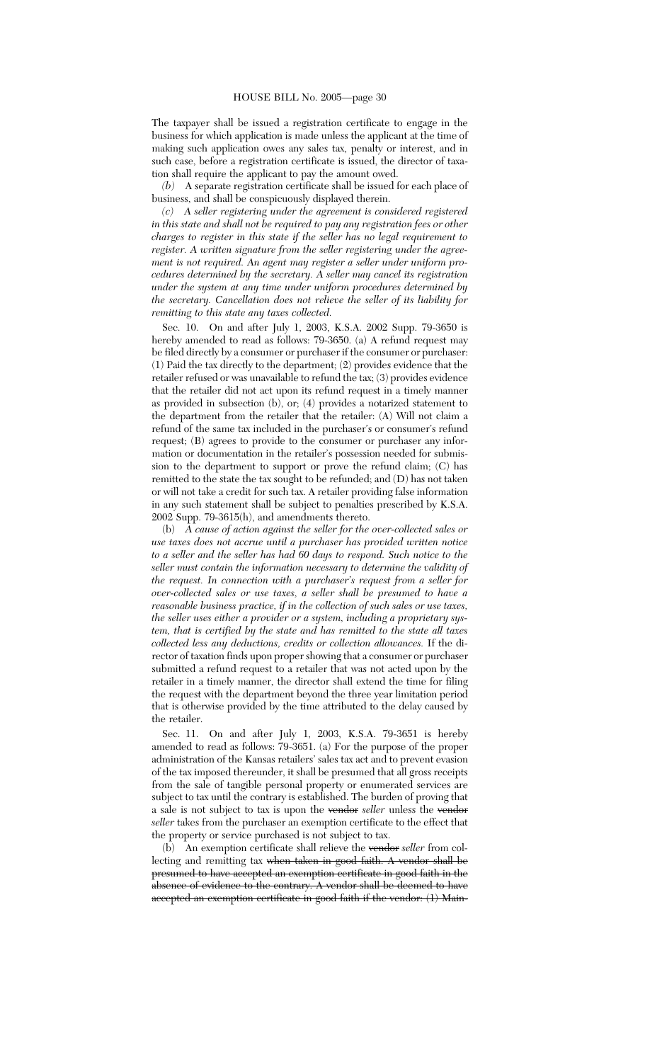The taxpayer shall be issued a registration certificate to engage in the business for which application is made unless the applicant at the time of making such application owes any sales tax, penalty or interest, and in such case, before a registration certificate is issued, the director of taxation shall require the applicant to pay the amount owed.

*(b)* A separate registration certificate shall be issued for each place of business, and shall be conspicuously displayed therein.

*(c) A seller registering under the agreement is considered registered in this state and shall not be required to pay any registration fees or other charges to register in this state if the seller has no legal requirement to register. A written signature from the seller registering under the agreement is not required. An agent may register a seller under uniform procedures determined by the secretary. A seller may cancel its registration under the system at any time under uniform procedures determined by the secretary. Cancellation does not relieve the seller of its liability for remitting to this state any taxes collected.*

Sec. 10. On and after July 1, 2003, K.S.A. 2002 Supp. 79-3650 is hereby amended to read as follows: 79-3650. (a) A refund request may be filed directly by a consumer or purchaser if the consumer or purchaser: (1) Paid the tax directly to the department; (2) provides evidence that the retailer refused or was unavailable to refund the tax; (3) provides evidence that the retailer did not act upon its refund request in a timely manner as provided in subsection (b), or; (4) provides a notarized statement to the department from the retailer that the retailer: (A) Will not claim a refund of the same tax included in the purchaser's or consumer's refund request; (B) agrees to provide to the consumer or purchaser any information or documentation in the retailer's possession needed for submission to the department to support or prove the refund claim; (C) has remitted to the state the tax sought to be refunded; and (D) has not taken or will not take a credit for such tax. A retailer providing false information in any such statement shall be subject to penalties prescribed by K.S.A. 2002 Supp. 79-3615(h), and amendments thereto.

(b) *A cause of action against the seller for the over-collected sales or use taxes does not accrue until a purchaser has provided written notice to a seller and the seller has had 60 days to respond. Such notice to the seller must contain the information necessary to determine the validity of the request. In connection with a purchaser's request from a seller for over-collected sales or use taxes, a seller shall be presumed to have a reasonable business practice, if in the collection of such sales or use taxes, the seller uses either a provider or a system, including a proprietary system, that is certified by the state and has remitted to the state all taxes collected less any deductions, credits or collection allowances.* If the director of taxation finds upon proper showing that a consumer or purchaser submitted a refund request to a retailer that was not acted upon by the retailer in a timely manner, the director shall extend the time for filing the request with the department beyond the three year limitation period that is otherwise provided by the time attributed to the delay caused by the retailer.

Sec. 11. On and after July 1, 2003, K.S.A. 79-3651 is hereby amended to read as follows: 79-3651. (a) For the purpose of the proper administration of the Kansas retailers' sales tax act and to prevent evasion of the tax imposed thereunder, it shall be presumed that all gross receipts from the sale of tangible personal property or enumerated services are subject to tax until the contrary is established. The burden of proving that a sale is not subject to tax is upon the ~~vendor~~ *seller* unless the ~~vendor~~ *seller* takes from the purchaser an exemption certificate to the effect that the property or service purchased is not subject to tax.

(b) An exemption certificate shall relieve the ~~vendor~~ *seller* from collecting and remitting tax ~~when taken in good faith. A vendor shall be presumed to have accepted an exemption certificate in good faith in the absence of evidence to the contrary. A vendor shall be deemed to have accepted an exemption certificate in good faith if the vendor: (1) Main-~~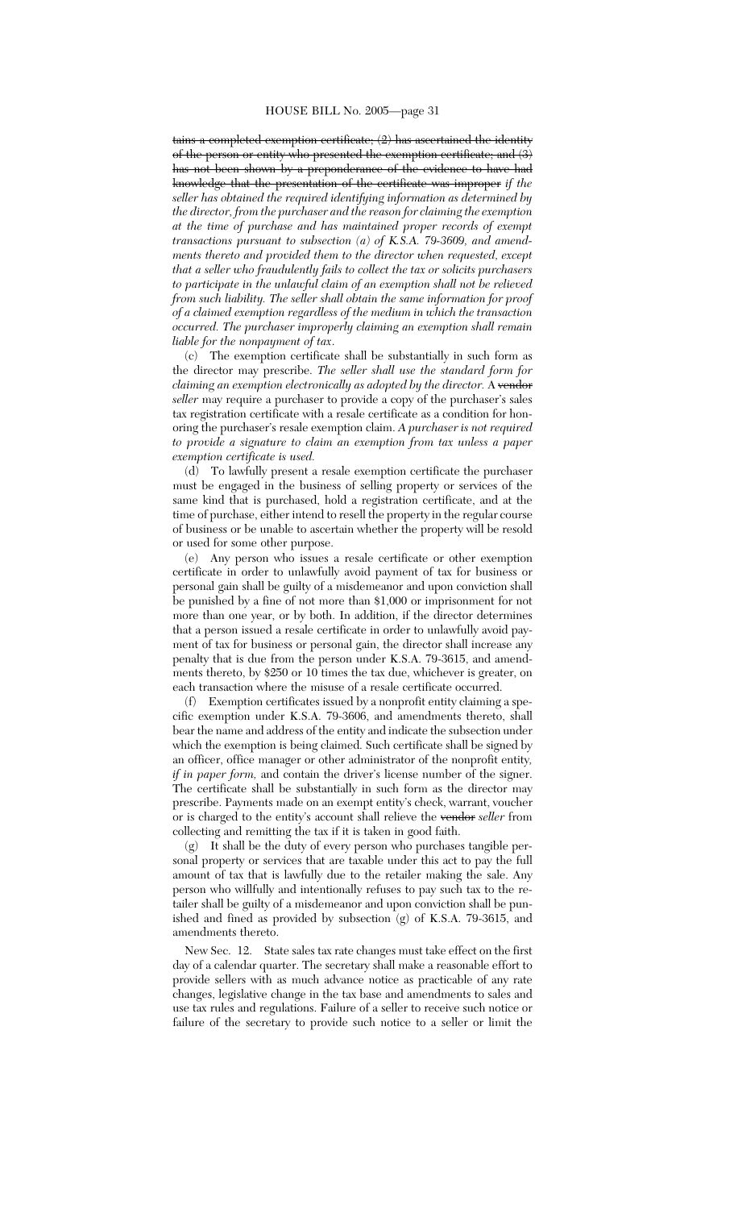~~tains a completed exemption certificate; (2) has ascertained the identity of the person or entity who presented the exemption certificate; and (3) has not been shown by a preponderance of the evidence to have had knowledge that the presentation of the certificate was improper~~ *if the seller has obtained the required identifying information as determined by the director, from the purchaser and the reason for claiming the exemption at the time of purchase and has maintained proper records of exempt transactions pursuant to subsection (a) of K.S.A. 79-3609, and amendments thereto and provided them to the director when requested, except that a seller who fraudulently fails to collect the tax or solicits purchasers to participate in the unlawful claim of an exemption shall not be relieved from such liability. The seller shall obtain the same information for proof of a claimed exemption regardless of the medium in which the transaction occurred. The purchaser improperly claiming an exemption shall remain liable for the nonpayment of tax.*

(c) The exemption certificate shall be substantially in such form as the director may prescribe. *The seller shall use the standard form for claiming an exemption electronically as adopted by the director.* A ~~vendor~~ *seller* may require a purchaser to provide a copy of the purchaser's sales tax registration certificate with a resale certificate as a condition for honoring the purchaser's resale exemption claim. *A purchaser is not required to provide a signature to claim an exemption from tax unless a paper exemption certificate is used.*

(d) To lawfully present a resale exemption certificate the purchaser must be engaged in the business of selling property or services of the same kind that is purchased, hold a registration certificate, and at the time of purchase, either intend to resell the property in the regular course of business or be unable to ascertain whether the property will be resold or used for some other purpose.

(e) Any person who issues a resale certificate or other exemption certificate in order to unlawfully avoid payment of tax for business or personal gain shall be guilty of a misdemeanor and upon conviction shall be punished by a fine of not more than $1,000 or imprisonment for not more than one year, or by both. In addition, if the director determines that a person issued a resale certificate in order to unlawfully avoid payment of tax for business or personal gain, the director shall increase any penalty that is due from the person under K.S.A. 79-3615, and amendments thereto, by $250 or 10 times the tax due, whichever is greater, on each transaction where the misuse of a resale certificate occurred.

(f) Exemption certificates issued by a nonprofit entity claiming a specific exemption under K.S.A. 79-3606, and amendments thereto, shall bear the name and address of the entity and indicate the subsection under which the exemption is being claimed. Such certificate shall be signed by an officer, office manager or other administrator of the nonprofit entity, *if in paper form,* and contain the driver's license number of the signer. The certificate shall be substantially in such form as the director may prescribe. Payments made on an exempt entity's check, warrant, voucher or is charged to the entity's account shall relieve the ~~vendor~~ *seller* from collecting and remitting the tax if it is taken in good faith.

(g) It shall be the duty of every person who purchases tangible personal property or services that are taxable under this act to pay the full amount of tax that is lawfully due to the retailer making the sale. Any person who willfully and intentionally refuses to pay such tax to the retailer shall be guilty of a misdemeanor and upon conviction shall be punished and fined as provided by subsection (g) of K.S.A. 79-3615, and amendments thereto.

New Sec. 12. State sales tax rate changes must take effect on the first day of a calendar quarter. The secretary shall make a reasonable effort to provide sellers with as much advance notice as practicable of any rate changes, legislative change in the tax base and amendments to sales and use tax rules and regulations. Failure of a seller to receive such notice or failure of the secretary to provide such notice to a seller or limit the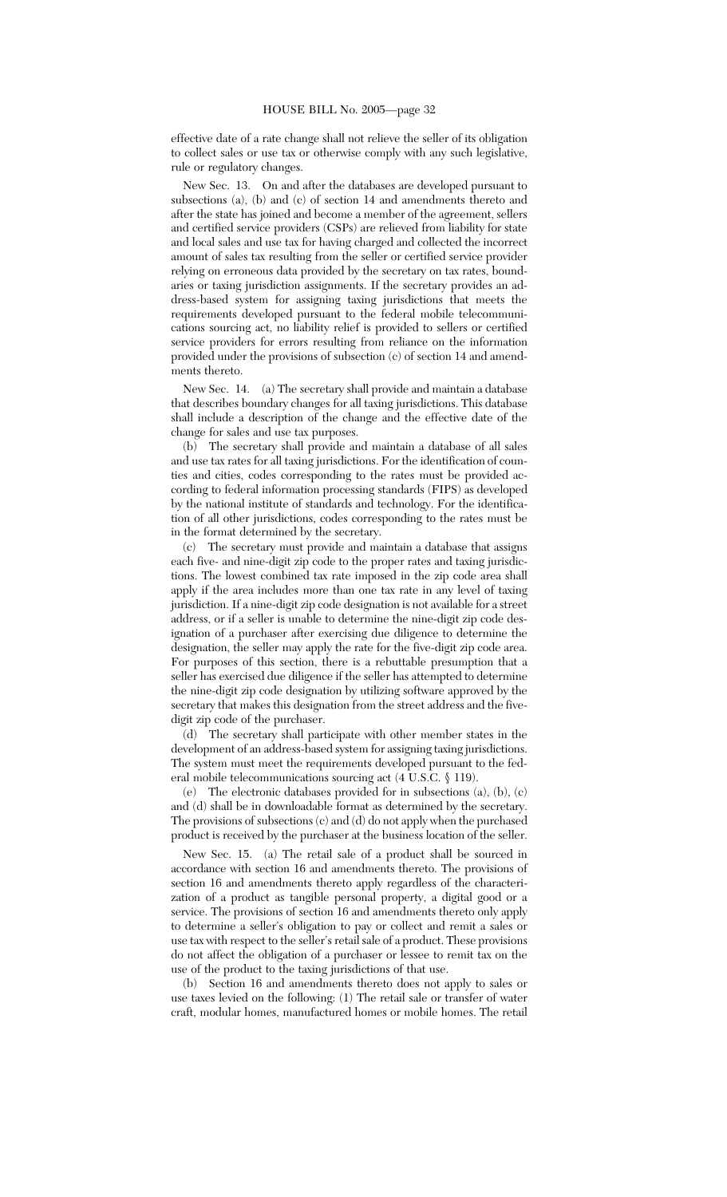effective date of a rate change shall not relieve the seller of its obligation to collect sales or use tax or otherwise comply with any such legislative, rule or regulatory changes.

New Sec. 13. On and after the databases are developed pursuant to subsections (a), (b) and (c) of section 14 and amendments thereto and after the state has joined and become a member of the agreement, sellers and certified service providers (CSPs) are relieved from liability for state and local sales and use tax for having charged and collected the incorrect amount of sales tax resulting from the seller or certified service provider relying on erroneous data provided by the secretary on tax rates, boundaries or taxing jurisdiction assignments. If the secretary provides an address-based system for assigning taxing jurisdictions that meets the requirements developed pursuant to the federal mobile telecommunications sourcing act, no liability relief is provided to sellers or certified service providers for errors resulting from reliance on the information provided under the provisions of subsection (c) of section 14 and amendments thereto.

New Sec. 14. (a) The secretary shall provide and maintain a database that describes boundary changes for all taxing jurisdictions. This database shall include a description of the change and the effective date of the change for sales and use tax purposes.

(b) The secretary shall provide and maintain a database of all sales and use tax rates for all taxing jurisdictions. For the identification of counties and cities, codes corresponding to the rates must be provided according to federal information processing standards (FIPS) as developed by the national institute of standards and technology. For the identification of all other jurisdictions, codes corresponding to the rates must be in the format determined by the secretary.

(c) The secretary must provide and maintain a database that assigns each five- and nine-digit zip code to the proper rates and taxing jurisdictions. The lowest combined tax rate imposed in the zip code area shall apply if the area includes more than one tax rate in any level of taxing jurisdiction. If a nine-digit zip code designation is not available for a street address, or if a seller is unable to determine the nine-digit zip code designation of a purchaser after exercising due diligence to determine the designation, the seller may apply the rate for the five-digit zip code area. For purposes of this section, there is a rebuttable presumption that a seller has exercised due diligence if the seller has attempted to determine the nine-digit zip code designation by utilizing software approved by the secretary that makes this designation from the street address and the five-digit zip code of the purchaser.

(d) The secretary shall participate with other member states in the development of an address-based system for assigning taxing jurisdictions. The system must meet the requirements developed pursuant to the federal mobile telecommunications sourcing act (4 U.S.C. § 119).

(e) The electronic databases provided for in subsections (a), (b), (c) and (d) shall be in downloadable format as determined by the secretary. The provisions of subsections (c) and (d) do not apply when the purchased product is received by the purchaser at the business location of the seller.

New Sec. 15. (a) The retail sale of a product shall be sourced in accordance with section 16 and amendments thereto. The provisions of section 16 and amendments thereto apply regardless of the characterization of a product as tangible personal property, a digital good or a service. The provisions of section 16 and amendments thereto only apply to determine a seller's obligation to pay or collect and remit a sales or use tax with respect to the seller's retail sale of a product. These provisions do not affect the obligation of a purchaser or lessee to remit tax on the use of the product to the taxing jurisdictions of that use.

(b) Section 16 and amendments thereto does not apply to sales or use taxes levied on the following: (1) The retail sale or transfer of water craft, modular homes, manufactured homes or mobile homes. The retail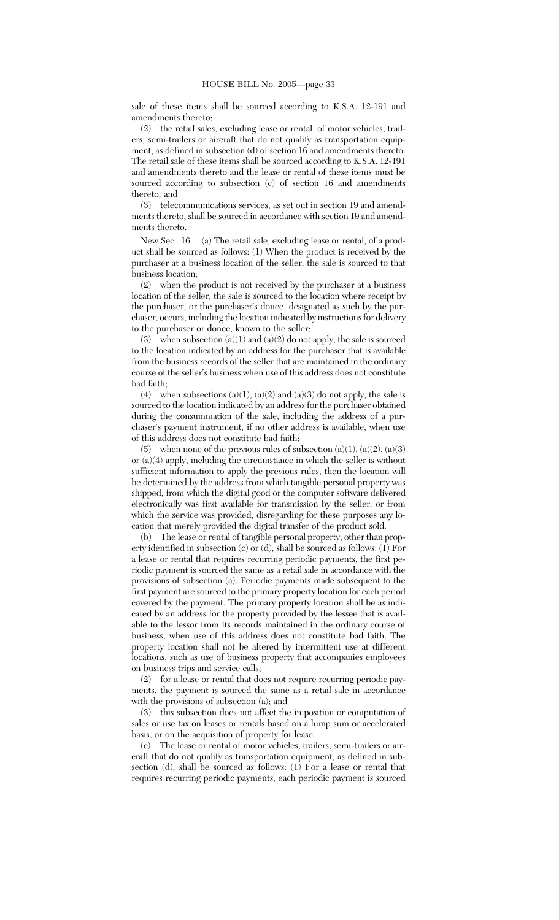sale of these items shall be sourced according to K.S.A. 12-191 and amendments thereto;

(2) the retail sales, excluding lease or rental, of motor vehicles, trailers, semi-trailers or aircraft that do not qualify as transportation equipment, as defined in subsection (d) of section 16 and amendments thereto. The retail sale of these items shall be sourced according to K.S.A. 12-191 and amendments thereto and the lease or rental of these items must be sourced according to subsection (c) of section 16 and amendments thereto; and

(3) telecommunications services, as set out in section 19 and amendments thereto, shall be sourced in accordance with section 19 and amendments thereto.

New Sec. 16. (a) The retail sale, excluding lease or rental, of a product shall be sourced as follows: (1) When the product is received by the purchaser at a business location of the seller, the sale is sourced to that business location;

(2) when the product is not received by the purchaser at a business location of the seller, the sale is sourced to the location where receipt by the purchaser, or the purchaser's donee, designated as such by the purchaser, occurs, including the location indicated by instructions for delivery to the purchaser or donee, known to the seller;

(3) when subsection (a)(1) and (a)(2) do not apply, the sale is sourced to the location indicated by an address for the purchaser that is available from the business records of the seller that are maintained in the ordinary course of the seller's business when use of this address does not constitute bad faith;

(4) when subsections (a)(1), (a)(2) and (a)(3) do not apply, the sale is sourced to the location indicated by an address for the purchaser obtained during the consummation of the sale, including the address of a purchaser's payment instrument, if no other address is available, when use of this address does not constitute bad faith;

(5) when none of the previous rules of subsection (a)(1), (a)(2), (a)(3) or (a)(4) apply, including the circumstance in which the seller is without sufficient information to apply the previous rules, then the location will be determined by the address from which tangible personal property was shipped, from which the digital good or the computer software delivered electronically was first available for transmission by the seller, or from which the service was provided, disregarding for these purposes any location that merely provided the digital transfer of the product sold.

(b) The lease or rental of tangible personal property, other than property identified in subsection (c) or (d), shall be sourced as follows: (1) For a lease or rental that requires recurring periodic payments, the first periodic payment is sourced the same as a retail sale in accordance with the provisions of subsection (a). Periodic payments made subsequent to the first payment are sourced to the primary property location for each period covered by the payment. The primary property location shall be as indicated by an address for the property provided by the lessee that is available to the lessor from its records maintained in the ordinary course of business, when use of this address does not constitute bad faith. The property location shall not be altered by intermittent use at different locations, such as use of business property that accompanies employees on business trips and service calls;

(2) for a lease or rental that does not require recurring periodic payments, the payment is sourced the same as a retail sale in accordance with the provisions of subsection (a); and

(3) this subsection does not affect the imposition or computation of sales or use tax on leases or rentals based on a lump sum or accelerated basis, or on the acquisition of property for lease.

(c) The lease or rental of motor vehicles, trailers, semi-trailers or aircraft that do not qualify as transportation equipment, as defined in subsection (d), shall be sourced as follows: (1) For a lease or rental that requires recurring periodic payments, each periodic payment is sourced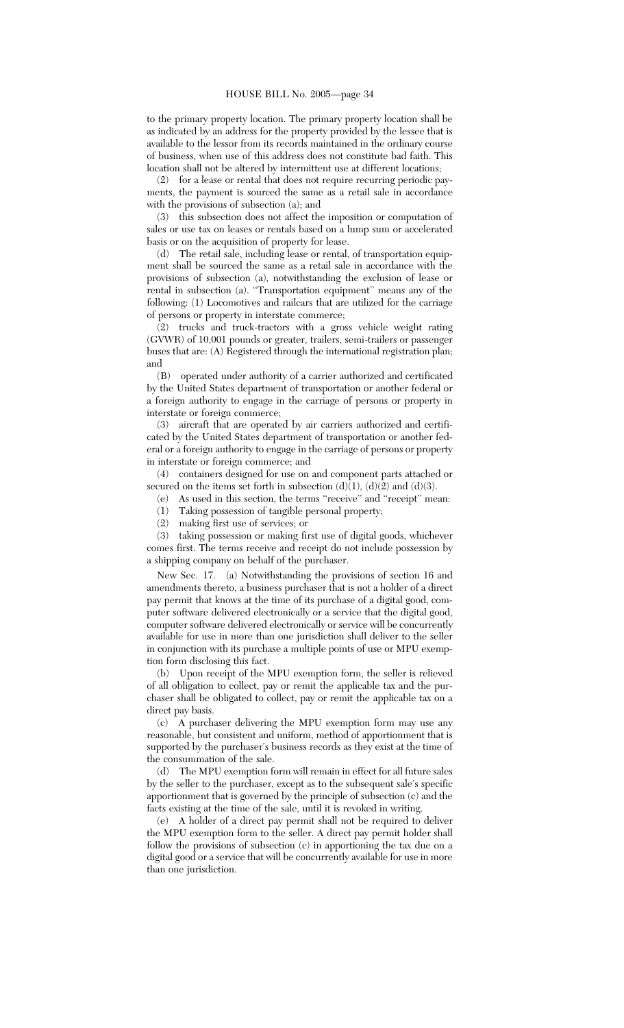to the primary property location. The primary property location shall be as indicated by an address for the property provided by the lessee that is available to the lessor from its records maintained in the ordinary course of business, when use of this address does not constitute bad faith. This location shall not be altered by intermittent use at different locations;

(2) for a lease or rental that does not require recurring periodic payments, the payment is sourced the same as a retail sale in accordance with the provisions of subsection (a); and

(3) this subsection does not affect the imposition or computation of sales or use tax on leases or rentals based on a lump sum or accelerated basis or on the acquisition of property for lease.

(d) The retail sale, including lease or rental, of transportation equipment shall be sourced the same as a retail sale in accordance with the provisions of subsection (a), notwithstanding the exclusion of lease or rental in subsection (a). ''Transportation equipment'' means any of the following: (1) Locomotives and railcars that are utilized for the carriage of persons or property in interstate commerce;

(2) trucks and truck-tractors with a gross vehicle weight rating (GVWR) of 10,001 pounds or greater, trailers, semi-trailers or passenger buses that are: (A) Registered through the international registration plan; and

(B) operated under authority of a carrier authorized and certificated by the United States department of transportation or another federal or a foreign authority to engage in the carriage of persons or property in interstate or foreign commerce;

(3) aircraft that are operated by air carriers authorized and certificated by the United States department of transportation or another federal or a foreign authority to engage in the carriage of persons or property in interstate or foreign commerce; and

(4) containers designed for use on and component parts attached or secured on the items set forth in subsection (d)(1), (d)(2) and (d)(3).

(e) As used in this section, the terms ''receive'' and ''receipt'' mean:

(1) Taking possession of tangible personal property;

(2) making first use of services; or

(3) taking possession or making first use of digital goods, whichever comes first. The terms receive and receipt do not include possession by a shipping company on behalf of the purchaser.

New Sec. 17. (a) Notwithstanding the provisions of section 16 and amendments thereto, a business purchaser that is not a holder of a direct pay permit that knows at the time of its purchase of a digital good, computer software delivered electronically or a service that the digital good, computer software delivered electronically or service will be concurrently available for use in more than one jurisdiction shall deliver to the seller in conjunction with its purchase a multiple points of use or MPU exemption form disclosing this fact.

(b) Upon receipt of the MPU exemption form, the seller is relieved of all obligation to collect, pay or remit the applicable tax and the purchaser shall be obligated to collect, pay or remit the applicable tax on a direct pay basis.

(c) A purchaser delivering the MPU exemption form may use any reasonable, but consistent and uniform, method of apportionment that is supported by the purchaser's business records as they exist at the time of the consummation of the sale.

(d) The MPU exemption form will remain in effect for all future sales by the seller to the purchaser, except as to the subsequent sale's specific apportionment that is governed by the principle of subsection (c) and the facts existing at the time of the sale, until it is revoked in writing.

(e) A holder of a direct pay permit shall not be required to deliver the MPU exemption form to the seller. A direct pay permit holder shall follow the provisions of subsection (c) in apportioning the tax due on a digital good or a service that will be concurrently available for use in more than one jurisdiction.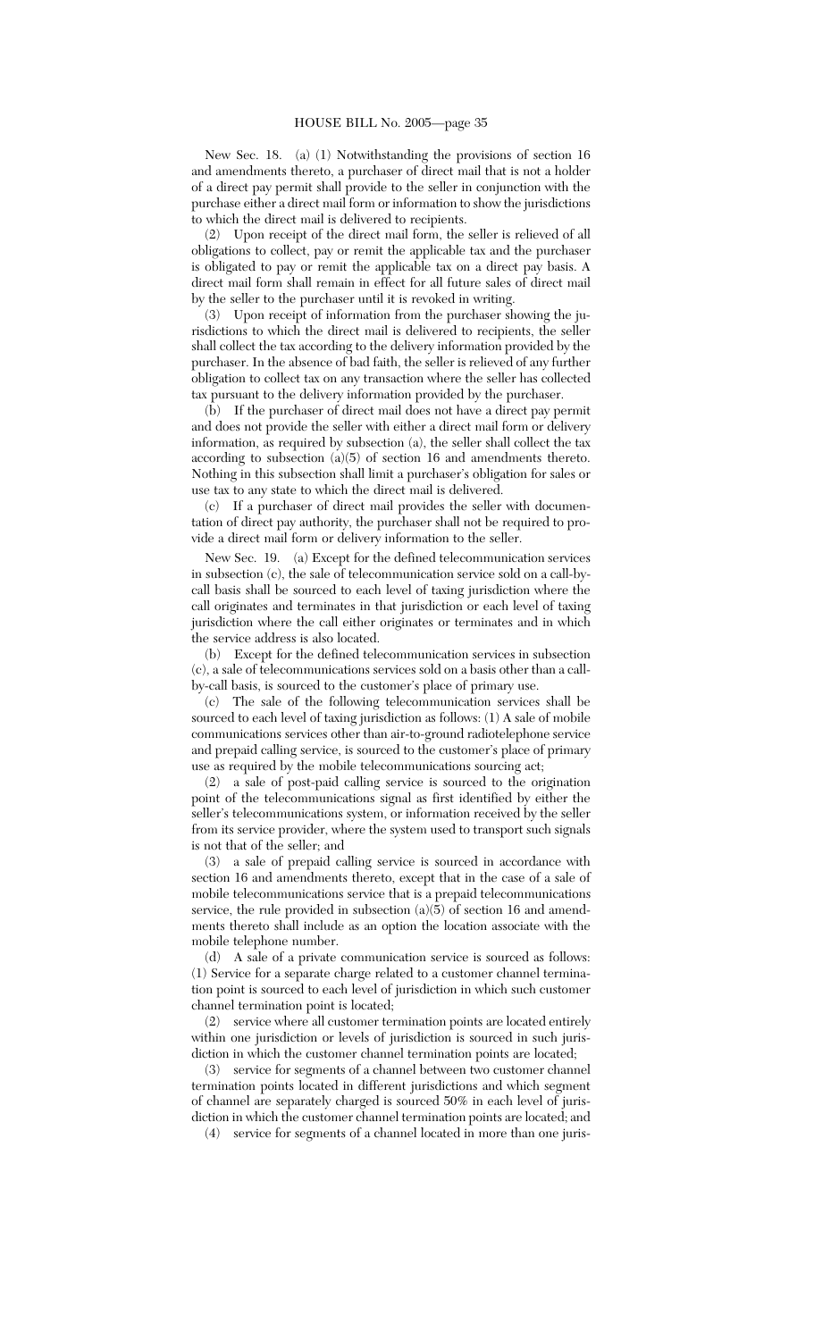New Sec. 18. (a) (1) Notwithstanding the provisions of section 16 and amendments thereto, a purchaser of direct mail that is not a holder of a direct pay permit shall provide to the seller in conjunction with the purchase either a direct mail form or information to show the jurisdictions to which the direct mail is delivered to recipients.

(2) Upon receipt of the direct mail form, the seller is relieved of all obligations to collect, pay or remit the applicable tax and the purchaser is obligated to pay or remit the applicable tax on a direct pay basis. A direct mail form shall remain in effect for all future sales of direct mail by the seller to the purchaser until it is revoked in writing.

(3) Upon receipt of information from the purchaser showing the jurisdictions to which the direct mail is delivered to recipients, the seller shall collect the tax according to the delivery information provided by the purchaser. In the absence of bad faith, the seller is relieved of any further obligation to collect tax on any transaction where the seller has collected tax pursuant to the delivery information provided by the purchaser.

(b) If the purchaser of direct mail does not have a direct pay permit and does not provide the seller with either a direct mail form or delivery information, as required by subsection (a), the seller shall collect the tax according to subsection (a)(5) of section 16 and amendments thereto. Nothing in this subsection shall limit a purchaser's obligation for sales or use tax to any state to which the direct mail is delivered.

(c) If a purchaser of direct mail provides the seller with documentation of direct pay authority, the purchaser shall not be required to provide a direct mail form or delivery information to the seller.

New Sec. 19. (a) Except for the defined telecommunication services in subsection (c), the sale of telecommunication service sold on a call-by-call basis shall be sourced to each level of taxing jurisdiction where the call originates and terminates in that jurisdiction or each level of taxing jurisdiction where the call either originates or terminates and in which the service address is also located.

(b) Except for the defined telecommunication services in subsection (c), a sale of telecommunications services sold on a basis other than a call-by-call basis, is sourced to the customer's place of primary use.

(c) The sale of the following telecommunication services shall be sourced to each level of taxing jurisdiction as follows: (1) A sale of mobile communications services other than air-to-ground radiotelephone service and prepaid calling service, is sourced to the customer's place of primary use as required by the mobile telecommunications sourcing act;

(2) a sale of post-paid calling service is sourced to the origination point of the telecommunications signal as first identified by either the seller's telecommunications system, or information received by the seller from its service provider, where the system used to transport such signals is not that of the seller; and

(3) a sale of prepaid calling service is sourced in accordance with section 16 and amendments thereto, except that in the case of a sale of mobile telecommunications service that is a prepaid telecommunications service, the rule provided in subsection (a)(5) of section 16 and amendments thereto shall include as an option the location associate with the mobile telephone number.

(d) A sale of a private communication service is sourced as follows: (1) Service for a separate charge related to a customer channel termination point is sourced to each level of jurisdiction in which such customer channel termination point is located;

(2) service where all customer termination points are located entirely within one jurisdiction or levels of jurisdiction is sourced in such jurisdiction in which the customer channel termination points are located;

(3) service for segments of a channel between two customer channel termination points located in different jurisdictions and which segment of channel are separately charged is sourced 50% in each level of jurisdiction in which the customer channel termination points are located; and

(4) service for segments of a channel located in more than one juris-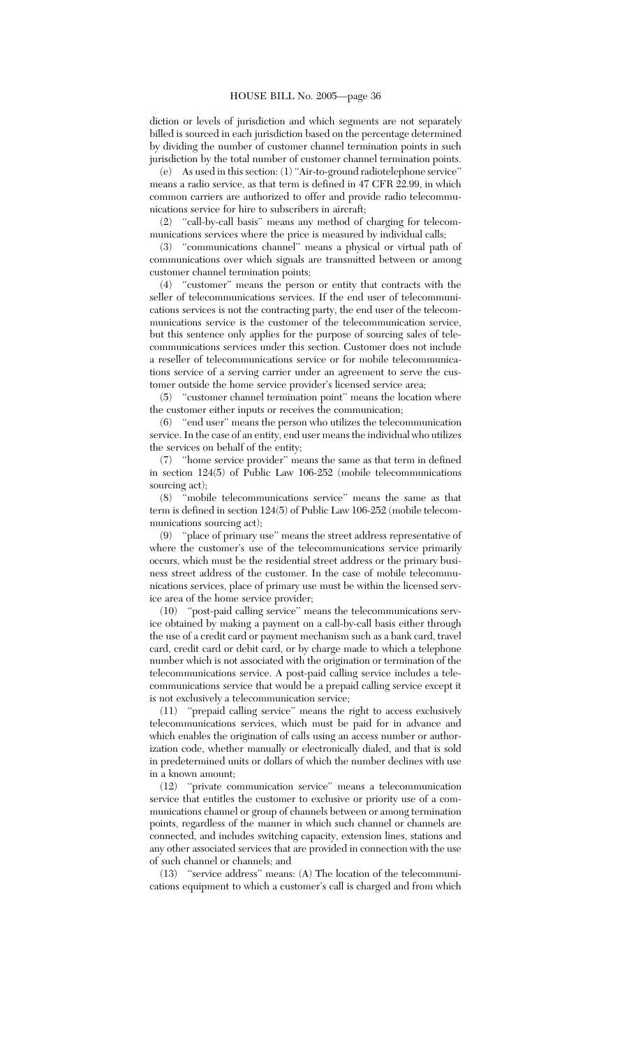diction or levels of jurisdiction and which segments are not separately billed is sourced in each jurisdiction based on the percentage determined by dividing the number of customer channel termination points in such jurisdiction by the total number of customer channel termination points.

(e) As used in this section: (1) "Air-to-ground radiotelephone service" means a radio service, as that term is defined in 47 CFR 22.99, in which common carriers are authorized to offer and provide radio telecommunications service for hire to subscribers in aircraft;

(2) "call-by-call basis" means any method of charging for telecommunications services where the price is measured by individual calls;

(3) "communications channel" means a physical or virtual path of communications over which signals are transmitted between or among customer channel termination points;

(4) "customer" means the person or entity that contracts with the seller of telecommunications services. If the end user of telecommunications services is not the contracting party, the end user of the telecommunications service is the customer of the telecommunication service, but this sentence only applies for the purpose of sourcing sales of telecommunications services under this section. Customer does not include a reseller of telecommunications service or for mobile telecommunications service of a serving carrier under an agreement to serve the customer outside the home service provider's licensed service area;

(5) "customer channel termination point" means the location where the customer either inputs or receives the communication;

(6) "end user" means the person who utilizes the telecommunication service. In the case of an entity, end user means the individual who utilizes the services on behalf of the entity;

(7) "home service provider" means the same as that term in defined in section 124(5) of Public Law 106-252 (mobile telecommunications sourcing act);

(8) "mobile telecommunications service" means the same as that term is defined in section 124(5) of Public Law 106-252 (mobile telecommunications sourcing act);

(9) "place of primary use" means the street address representative of where the customer's use of the telecommunications service primarily occurs, which must be the residential street address or the primary business street address of the customer. In the case of mobile telecommunications services, place of primary use must be within the licensed service area of the home service provider;

(10) "post-paid calling service" means the telecommunications service obtained by making a payment on a call-by-call basis either through the use of a credit card or payment mechanism such as a bank card, travel card, credit card or debit card, or by charge made to which a telephone number which is not associated with the origination or termination of the telecommunications service. A post-paid calling service includes a telecommunications service that would be a prepaid calling service except it is not exclusively a telecommunication service;

(11) "prepaid calling service" means the right to access exclusively telecommunications services, which must be paid for in advance and which enables the origination of calls using an access number or authorization code, whether manually or electronically dialed, and that is sold in predetermined units or dollars of which the number declines with use in a known amount;

(12) "private communication service" means a telecommunication service that entitles the customer to exclusive or priority use of a communications channel or group of channels between or among termination points, regardless of the manner in which such channel or channels are connected, and includes switching capacity, extension lines, stations and any other associated services that are provided in connection with the use of such channel or channels; and

(13) "service address" means: (A) The location of the telecommunications equipment to which a customer's call is charged and from which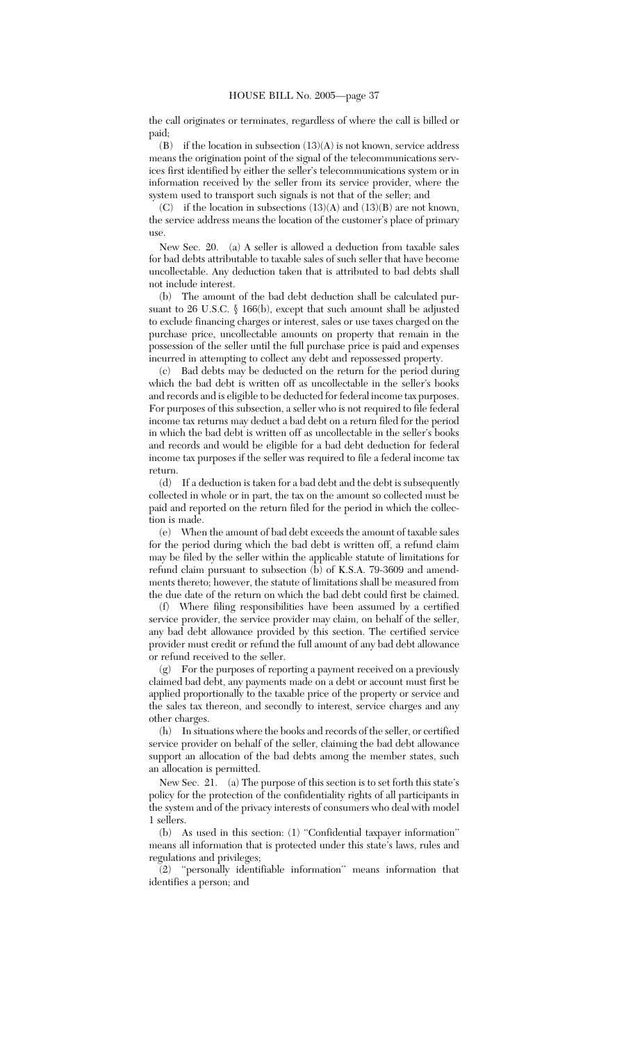the call originates or terminates, regardless of where the call is billed or paid;

(B) if the location in subsection (13)(A) is not known, service address means the origination point of the signal of the telecommunications services first identified by either the seller's telecommunications system or in information received by the seller from its service provider, where the system used to transport such signals is not that of the seller; and

(C) if the location in subsections (13)(A) and (13)(B) are not known, the service address means the location of the customer's place of primary use.

New Sec. 20. (a) A seller is allowed a deduction from taxable sales for bad debts attributable to taxable sales of such seller that have become uncollectable. Any deduction taken that is attributed to bad debts shall not include interest.

(b) The amount of the bad debt deduction shall be calculated pursuant to 26 U.S.C. § 166(b), except that such amount shall be adjusted to exclude financing charges or interest, sales or use taxes charged on the purchase price, uncollectable amounts on property that remain in the possession of the seller until the full purchase price is paid and expenses incurred in attempting to collect any debt and repossessed property.

(c) Bad debts may be deducted on the return for the period during which the bad debt is written off as uncollectable in the seller's books and records and is eligible to be deducted for federal income tax purposes. For purposes of this subsection, a seller who is not required to file federal income tax returns may deduct a bad debt on a return filed for the period in which the bad debt is written off as uncollectable in the seller's books and records and would be eligible for a bad debt deduction for federal income tax purposes if the seller was required to file a federal income tax return.

(d) If a deduction is taken for a bad debt and the debt is subsequently collected in whole or in part, the tax on the amount so collected must be paid and reported on the return filed for the period in which the collection is made.

(e) When the amount of bad debt exceeds the amount of taxable sales for the period during which the bad debt is written off, a refund claim may be filed by the seller within the applicable statute of limitations for refund claim pursuant to subsection (b) of K.S.A. 79-3609 and amendments thereto; however, the statute of limitations shall be measured from the due date of the return on which the bad debt could first be claimed.

(f) Where filing responsibilities have been assumed by a certified service provider, the service provider may claim, on behalf of the seller, any bad debt allowance provided by this section. The certified service provider must credit or refund the full amount of any bad debt allowance or refund received to the seller.

(g) For the purposes of reporting a payment received on a previously claimed bad debt, any payments made on a debt or account must first be applied proportionally to the taxable price of the property or service and the sales tax thereon, and secondly to interest, service charges and any other charges.

(h) In situations where the books and records of the seller, or certified service provider on behalf of the seller, claiming the bad debt allowance support an allocation of the bad debts among the member states, such an allocation is permitted.

New Sec. 21. (a) The purpose of this section is to set forth this state's policy for the protection of the confidentiality rights of all participants in the system and of the privacy interests of consumers who deal with model 1 sellers.

(b) As used in this section: (1) "Confidential taxpayer information" means all information that is protected under this state's laws, rules and regulations and privileges;

(2) "personally identifiable information" means information that identifies a person; and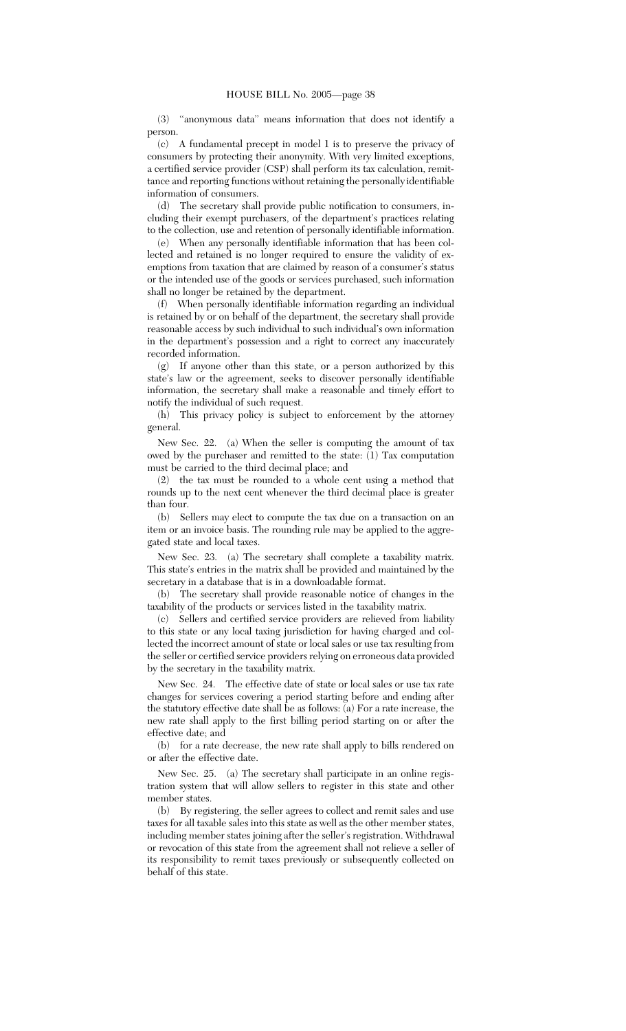(3) ''anonymous data'' means information that does not identify a person.

(c) A fundamental precept in model 1 is to preserve the privacy of consumers by protecting their anonymity. With very limited exceptions, a certified service provider (CSP) shall perform its tax calculation, remittance and reporting functions without retaining the personally identifiable information of consumers.

(d) The secretary shall provide public notification to consumers, including their exempt purchasers, of the department's practices relating to the collection, use and retention of personally identifiable information.

(e) When any personally identifiable information that has been collected and retained is no longer required to ensure the validity of exemptions from taxation that are claimed by reason of a consumer's status or the intended use of the goods or services purchased, such information shall no longer be retained by the department.

(f) When personally identifiable information regarding an individual is retained by or on behalf of the department, the secretary shall provide reasonable access by such individual to such individual's own information in the department's possession and a right to correct any inaccurately recorded information.

(g) If anyone other than this state, or a person authorized by this state's law or the agreement, seeks to discover personally identifiable information, the secretary shall make a reasonable and timely effort to notify the individual of such request.

(h) This privacy policy is subject to enforcement by the attorney general.

New Sec. 22. (a) When the seller is computing the amount of tax owed by the purchaser and remitted to the state: (1) Tax computation must be carried to the third decimal place; and

(2) the tax must be rounded to a whole cent using a method that rounds up to the next cent whenever the third decimal place is greater than four.

(b) Sellers may elect to compute the tax due on a transaction on an item or an invoice basis. The rounding rule may be applied to the aggregated state and local taxes.

New Sec. 23. (a) The secretary shall complete a taxability matrix. This state's entries in the matrix shall be provided and maintained by the secretary in a database that is in a downloadable format.

(b) The secretary shall provide reasonable notice of changes in the taxability of the products or services listed in the taxability matrix.

(c) Sellers and certified service providers are relieved from liability to this state or any local taxing jurisdiction for having charged and collected the incorrect amount of state or local sales or use tax resulting from the seller or certified service providers relying on erroneous data provided by the secretary in the taxability matrix.

New Sec. 24. The effective date of state or local sales or use tax rate changes for services covering a period starting before and ending after the statutory effective date shall be as follows: (a) For a rate increase, the new rate shall apply to the first billing period starting on or after the effective date; and

(b) for a rate decrease, the new rate shall apply to bills rendered on or after the effective date.

New Sec. 25. (a) The secretary shall participate in an online registration system that will allow sellers to register in this state and other member states.

(b) By registering, the seller agrees to collect and remit sales and use taxes for all taxable sales into this state as well as the other member states, including member states joining after the seller's registration. Withdrawal or revocation of this state from the agreement shall not relieve a seller of its responsibility to remit taxes previously or subsequently collected on behalf of this state.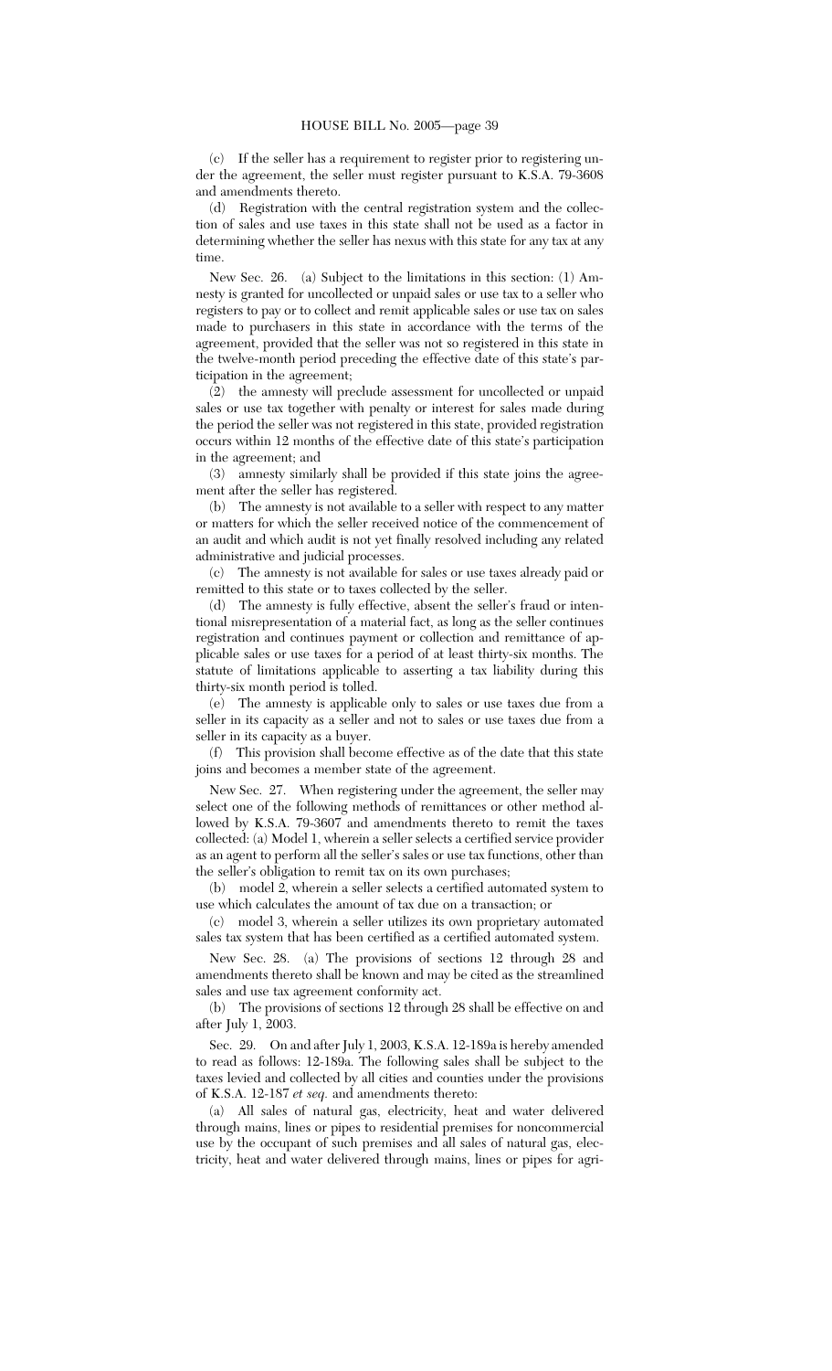(c) If the seller has a requirement to register prior to registering under the agreement, the seller must register pursuant to K.S.A. 79-3608 and amendments thereto.

(d) Registration with the central registration system and the collection of sales and use taxes in this state shall not be used as a factor in determining whether the seller has nexus with this state for any tax at any time.

New Sec. 26. (a) Subject to the limitations in this section: (1) Amnesty is granted for uncollected or unpaid sales or use tax to a seller who registers to pay or to collect and remit applicable sales or use tax on sales made to purchasers in this state in accordance with the terms of the agreement, provided that the seller was not so registered in this state in the twelve-month period preceding the effective date of this state's participation in the agreement;

(2) the amnesty will preclude assessment for uncollected or unpaid sales or use tax together with penalty or interest for sales made during the period the seller was not registered in this state, provided registration occurs within 12 months of the effective date of this state's participation in the agreement; and

(3) amnesty similarly shall be provided if this state joins the agreement after the seller has registered.

(b) The amnesty is not available to a seller with respect to any matter or matters for which the seller received notice of the commencement of an audit and which audit is not yet finally resolved including any related administrative and judicial processes.

(c) The amnesty is not available for sales or use taxes already paid or remitted to this state or to taxes collected by the seller.

(d) The amnesty is fully effective, absent the seller's fraud or intentional misrepresentation of a material fact, as long as the seller continues registration and continues payment or collection and remittance of applicable sales or use taxes for a period of at least thirty-six months. The statute of limitations applicable to asserting a tax liability during this thirty-six month period is tolled.

(e) The amnesty is applicable only to sales or use taxes due from a seller in its capacity as a seller and not to sales or use taxes due from a seller in its capacity as a buyer.

(f) This provision shall become effective as of the date that this state joins and becomes a member state of the agreement.

New Sec. 27. When registering under the agreement, the seller may select one of the following methods of remittances or other method allowed by K.S.A. 79-3607 and amendments thereto to remit the taxes collected: (a) Model 1, wherein a seller selects a certified service provider as an agent to perform all the seller's sales or use tax functions, other than the seller's obligation to remit tax on its own purchases;

(b) model 2, wherein a seller selects a certified automated system to use which calculates the amount of tax due on a transaction; or

(c) model 3, wherein a seller utilizes its own proprietary automated sales tax system that has been certified as a certified automated system.

New Sec. 28. (a) The provisions of sections 12 through 28 and amendments thereto shall be known and may be cited as the streamlined sales and use tax agreement conformity act.

(b) The provisions of sections 12 through 28 shall be effective on and after July 1, 2003.

Sec. 29. On and after July 1, 2003, K.S.A. 12-189a is hereby amended to read as follows: 12-189a. The following sales shall be subject to the taxes levied and collected by all cities and counties under the provisions of K.S.A. 12-187 *et seq.* and amendments thereto:

(a) All sales of natural gas, electricity, heat and water delivered through mains, lines or pipes to residential premises for noncommercial use by the occupant of such premises and all sales of natural gas, electricity, heat and water delivered through mains, lines or pipes for agri-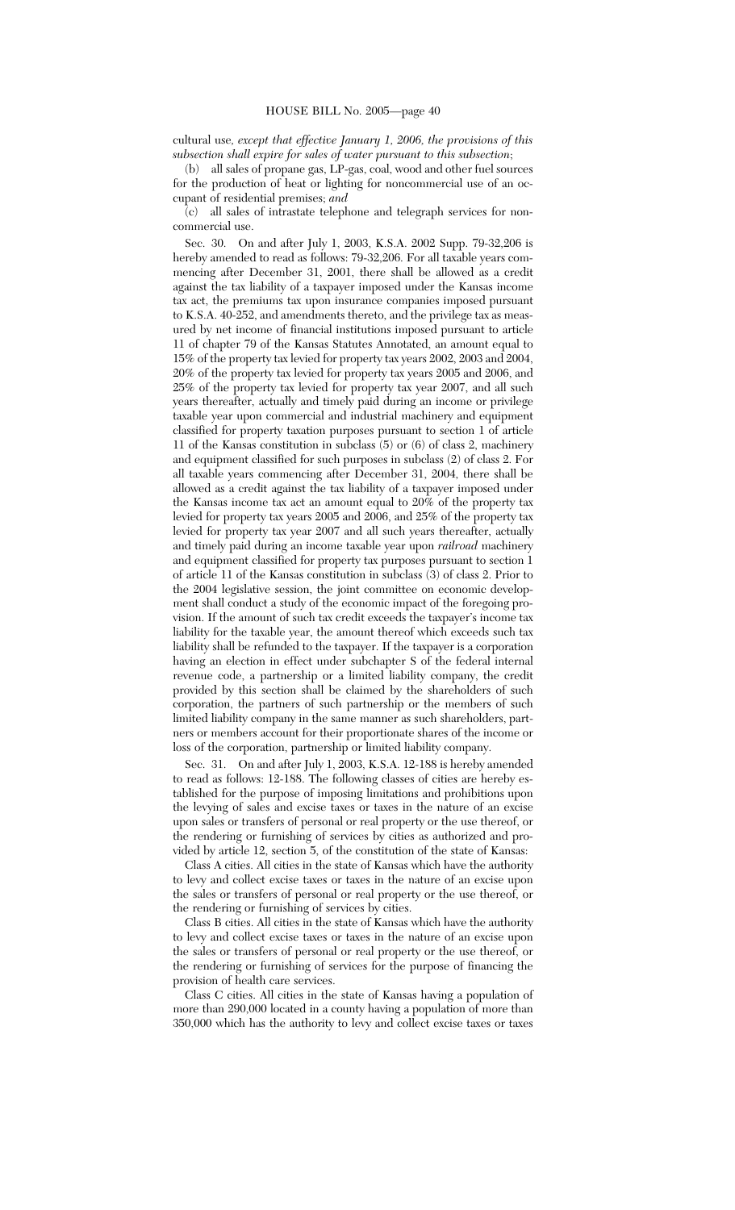cultural use*, except that effective January 1, 2006, the provisions of this subsection shall expire for sales of water pursuant to this subsection*;

(b) all sales of propane gas, LP-gas, coal, wood and other fuel sources for the production of heat or lighting for noncommercial use of an occupant of residential premises; *and*

(c) all sales of intrastate telephone and telegraph services for noncommercial use.

Sec. 30. On and after July 1, 2003, K.S.A. 2002 Supp. 79-32,206 is hereby amended to read as follows: 79-32,206. For all taxable years commencing after December 31, 2001, there shall be allowed as a credit against the tax liability of a taxpayer imposed under the Kansas income tax act, the premiums tax upon insurance companies imposed pursuant to K.S.A. 40-252, and amendments thereto, and the privilege tax as measured by net income of financial institutions imposed pursuant to article 11 of chapter 79 of the Kansas Statutes Annotated, an amount equal to 15% of the property tax levied for property tax years 2002, 2003 and 2004, 20% of the property tax levied for property tax years 2005 and 2006, and 25% of the property tax levied for property tax year 2007, and all such years thereafter, actually and timely paid during an income or privilege taxable year upon commercial and industrial machinery and equipment classified for property taxation purposes pursuant to section 1 of article 11 of the Kansas constitution in subclass (5) or (6) of class 2, machinery and equipment classified for such purposes in subclass (2) of class 2. For all taxable years commencing after December 31, 2004, there shall be allowed as a credit against the tax liability of a taxpayer imposed under the Kansas income tax act an amount equal to 20% of the property tax levied for property tax years 2005 and 2006, and 25% of the property tax levied for property tax year 2007 and all such years thereafter, actually and timely paid during an income taxable year upon *railroad* machinery and equipment classified for property tax purposes pursuant to section 1 of article 11 of the Kansas constitution in subclass (3) of class 2. Prior to the 2004 legislative session, the joint committee on economic development shall conduct a study of the economic impact of the foregoing provision. If the amount of such tax credit exceeds the taxpayer's income tax liability for the taxable year, the amount thereof which exceeds such tax liability shall be refunded to the taxpayer. If the taxpayer is a corporation having an election in effect under subchapter S of the federal internal revenue code, a partnership or a limited liability company, the credit provided by this section shall be claimed by the shareholders of such corporation, the partners of such partnership or the members of such limited liability company in the same manner as such shareholders, partners or members account for their proportionate shares of the income or loss of the corporation, partnership or limited liability company.

Sec. 31. On and after July 1, 2003, K.S.A. 12-188 is hereby amended to read as follows: 12-188. The following classes of cities are hereby established for the purpose of imposing limitations and prohibitions upon the levying of sales and excise taxes or taxes in the nature of an excise upon sales or transfers of personal or real property or the use thereof, or the rendering or furnishing of services by cities as authorized and provided by article 12, section 5, of the constitution of the state of Kansas:

Class A cities. All cities in the state of Kansas which have the authority to levy and collect excise taxes or taxes in the nature of an excise upon the sales or transfers of personal or real property or the use thereof, or the rendering or furnishing of services by cities.

Class B cities. All cities in the state of Kansas which have the authority to levy and collect excise taxes or taxes in the nature of an excise upon the sales or transfers of personal or real property or the use thereof, or the rendering or furnishing of services for the purpose of financing the provision of health care services.

Class C cities. All cities in the state of Kansas having a population of more than 290,000 located in a county having a population of more than 350,000 which has the authority to levy and collect excise taxes or taxes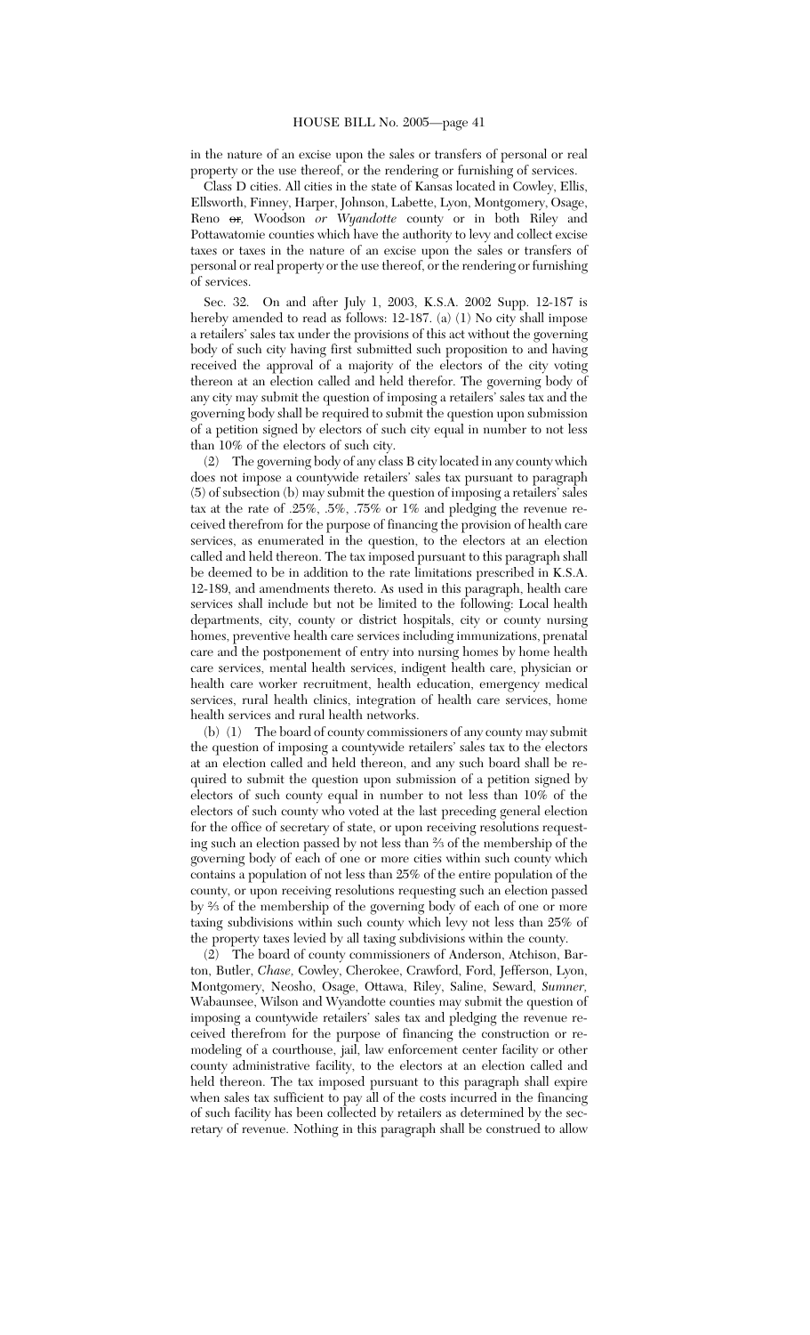in the nature of an excise upon the sales or transfers of personal or real property or the use thereof, or the rendering or furnishing of services.

Class D cities. All cities in the state of Kansas located in Cowley, Ellis, Ellsworth, Finney, Harper, Johnson, Labette, Lyon, Montgomery, Osage, Reno ~~or~~, Woodson *or Wyandotte* county or in both Riley and Pottawatomie counties which have the authority to levy and collect excise taxes or taxes in the nature of an excise upon the sales or transfers of personal or real property or the use thereof, or the rendering or furnishing of services.

Sec. 32. On and after July 1, 2003, K.S.A. 2002 Supp. 12-187 is hereby amended to read as follows: 12-187. (a) (1) No city shall impose a retailers' sales tax under the provisions of this act without the governing body of such city having first submitted such proposition to and having received the approval of a majority of the electors of the city voting thereon at an election called and held therefor. The governing body of any city may submit the question of imposing a retailers' sales tax and the governing body shall be required to submit the question upon submission of a petition signed by electors of such city equal in number to not less than 10% of the electors of such city.

(2) The governing body of any class B city located in any county which does not impose a countywide retailers' sales tax pursuant to paragraph (5) of subsection (b) may submit the question of imposing a retailers' sales tax at the rate of .25%, .5%, .75% or 1% and pledging the revenue received therefrom for the purpose of financing the provision of health care services, as enumerated in the question, to the electors at an election called and held thereon. The tax imposed pursuant to this paragraph shall be deemed to be in addition to the rate limitations prescribed in K.S.A. 12-189, and amendments thereto. As used in this paragraph, health care services shall include but not be limited to the following: Local health departments, city, county or district hospitals, city or county nursing homes, preventive health care services including immunizations, prenatal care and the postponement of entry into nursing homes by home health care services, mental health services, indigent health care, physician or health care worker recruitment, health education, emergency medical services, rural health clinics, integration of health care services, home health services and rural health networks.

(b) (1) The board of county commissioners of any county may submit the question of imposing a countywide retailers' sales tax to the electors at an election called and held thereon, and any such board shall be required to submit the question upon submission of a petition signed by electors of such county equal in number to not less than 10% of the electors of such county who voted at the last preceding general election for the office of secretary of state, or upon receiving resolutions requesting such an election passed by not less than ⅔ of the membership of the governing body of each of one or more cities within such county which contains a population of not less than 25% of the entire population of the county, or upon receiving resolutions requesting such an election passed by ⅔ of the membership of the governing body of each of one or more taxing subdivisions within such county which levy not less than 25% of the property taxes levied by all taxing subdivisions within the county.

(2) The board of county commissioners of Anderson, Atchison, Barton, Butler, *Chase,* Cowley, Cherokee, Crawford, Ford, Jefferson, Lyon, Montgomery, Neosho, Osage, Ottawa, Riley, Saline, Seward, *Sumner,* Wabaunsee, Wilson and Wyandotte counties may submit the question of imposing a countywide retailers' sales tax and pledging the revenue received therefrom for the purpose of financing the construction or remodeling of a courthouse, jail, law enforcement center facility or other county administrative facility, to the electors at an election called and held thereon. The tax imposed pursuant to this paragraph shall expire when sales tax sufficient to pay all of the costs incurred in the financing of such facility has been collected by retailers as determined by the secretary of revenue. Nothing in this paragraph shall be construed to allow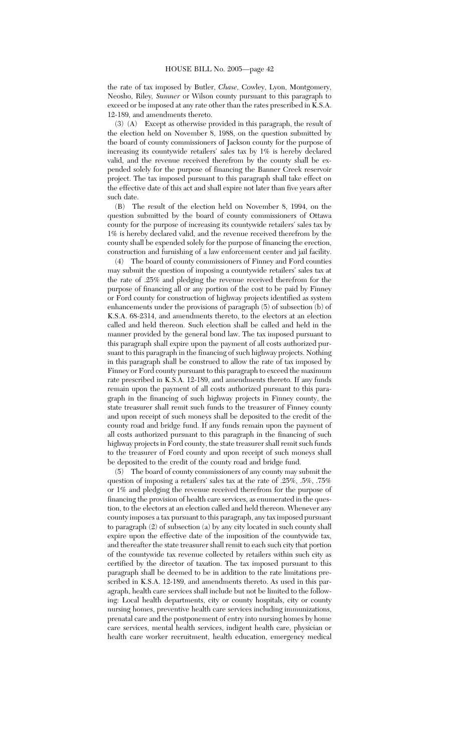the rate of tax imposed by Butler, *Chase*, Cowley, Lyon, Montgomery, Neosho, Riley, *Sumner* or Wilson county pursuant to this paragraph to exceed or be imposed at any rate other than the rates prescribed in K.S.A. 12-189, and amendments thereto.

(3) (A) Except as otherwise provided in this paragraph, the result of the election held on November 8, 1988, on the question submitted by the board of county commissioners of Jackson county for the purpose of increasing its countywide retailers' sales tax by 1% is hereby declared valid, and the revenue received therefrom by the county shall be expended solely for the purpose of financing the Banner Creek reservoir project. The tax imposed pursuant to this paragraph shall take effect on the effective date of this act and shall expire not later than five years after such date.

(B) The result of the election held on November 8, 1994, on the question submitted by the board of county commissioners of Ottawa county for the purpose of increasing its countywide retailers' sales tax by 1% is hereby declared valid, and the revenue received therefrom by the county shall be expended solely for the purpose of financing the erection, construction and furnishing of a law enforcement center and jail facility.

(4) The board of county commissioners of Finney and Ford counties may submit the question of imposing a countywide retailers' sales tax at the rate of .25% and pledging the revenue received therefrom for the purpose of financing all or any portion of the cost to be paid by Finney or Ford county for construction of highway projects identified as system enhancements under the provisions of paragraph (5) of subsection (b) of K.S.A. 68-2314, and amendments thereto, to the electors at an election called and held thereon. Such election shall be called and held in the manner provided by the general bond law. The tax imposed pursuant to this paragraph shall expire upon the payment of all costs authorized pursuant to this paragraph in the financing of such highway projects. Nothing in this paragraph shall be construed to allow the rate of tax imposed by Finney or Ford county pursuant to this paragraph to exceed the maximum rate prescribed in K.S.A. 12-189, and amendments thereto. If any funds remain upon the payment of all costs authorized pursuant to this paragraph in the financing of such highway projects in Finney county, the state treasurer shall remit such funds to the treasurer of Finney county and upon receipt of such moneys shall be deposited to the credit of the county road and bridge fund. If any funds remain upon the payment of all costs authorized pursuant to this paragraph in the financing of such highway projects in Ford county, the state treasurer shall remit such funds to the treasurer of Ford county and upon receipt of such moneys shall be deposited to the credit of the county road and bridge fund.

(5) The board of county commissioners of any county may submit the question of imposing a retailers' sales tax at the rate of .25%, .5%, .75% or 1% and pledging the revenue received therefrom for the purpose of financing the provision of health care services, as enumerated in the question, to the electors at an election called and held thereon. Whenever any county imposes a tax pursuant to this paragraph, any tax imposed pursuant to paragraph (2) of subsection (a) by any city located in such county shall expire upon the effective date of the imposition of the countywide tax, and thereafter the state treasurer shall remit to each such city that portion of the countywide tax revenue collected by retailers within such city as certified by the director of taxation. The tax imposed pursuant to this paragraph shall be deemed to be in addition to the rate limitations prescribed in K.S.A. 12-189, and amendments thereto. As used in this paragraph, health care services shall include but not be limited to the following: Local health departments, city or county hospitals, city or county nursing homes, preventive health care services including immunizations, prenatal care and the postponement of entry into nursing homes by home care services, mental health services, indigent health care, physician or health care worker recruitment, health education, emergency medical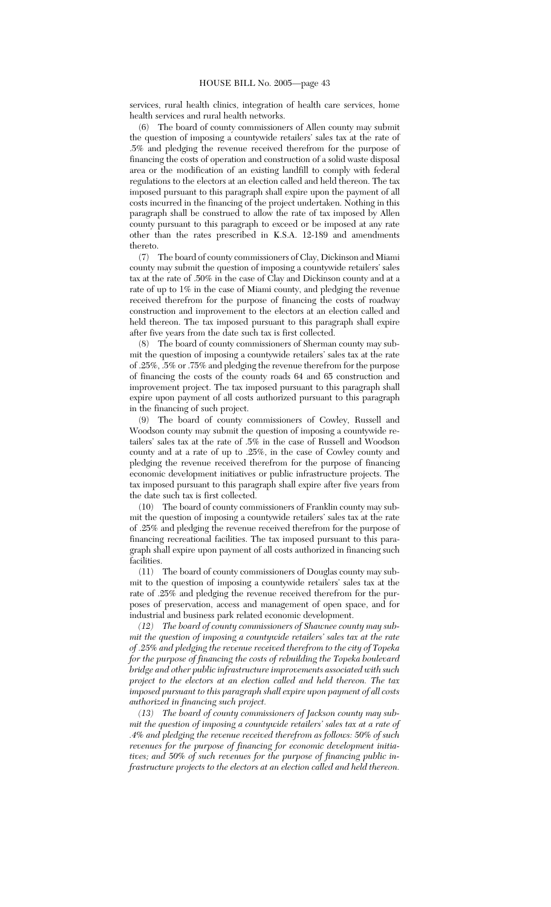services, rural health clinics, integration of health care services, home health services and rural health networks.

(6) The board of county commissioners of Allen county may submit the question of imposing a countywide retailers' sales tax at the rate of .5% and pledging the revenue received therefrom for the purpose of financing the costs of operation and construction of a solid waste disposal area or the modification of an existing landfill to comply with federal regulations to the electors at an election called and held thereon. The tax imposed pursuant to this paragraph shall expire upon the payment of all costs incurred in the financing of the project undertaken. Nothing in this paragraph shall be construed to allow the rate of tax imposed by Allen county pursuant to this paragraph to exceed or be imposed at any rate other than the rates prescribed in K.S.A. 12-189 and amendments thereto.

(7) The board of county commissioners of Clay, Dickinson and Miami county may submit the question of imposing a countywide retailers' sales tax at the rate of .50% in the case of Clay and Dickinson county and at a rate of up to 1% in the case of Miami county, and pledging the revenue received therefrom for the purpose of financing the costs of roadway construction and improvement to the electors at an election called and held thereon. The tax imposed pursuant to this paragraph shall expire after five years from the date such tax is first collected.

(8) The board of county commissioners of Sherman county may submit the question of imposing a countywide retailers' sales tax at the rate of .25%, .5% or .75% and pledging the revenue therefrom for the purpose of financing the costs of the county roads 64 and 65 construction and improvement project. The tax imposed pursuant to this paragraph shall expire upon payment of all costs authorized pursuant to this paragraph in the financing of such project.

(9) The board of county commissioners of Cowley, Russell and Woodson county may submit the question of imposing a countywide retailers' sales tax at the rate of .5% in the case of Russell and Woodson county and at a rate of up to .25%, in the case of Cowley county and pledging the revenue received therefrom for the purpose of financing economic development initiatives or public infrastructure projects. The tax imposed pursuant to this paragraph shall expire after five years from the date such tax is first collected.

(10) The board of county commissioners of Franklin county may submit the question of imposing a countywide retailers' sales tax at the rate of .25% and pledging the revenue received therefrom for the purpose of financing recreational facilities. The tax imposed pursuant to this paragraph shall expire upon payment of all costs authorized in financing such facilities.

(11) The board of county commissioners of Douglas county may submit to the question of imposing a countywide retailers' sales tax at the rate of .25% and pledging the revenue received therefrom for the purposes of preservation, access and management of open space, and for industrial and business park related economic development.

*(12) The board of county commissioners of Shawnee county may submit the question of imposing a countywide retailers' sales tax at the rate of .25% and pledging the revenue received therefrom to the city of Topeka for the purpose of financing the costs of rebuilding the Topeka boulevard bridge and other public infrastructure improvements associated with such project to the electors at an election called and held thereon. The tax imposed pursuant to this paragraph shall expire upon payment of all costs authorized in financing such project.*

*(13) The board of county commissioners of Jackson county may submit the question of imposing a countywide retailers' sales tax at a rate of .4% and pledging the revenue received therefrom as follows: 50% of such revenues for the purpose of financing for economic development initiatives; and 50% of such revenues for the purpose of financing public infrastructure projects to the electors at an election called and held thereon.*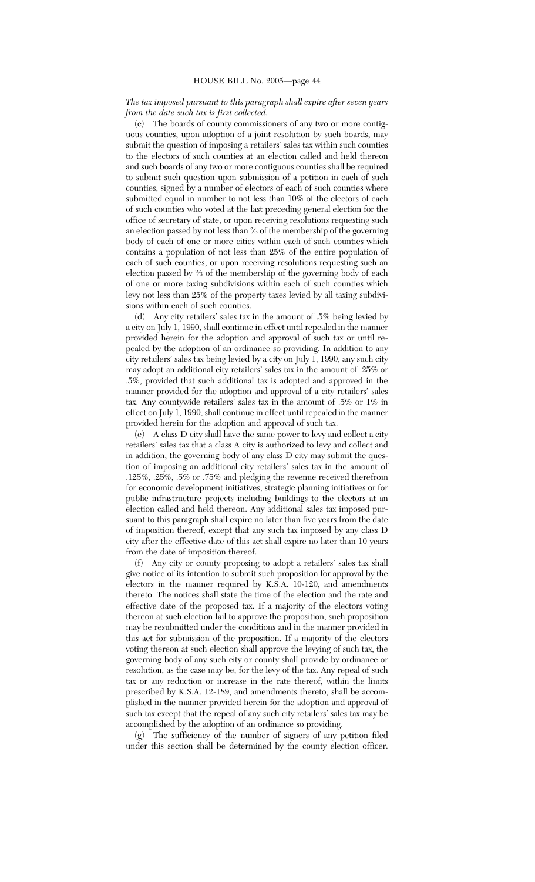*The tax imposed pursuant to this paragraph shall expire after seven years from the date such tax is first collected.*

(c) The boards of county commissioners of any two or more contiguous counties, upon adoption of a joint resolution by such boards, may submit the question of imposing a retailers' sales tax within such counties to the electors of such counties at an election called and held thereon and such boards of any two or more contiguous counties shall be required to submit such question upon submission of a petition in each of such counties, signed by a number of electors of each of such counties where submitted equal in number to not less than 10% of the electors of each of such counties who voted at the last preceding general election for the office of secretary of state, or upon receiving resolutions requesting such an election passed by not less than ⅔ of the membership of the governing body of each of one or more cities within each of such counties which contains a population of not less than 25% of the entire population of each of such counties, or upon receiving resolutions requesting such an election passed by ⅔ of the membership of the governing body of each of one or more taxing subdivisions within each of such counties which levy not less than 25% of the property taxes levied by all taxing subdivisions within each of such counties.

(d) Any city retailers' sales tax in the amount of .5% being levied by a city on July 1, 1990, shall continue in effect until repealed in the manner provided herein for the adoption and approval of such tax or until repealed by the adoption of an ordinance so providing. In addition to any city retailers' sales tax being levied by a city on July 1, 1990, any such city may adopt an additional city retailers' sales tax in the amount of .25% or .5%, provided that such additional tax is adopted and approved in the manner provided for the adoption and approval of a city retailers' sales tax. Any countywide retailers' sales tax in the amount of .5% or 1% in effect on July 1, 1990, shall continue in effect until repealed in the manner provided herein for the adoption and approval of such tax.

(e) A class D city shall have the same power to levy and collect a city retailers' sales tax that a class A city is authorized to levy and collect and in addition, the governing body of any class D city may submit the question of imposing an additional city retailers' sales tax in the amount of .125%, .25%, .5% or .75% and pledging the revenue received therefrom for economic development initiatives, strategic planning initiatives or for public infrastructure projects including buildings to the electors at an election called and held thereon. Any additional sales tax imposed pursuant to this paragraph shall expire no later than five years from the date of imposition thereof, except that any such tax imposed by any class D city after the effective date of this act shall expire no later than 10 years from the date of imposition thereof.

(f) Any city or county proposing to adopt a retailers' sales tax shall give notice of its intention to submit such proposition for approval by the electors in the manner required by K.S.A. 10-120, and amendments thereto. The notices shall state the time of the election and the rate and effective date of the proposed tax. If a majority of the electors voting thereon at such election fail to approve the proposition, such proposition may be resubmitted under the conditions and in the manner provided in this act for submission of the proposition. If a majority of the electors voting thereon at such election shall approve the levying of such tax, the governing body of any such city or county shall provide by ordinance or resolution, as the case may be, for the levy of the tax. Any repeal of such tax or any reduction or increase in the rate thereof, within the limits prescribed by K.S.A. 12-189, and amendments thereto, shall be accomplished in the manner provided herein for the adoption and approval of such tax except that the repeal of any such city retailers' sales tax may be accomplished by the adoption of an ordinance so providing.

(g) The sufficiency of the number of signers of any petition filed under this section shall be determined by the county election officer.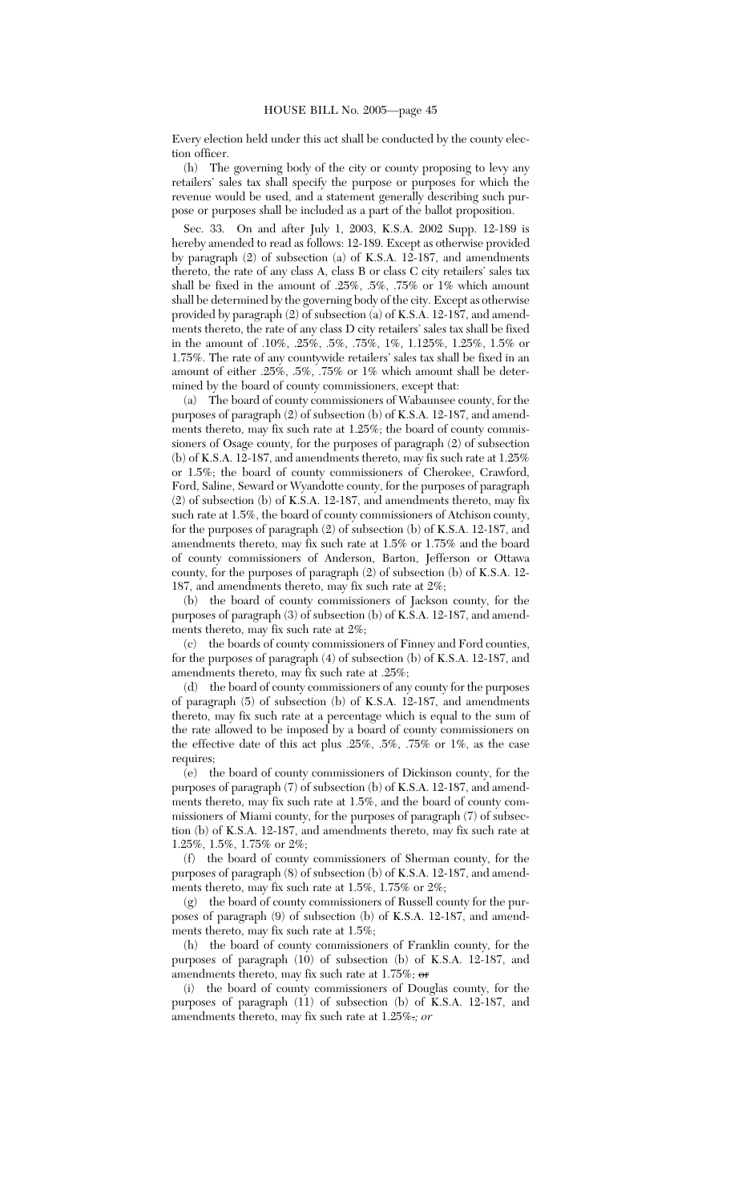Every election held under this act shall be conducted by the county election officer.

(h) The governing body of the city or county proposing to levy any retailers' sales tax shall specify the purpose or purposes for which the revenue would be used, and a statement generally describing such purpose or purposes shall be included as a part of the ballot proposition.

Sec. 33. On and after July 1, 2003, K.S.A. 2002 Supp. 12-189 is hereby amended to read as follows: 12-189. Except as otherwise provided by paragraph (2) of subsection (a) of K.S.A. 12-187, and amendments thereto, the rate of any class A, class B or class C city retailers' sales tax shall be fixed in the amount of .25%, .5%, .75% or 1% which amount shall be determined by the governing body of the city. Except as otherwise provided by paragraph (2) of subsection (a) of K.S.A. 12-187, and amendments thereto, the rate of any class D city retailers' sales tax shall be fixed in the amount of .10%, .25%, .5%, .75%, 1%, 1.125%, 1.25%, 1.5% or 1.75%. The rate of any countywide retailers' sales tax shall be fixed in an amount of either .25%, .5%, .75% or 1% which amount shall be determined by the board of county commissioners, except that:

(a) The board of county commissioners of Wabaunsee county, for the purposes of paragraph (2) of subsection (b) of K.S.A. 12-187, and amendments thereto, may fix such rate at 1.25%; the board of county commissioners of Osage county, for the purposes of paragraph (2) of subsection (b) of K.S.A. 12-187, and amendments thereto, may fix such rate at 1.25% or 1.5%; the board of county commissioners of Cherokee, Crawford, Ford, Saline, Seward or Wyandotte county, for the purposes of paragraph (2) of subsection (b) of K.S.A. 12-187, and amendments thereto, may fix such rate at 1.5%, the board of county commissioners of Atchison county, for the purposes of paragraph (2) of subsection (b) of K.S.A. 12-187, and amendments thereto, may fix such rate at 1.5% or 1.75% and the board of county commissioners of Anderson, Barton, Jefferson or Ottawa county, for the purposes of paragraph (2) of subsection (b) of K.S.A. 12-187, and amendments thereto, may fix such rate at 2%;

(b) the board of county commissioners of Jackson county, for the purposes of paragraph (3) of subsection (b) of K.S.A. 12-187, and amendments thereto, may fix such rate at 2%;

(c) the boards of county commissioners of Finney and Ford counties, for the purposes of paragraph (4) of subsection (b) of K.S.A. 12-187, and amendments thereto, may fix such rate at .25%;

(d) the board of county commissioners of any county for the purposes of paragraph (5) of subsection (b) of K.S.A. 12-187, and amendments thereto, may fix such rate at a percentage which is equal to the sum of the rate allowed to be imposed by a board of county commissioners on the effective date of this act plus .25%, .5%, .75% or 1%, as the case requires;

(e) the board of county commissioners of Dickinson county, for the purposes of paragraph (7) of subsection (b) of K.S.A. 12-187, and amendments thereto, may fix such rate at 1.5%, and the board of county commissioners of Miami county, for the purposes of paragraph (7) of subsection (b) of K.S.A. 12-187, and amendments thereto, may fix such rate at 1.25%, 1.5%, 1.75% or 2%;

(f) the board of county commissioners of Sherman county, for the purposes of paragraph (8) of subsection (b) of K.S.A. 12-187, and amendments thereto, may fix such rate at 1.5%, 1.75% or 2%;

(g) the board of county commissioners of Russell county for the purposes of paragraph (9) of subsection (b) of K.S.A. 12-187, and amendments thereto, may fix such rate at 1.5%;

(h) the board of county commissioners of Franklin county, for the purposes of paragraph (10) of subsection (b) of K.S.A. 12-187, and amendments thereto, may fix such rate at 1.75%; ~~or~~

(i) the board of county commissioners of Douglas county, for the purposes of paragraph (11) of subsection (b) of K.S.A. 12-187, and amendments thereto, may fix such rate at 1.25%~~.~~*; or*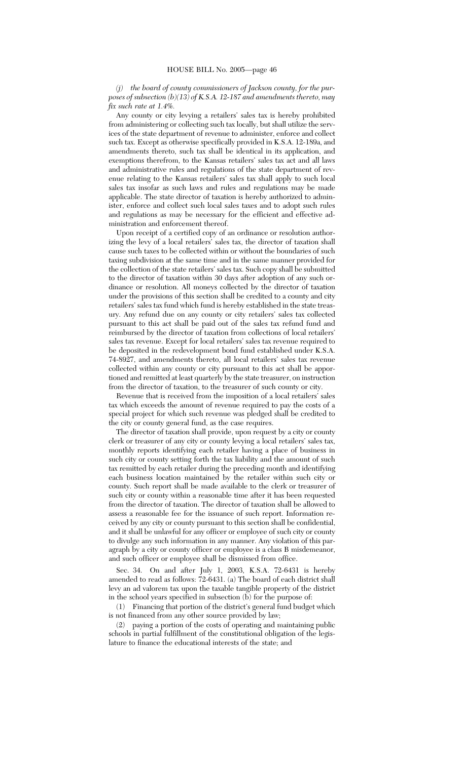*(j) the board of county commissioners of Jackson county, for the purposes of subsection (b)(13) of K.S.A. 12-187 and amendments thereto, may fix such rate at 1.4%.*

Any county or city levying a retailers' sales tax is hereby prohibited from administering or collecting such tax locally, but shall utilize the services of the state department of revenue to administer, enforce and collect such tax. Except as otherwise specifically provided in K.S.A. 12-189a, and amendments thereto, such tax shall be identical in its application, and exemptions therefrom, to the Kansas retailers' sales tax act and all laws and administrative rules and regulations of the state department of revenue relating to the Kansas retailers' sales tax shall apply to such local sales tax insofar as such laws and rules and regulations may be made applicable. The state director of taxation is hereby authorized to administer, enforce and collect such local sales taxes and to adopt such rules and regulations as may be necessary for the efficient and effective administration and enforcement thereof.

Upon receipt of a certified copy of an ordinance or resolution authorizing the levy of a local retailers' sales tax, the director of taxation shall cause such taxes to be collected within or without the boundaries of such taxing subdivision at the same time and in the same manner provided for the collection of the state retailers' sales tax. Such copy shall be submitted to the director of taxation within 30 days after adoption of any such ordinance or resolution. All moneys collected by the director of taxation under the provisions of this section shall be credited to a county and city retailers' sales tax fund which fund is hereby established in the state treasury. Any refund due on any county or city retailers' sales tax collected pursuant to this act shall be paid out of the sales tax refund fund and reimbursed by the director of taxation from collections of local retailers' sales tax revenue. Except for local retailers' sales tax revenue required to be deposited in the redevelopment bond fund established under K.S.A. 74-8927, and amendments thereto, all local retailers' sales tax revenue collected within any county or city pursuant to this act shall be apportioned and remitted at least quarterly by the state treasurer, on instruction from the director of taxation, to the treasurer of such county or city.

Revenue that is received from the imposition of a local retailers' sales tax which exceeds the amount of revenue required to pay the costs of a special project for which such revenue was pledged shall be credited to the city or county general fund, as the case requires.

The director of taxation shall provide, upon request by a city or county clerk or treasurer of any city or county levying a local retailers' sales tax, monthly reports identifying each retailer having a place of business in such city or county setting forth the tax liability and the amount of such tax remitted by each retailer during the preceding month and identifying each business location maintained by the retailer within such city or county. Such report shall be made available to the clerk or treasurer of such city or county within a reasonable time after it has been requested from the director of taxation. The director of taxation shall be allowed to assess a reasonable fee for the issuance of such report. Information received by any city or county pursuant to this section shall be confidential, and it shall be unlawful for any officer or employee of such city or county to divulge any such information in any manner. Any violation of this paragraph by a city or county officer or employee is a class B misdemeanor, and such officer or employee shall be dismissed from office.

Sec. 34. On and after July 1, 2003, K.S.A. 72-6431 is hereby amended to read as follows: 72-6431. (a) The board of each district shall levy an ad valorem tax upon the taxable tangible property of the district in the school years specified in subsection (b) for the purpose of:

(1) Financing that portion of the district's general fund budget which is not financed from any other source provided by law;

(2) paying a portion of the costs of operating and maintaining public schools in partial fulfillment of the constitutional obligation of the legislature to finance the educational interests of the state; and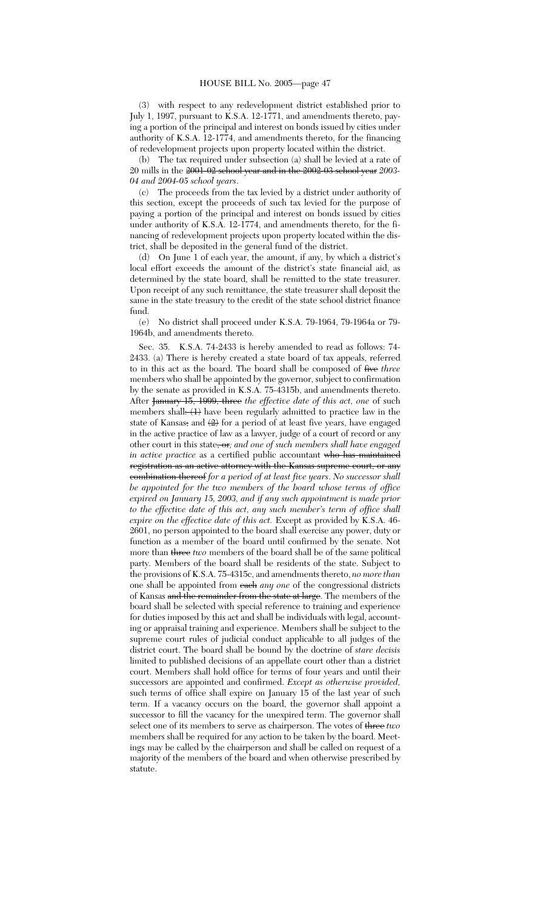(3) with respect to any redevelopment district established prior to July 1, 1997, pursuant to K.S.A. 12-1771, and amendments thereto, paying a portion of the principal and interest on bonds issued by cities under authority of K.S.A. 12-1774, and amendments thereto, for the financing of redevelopment projects upon property located within the district.

(b) The tax required under subsection (a) shall be levied at a rate of 20 mills in the ~~2001-02 school year and in the 2002-03 school year~~ *2003-04 and 2004-05 school years*.

(c) The proceeds from the tax levied by a district under authority of this section, except the proceeds of such tax levied for the purpose of paying a portion of the principal and interest on bonds issued by cities under authority of K.S.A. 12-1774, and amendments thereto, for the financing of redevelopment projects upon property located within the district, shall be deposited in the general fund of the district.

(d) On June 1 of each year, the amount, if any, by which a district's local effort exceeds the amount of the district's state financial aid, as determined by the state board, shall be remitted to the state treasurer. Upon receipt of any such remittance, the state treasurer shall deposit the same in the state treasury to the credit of the state school district finance fund.

(e) No district shall proceed under K.S.A. 79-1964, 79-1964a or 79-1964b, and amendments thereto.

Sec. 35. K.S.A. 74-2433 is hereby amended to read as follows: 74-2433. (a) There is hereby created a state board of tax appeals, referred to in this act as the board. The board shall be composed of ~~five~~ *three* members who shall be appointed by the governor, subject to confirmation by the senate as provided in K.S.A. 75-4315b, and amendments thereto. After ~~January 15, 1999, three~~ *the effective date of this act, one* of such members shall~~: (1)~~ have been regularly admitted to practice law in the state of Kansas~~,~~ and ~~(2)~~ for a period of at least five years, have engaged in the active practice of law as a lawyer, judge of a court of record or any other court in this state~~, or~~*; and one of such members shall have engaged in active practice* as a certified public accountant ~~who has maintained registration as an active attorney with the Kansas supreme court, or any combination thereof~~ *for a period of at least five years. No successor shall be appointed for the two members of the board whose terms of office expired on January 15, 2003, and if any such appointment is made prior to the effective date of this act, any such member's term of office shall expire on the effective date of this act.* Except as provided by K.S.A. 46-2601, no person appointed to the board shall exercise any power, duty or function as a member of the board until confirmed by the senate. Not more than ~~three~~ *two* members of the board shall be of the same political party. Members of the board shall be residents of the state. Subject to the provisions of K.S.A. 75-4315c, and amendments thereto, *no more than* one shall be appointed from ~~each~~ *any one* of the congressional districts of Kansas ~~and the remainder from the state at large~~. The members of the board shall be selected with special reference to training and experience for duties imposed by this act and shall be individuals with legal, accounting or appraisal training and experience. Members shall be subject to the supreme court rules of judicial conduct applicable to all judges of the district court. The board shall be bound by the doctrine of *stare decisis* limited to published decisions of an appellate court other than a district court. Members shall hold office for terms of four years and until their successors are appointed and confirmed. *Except as otherwise provided,* such terms of office shall expire on January 15 of the last year of such term. If a vacancy occurs on the board, the governor shall appoint a successor to fill the vacancy for the unexpired term. The governor shall select one of its members to serve as chairperson. The votes of ~~three~~ *two* members shall be required for any action to be taken by the board. Meetings may be called by the chairperson and shall be called on request of a majority of the members of the board and when otherwise prescribed by statute.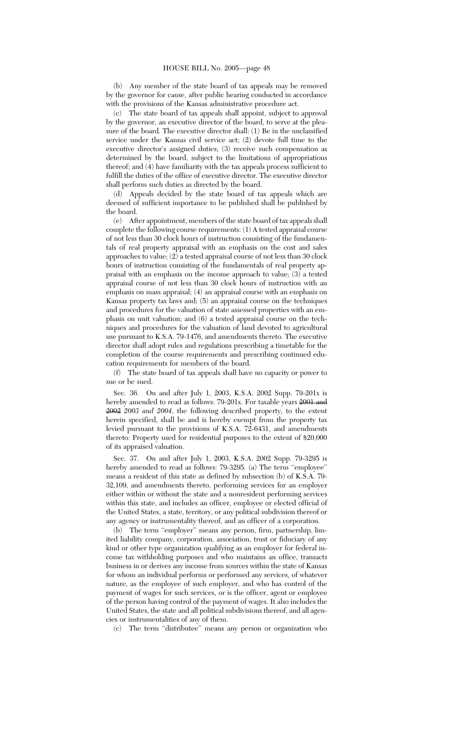(b) Any member of the state board of tax appeals may be removed by the governor for cause, after public hearing conducted in accordance with the provisions of the Kansas administrative procedure act.

(c) The state board of tax appeals shall appoint, subject to approval by the governor, an executive director of the board, to serve at the pleasure of the board. The executive director shall: (1) Be in the unclassified service under the Kansas civil service act; (2) devote full time to the executive director's assigned duties; (3) receive such compensation as determined by the board, subject to the limitations of appropriations thereof; and (4) have familiarity with the tax appeals process sufficient to fulfill the duties of the office of executive director. The executive director shall perform such duties as directed by the board.

(d) Appeals decided by the state board of tax appeals which are deemed of sufficient importance to be published shall be published by the board.

(e) After appointment, members of the state board of tax appeals shall complete the following course requirements: (1) A tested appraisal course of not less than 30 clock hours of instruction consisting of the fundamentals of real property appraisal with an emphasis on the cost and sales approaches to value; (2) a tested appraisal course of not less than 30 clock hours of instruction consisting of the fundamentals of real property appraisal with an emphasis on the income approach to value; (3) a tested appraisal course of not less than 30 clock hours of instruction with an emphasis on mass appraisal; (4) an appraisal course with an emphasis on Kansas property tax laws and; (5) an appraisal course on the techniques and procedures for the valuation of state assessed properties with an emphasis on unit valuation; and (6) a tested appraisal course on the techniques and procedures for the valuation of land devoted to agricultural use pursuant to K.S.A. 79-1476, and amendments thereto. The executive director shall adopt rules and regulations prescribing a timetable for the completion of the course requirements and prescribing continued education requirements for members of the board.

(f) The state board of tax appeals shall have no capacity or power to sue or be sued.

Sec. 36. On and after July 1, 2003, K.S.A. 2002 Supp. 79-201x is hereby amended to read as follows: 79-201x. For taxable years ~~2001 and 2002~~ *2003 and 2004*, the following described property, to the extent herein specified, shall be and is hereby exempt from the property tax levied pursuant to the provisions of K.S.A. 72-6431, and amendments thereto: Property used for residential purposes to the extent of $20,000 of its appraised valuation.

Sec. 37. On and after July 1, 2003, K.S.A. 2002 Supp. 79-3295 is hereby amended to read as follows: 79-3295. (a) The term "employee" means a resident of this state as defined by subsection (b) of K.S.A. 79-32,109, and amendments thereto, performing services for an employer either within or without the state and a nonresident performing services within this state, and includes an officer, employee or elected official of the United States, a state, territory, or any political subdivision thereof or any agency or instrumentality thereof, and an officer of a corporation.

(b) The term "employer" means any person, firm, partnership, limited liability company, corporation, association, trust or fiduciary of any kind or other type organization qualifying as an employer for federal income tax withholding purposes and who maintains an office, transacts business in or derives any income from sources within the state of Kansas for whom an individual performs or performed any services, of whatever nature, as the employee of such employer, and who has control of the payment of wages for such services, or is the officer, agent or employee of the person having control of the payment of wages. It also includes the United States, the state and all political subdivisions thereof, and all agencies or instrumentalities of any of them.

(c) The term "distributee" means any person or organization who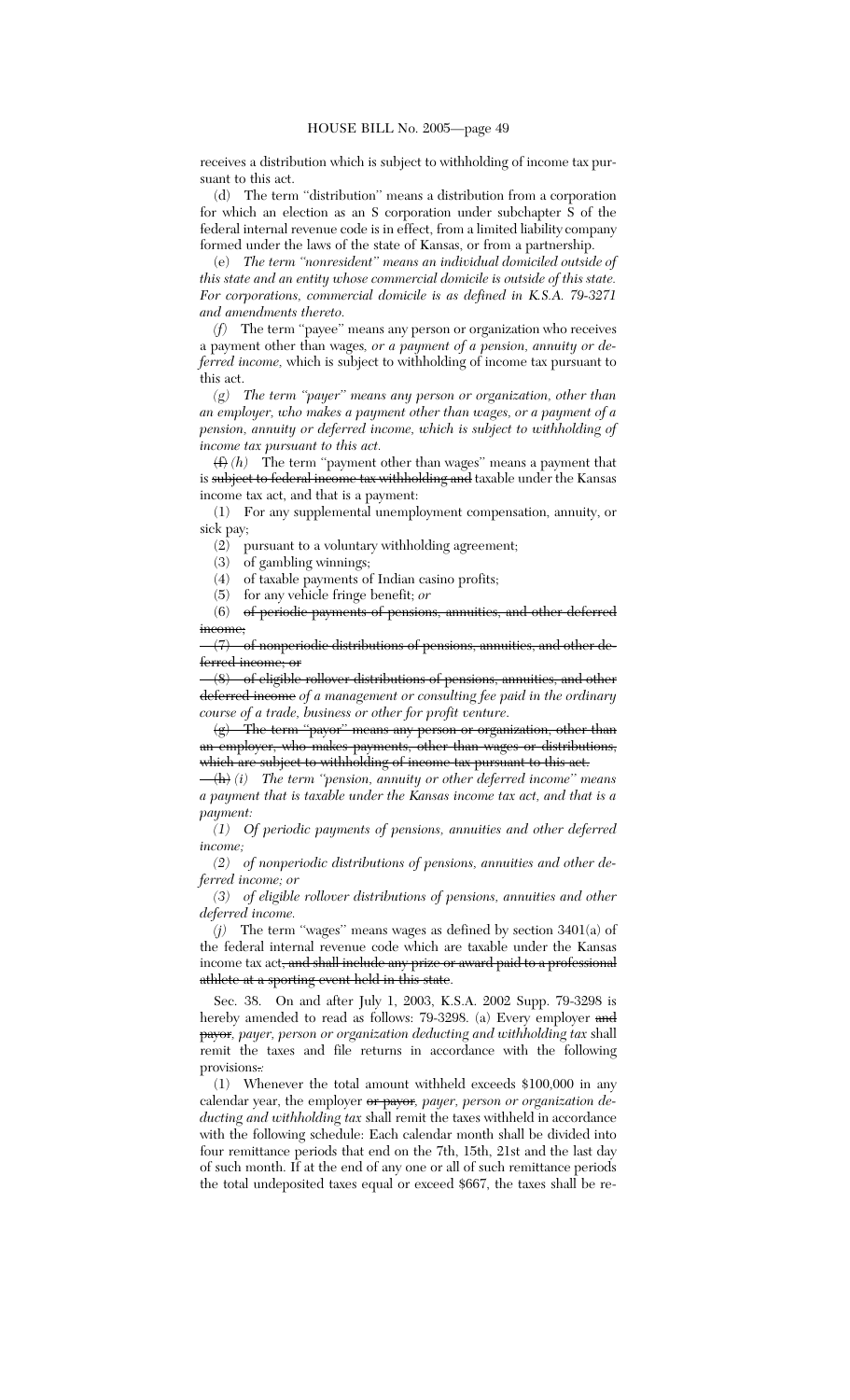receives a distribution which is subject to withholding of income tax pursuant to this act.

(d) The term "distribution" means a distribution from a corporation for which an election as an S corporation under subchapter S of the federal internal revenue code is in effect, from a limited liability company formed under the laws of the state of Kansas, or from a partnership.

(e) *The term "nonresident" means an individual domiciled outside of this state and an entity whose commercial domicile is outside of this state. For corporations, commercial domicile is as defined in K.S.A. 79-3271 and amendments thereto.*

*(f)* The term "payee" means any person or organization who receives a payment other than wages, *or a payment of a pension, annuity or deferred income,* which is subject to withholding of income tax pursuant to this act.

*(g) The term "payer" means any person or organization, other than an employer, who makes a payment other than wages, or a payment of a pension, annuity or deferred income, which is subject to withholding of income tax pursuant to this act.*

~~(f)~~ *(h)* The term "payment other than wages" means a payment that is ~~subject to federal income tax withholding and~~ taxable under the Kansas income tax act, and that is a payment:

(1) For any supplemental unemployment compensation, annuity, or sick pay;

(2) pursuant to a voluntary withholding agreement;

(3) of gambling winnings;

(4) of taxable payments of Indian casino profits;

(5) for any vehicle fringe benefit; *or*

(6) ~~of periodic payments of pensions, annuities, and other deferred income;~~

~~(7) of nonperiodic distributions of pensions, annuities, and other deferred income; or~~

~~(8) of eligible rollover distributions of pensions, annuities, and other deferred income~~ *of a management or consulting fee paid in the ordinary course of a trade, business or other for profit venture.*

~~(g) The term "payor" means any person or organization, other than an employer, who makes payments, other than wages or distributions, which are subject to withholding of income tax pursuant to this act.~~

~~(h)~~ *(i) The term "pension, annuity or other deferred income" means a payment that is taxable under the Kansas income tax act, and that is a payment:*

*(1) Of periodic payments of pensions, annuities and other deferred income;*

*(2) of nonperiodic distributions of pensions, annuities and other deferred income; or*

*(3) of eligible rollover distributions of pensions, annuities and other deferred income.*

*(j)* The term "wages" means wages as defined by section 3401(a) of the federal internal revenue code which are taxable under the Kansas income tax act~~, and shall include any prize or award paid to a professional athlete at a sporting event held in this state~~.

Sec. 38. On and after July 1, 2003, K.S.A. 2002 Supp. 79-3298 is hereby amended to read as follows: 79-3298. (a) Every employer ~~and payor~~*, payer, person or organization deducting and withholding tax* shall remit the taxes and file returns in accordance with the following provisions~~.~~*:*

(1) Whenever the total amount withheld exceeds $100,000 in any calendar year, the employer ~~or payor~~*, payer, person or organization deducting and withholding tax* shall remit the taxes withheld in accordance with the following schedule: Each calendar month shall be divided into four remittance periods that end on the 7th, 15th, 21st and the last day of such month. If at the end of any one or all of such remittance periods the total undeposited taxes equal or exceed $667, the taxes shall be re-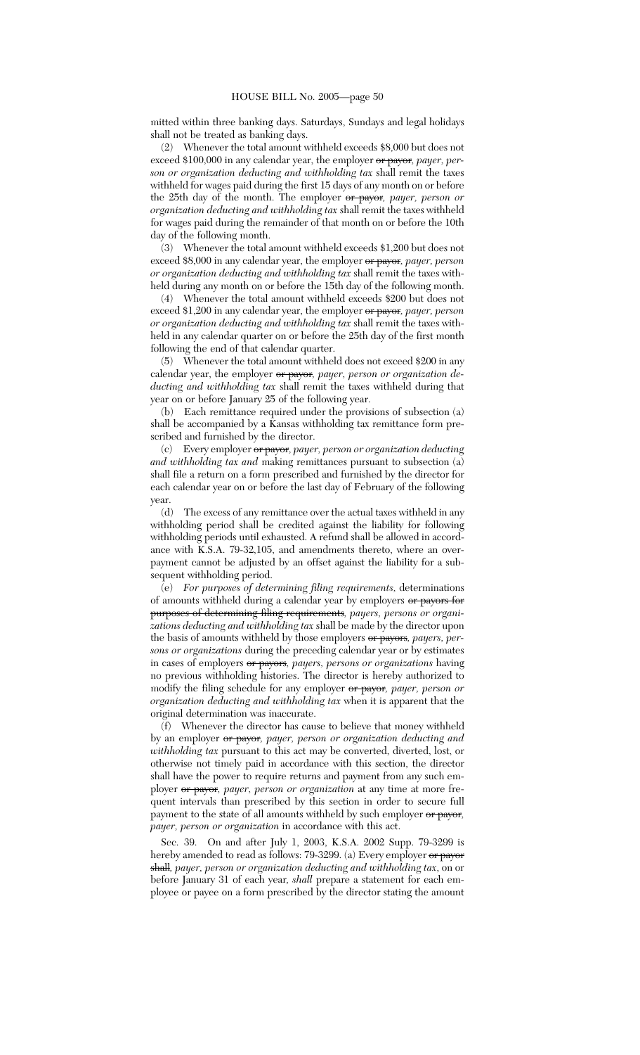mitted within three banking days. Saturdays, Sundays and legal holidays shall not be treated as banking days.

(2) Whenever the total amount withheld exceeds $8,000 but does not exceed $100,000 in any calendar year, the employer ~~or payor,~~ *payer, person or organization deducting and withholding tax* shall remit the taxes withheld for wages paid during the first 15 days of any month on or before the 25th day of the month. The employer ~~or payor,~~ *payer, person or organization deducting and withholding tax* shall remit the taxes withheld for wages paid during the remainder of that month on or before the 10th day of the following month.

(3) Whenever the total amount withheld exceeds $1,200 but does not exceed $8,000 in any calendar year, the employer ~~or payor,~~ *payer, person or organization deducting and withholding tax* shall remit the taxes withheld during any month on or before the 15th day of the following month.

(4) Whenever the total amount withheld exceeds $200 but does not exceed $1,200 in any calendar year, the employer ~~or payor,~~ *payer, person or organization deducting and withholding tax* shall remit the taxes withheld in any calendar quarter on or before the 25th day of the first month following the end of that calendar quarter.

(5) Whenever the total amount withheld does not exceed $200 in any calendar year, the employer ~~or payor,~~ *payer, person or organization deducting and withholding tax* shall remit the taxes withheld during that year on or before January 25 of the following year.

(b) Each remittance required under the provisions of subsection (a) shall be accompanied by a Kansas withholding tax remittance form prescribed and furnished by the director.

(c) Every employer ~~or payor,~~ *payer, person or organization deducting and withholding tax and* making remittances pursuant to subsection (a) shall file a return on a form prescribed and furnished by the director for each calendar year on or before the last day of February of the following year.

(d) The excess of any remittance over the actual taxes withheld in any withholding period shall be credited against the liability for following withholding periods until exhausted. A refund shall be allowed in accordance with K.S.A. 79-32,105, and amendments thereto, where an overpayment cannot be adjusted by an offset against the liability for a subsequent withholding period.

(e) *For purposes of determining filing requirements,* determinations of amounts withheld during a calendar year by employers ~~or payors for purposes of determining filing requirements,~~ *payers, persons or organizations deducting and withholding tax* shall be made by the director upon the basis of amounts withheld by those employers ~~or payors,~~ *payers, persons or organizations* during the preceding calendar year or by estimates in cases of employers ~~or payors,~~ *payers, persons or organizations* having no previous withholding histories. The director is hereby authorized to modify the filing schedule for any employer ~~or payor,~~ *payer, person or organization deducting and withholding tax* when it is apparent that the original determination was inaccurate.

(f) Whenever the director has cause to believe that money withheld by an employer ~~or payor,~~ *payer, person or organization deducting and withholding tax* pursuant to this act may be converted, diverted, lost, or otherwise not timely paid in accordance with this section, the director shall have the power to require returns and payment from any such employer ~~or payor,~~ *payer, person or organization* at any time at more frequent intervals than prescribed by this section in order to secure full payment to the state of all amounts withheld by such employer ~~or payor,~~ *payer, person or organization* in accordance with this act.

Sec. 39. On and after July 1, 2003, K.S.A. 2002 Supp. 79-3299 is hereby amended to read as follows: 79-3299. (a) Every employer ~~or payor shall,~~ *payer, person or organization deducting and withholding tax*, on or before January 31 of each year, *shall* prepare a statement for each employee or payee on a form prescribed by the director stating the amount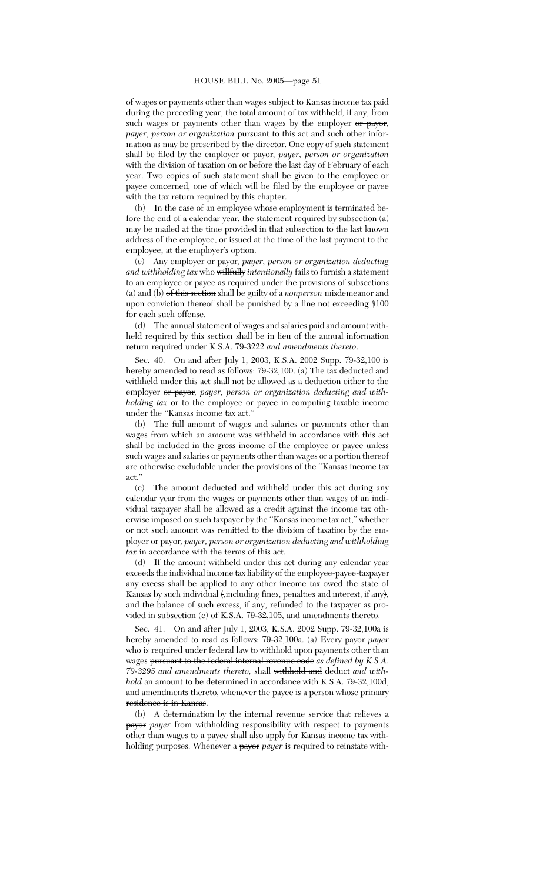of wages or payments other than wages subject to Kansas income tax paid during the preceding year, the total amount of tax withheld, if any, from such wages or payments other than wages by the employer ~~or payor~~, *payer, person or organization* pursuant to this act and such other information as may be prescribed by the director. One copy of such statement shall be filed by the employer ~~or payor~~, *payer, person or organization* with the division of taxation on or before the last day of February of each year. Two copies of such statement shall be given to the employee or payee concerned, one of which will be filed by the employee or payee with the tax return required by this chapter.

(b) In the case of an employee whose employment is terminated before the end of a calendar year, the statement required by subsection (a) may be mailed at the time provided in that subsection to the last known address of the employee, or issued at the time of the last payment to the employee, at the employer's option.

(c) Any employer ~~or payor~~, *payer, person or organization deducting and withholding tax* who ~~willfully~~ *intentionally* fails to furnish a statement to an employee or payee as required under the provisions of subsections (a) and (b) ~~of this section~~ shall be guilty of a *nonperson* misdemeanor and upon conviction thereof shall be punished by a fine not exceeding $100 for each such offense.

(d) The annual statement of wages and salaries paid and amount withheld required by this section shall be in lieu of the annual information return required under K.S.A. 79-3222 *and amendments thereto*.

Sec. 40. On and after July 1, 2003, K.S.A. 2002 Supp. 79-32,100 is hereby amended to read as follows: 79-32,100. (a) The tax deducted and withheld under this act shall not be allowed as a deduction ~~either~~ to the employer ~~or payor~~, *payer, person or organization deducting and withholding tax* or to the employee or payee in computing taxable income under the "Kansas income tax act."

(b) The full amount of wages and salaries or payments other than wages from which an amount was withheld in accordance with this act shall be included in the gross income of the employee or payee unless such wages and salaries or payments other than wages or a portion thereof are otherwise excludable under the provisions of the "Kansas income tax act."

(c) The amount deducted and withheld under this act during any calendar year from the wages or payments other than wages of an individual taxpayer shall be allowed as a credit against the income tax otherwise imposed on such taxpayer by the "Kansas income tax act," whether or not such amount was remitted to the division of taxation by the employer ~~or payor~~, *payer, person or organization deducting and withholding tax* in accordance with the terms of this act.

(d) If the amount withheld under this act during any calendar year exceeds the individual income tax liability of the employee-payee-taxpayer any excess shall be applied to any other income tax owed the state of Kansas by such individual ~~(~~*,*including fines, penalties and interest, if any~~)~~*,* and the balance of such excess, if any, refunded to the taxpayer as provided in subsection (c) of K.S.A. 79-32,105, and amendments thereto.

Sec. 41. On and after July 1, 2003, K.S.A. 2002 Supp. 79-32,100a is hereby amended to read as follows: 79-32,100a. (a) Every ~~payor~~ *payer* who is required under federal law to withhold upon payments other than wages ~~pursuant to the federal internal revenue code~~ *as defined by K.S.A. 79-3295 and amendments thereto,* shall ~~withhold and~~ deduct *and withhold* an amount to be determined in accordance with K.S.A. 79-32,100d, and amendments thereto~~, whenever the payee is a person whose primary residence is in Kansas~~.

(b) A determination by the internal revenue service that relieves a ~~payor~~ *payer* from withholding responsibility with respect to payments other than wages to a payee shall also apply for Kansas income tax withholding purposes. Whenever a ~~payor~~ *payer* is required to reinstate with-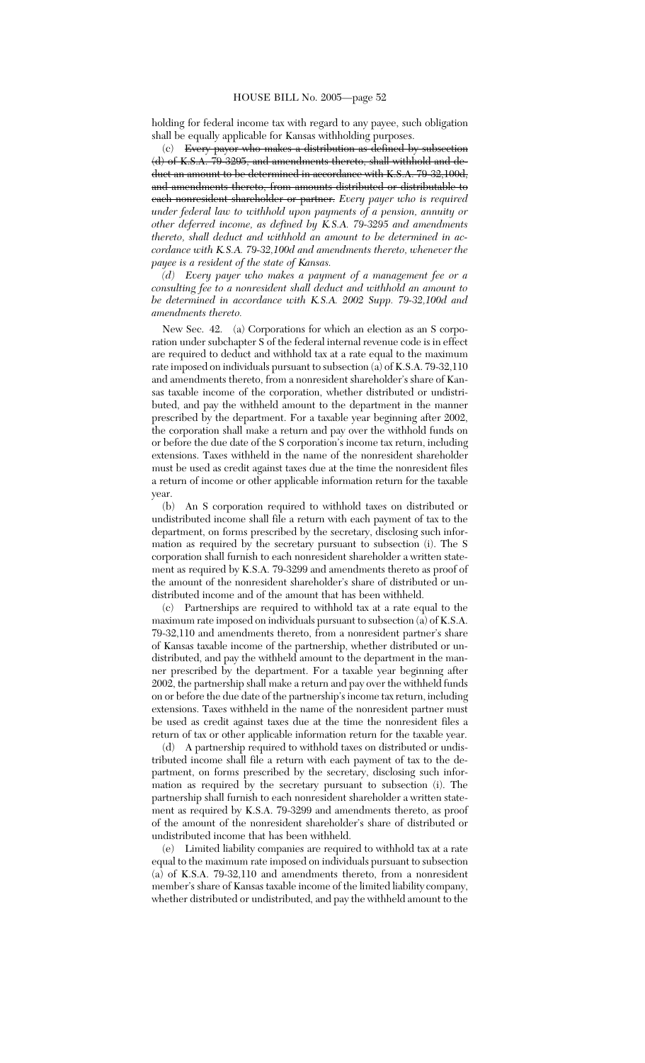holding for federal income tax with regard to any payee, such obligation shall be equally applicable for Kansas withholding purposes.

(c) ~~Every payor who makes a distribution as defined by subsection (d) of K.S.A. 79-3295, and amendments thereto, shall withhold and deduct an amount to be determined in accordance with K.S.A. 79-32,100d, and amendments thereto, from amounts distributed or distributable to each nonresident shareholder or partner.~~ *Every payer who is required under federal law to withhold upon payments of a pension, annuity or other deferred income, as defined by K.S.A. 79-3295 and amendments thereto, shall deduct and withhold an amount to be determined in accordance with K.S.A. 79-32,100d and amendments thereto, whenever the payee is a resident of the state of Kansas.*

*(d) Every payer who makes a payment of a management fee or a consulting fee to a nonresident shall deduct and withhold an amount to be determined in accordance with K.S.A. 2002 Supp. 79-32,100d and amendments thereto.*

New Sec. 42. (a) Corporations for which an election as an S corporation under subchapter S of the federal internal revenue code is in effect are required to deduct and withhold tax at a rate equal to the maximum rate imposed on individuals pursuant to subsection (a) of K.S.A. 79-32,110 and amendments thereto, from a nonresident shareholder's share of Kansas taxable income of the corporation, whether distributed or undistributed, and pay the withheld amount to the department in the manner prescribed by the department. For a taxable year beginning after 2002, the corporation shall make a return and pay over the withhold funds on or before the due date of the S corporation's income tax return, including extensions. Taxes withheld in the name of the nonresident shareholder must be used as credit against taxes due at the time the nonresident files a return of income or other applicable information return for the taxable year.

(b) An S corporation required to withhold taxes on distributed or undistributed income shall file a return with each payment of tax to the department, on forms prescribed by the secretary, disclosing such information as required by the secretary pursuant to subsection (i). The S corporation shall furnish to each nonresident shareholder a written statement as required by K.S.A. 79-3299 and amendments thereto as proof of the amount of the nonresident shareholder's share of distributed or undistributed income and of the amount that has been withheld.

(c) Partnerships are required to withhold tax at a rate equal to the maximum rate imposed on individuals pursuant to subsection (a) of K.S.A. 79-32,110 and amendments thereto, from a nonresident partner's share of Kansas taxable income of the partnership, whether distributed or undistributed, and pay the withheld amount to the department in the manner prescribed by the department. For a taxable year beginning after 2002, the partnership shall make a return and pay over the withheld funds on or before the due date of the partnership's income tax return, including extensions. Taxes withheld in the name of the nonresident partner must be used as credit against taxes due at the time the nonresident files a return of tax or other applicable information return for the taxable year.

(d) A partnership required to withhold taxes on distributed or undistributed income shall file a return with each payment of tax to the department, on forms prescribed by the secretary, disclosing such information as required by the secretary pursuant to subsection (i). The partnership shall furnish to each nonresident shareholder a written statement as required by K.S.A. 79-3299 and amendments thereto, as proof of the amount of the nonresident shareholder's share of distributed or undistributed income that has been withheld.

(e) Limited liability companies are required to withhold tax at a rate equal to the maximum rate imposed on individuals pursuant to subsection (a) of K.S.A. 79-32,110 and amendments thereto, from a nonresident member's share of Kansas taxable income of the limited liability company, whether distributed or undistributed, and pay the withheld amount to the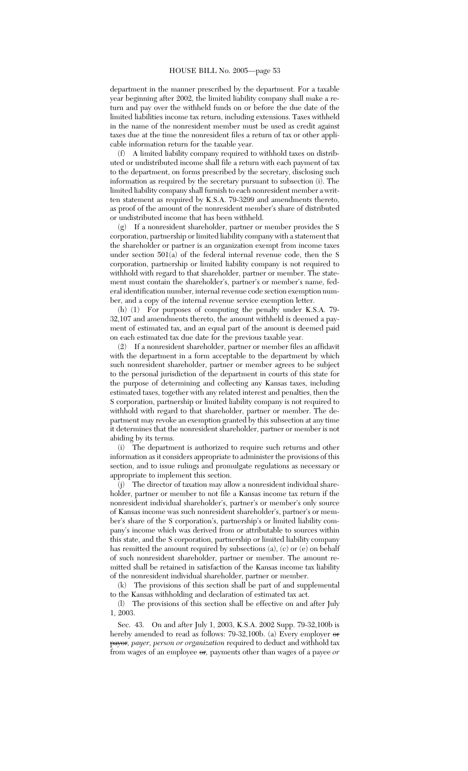department in the manner prescribed by the department. For a taxable year beginning after 2002, the limited liability company shall make a return and pay over the withheld funds on or before the due date of the limited liabilities income tax return, including extensions. Taxes withheld in the name of the nonresident member must be used as credit against taxes due at the time the nonresident files a return of tax or other applicable information return for the taxable year.

(f) A limited liability company required to withhold taxes on distributed or undistributed income shall file a return with each payment of tax to the department, on forms prescribed by the secretary, disclosing such information as required by the secretary pursuant to subsection (i). The limited liability company shall furnish to each nonresident member a written statement as required by K.S.A. 79-3299 and amendments thereto, as proof of the amount of the nonresident member's share of distributed or undistributed income that has been withheld.

(g) If a nonresident shareholder, partner or member provides the S corporation, partnership or limited liability company with a statement that the shareholder or partner is an organization exempt from income taxes under section 501(a) of the federal internal revenue code, then the S corporation, partnership or limited liability company is not required to withhold with regard to that shareholder, partner or member. The statement must contain the shareholder's, partner's or member's name, federal identification number, internal revenue code section exemption number, and a copy of the internal revenue service exemption letter.

(h) (1) For purposes of computing the penalty under K.S.A. 79-32,107 and amendments thereto, the amount withheld is deemed a payment of estimated tax, and an equal part of the amount is deemed paid on each estimated tax due date for the previous taxable year.

(2) If a nonresident shareholder, partner or member files an affidavit with the department in a form acceptable to the department by which such nonresident shareholder, partner or member agrees to be subject to the personal jurisdiction of the department in courts of this state for the purpose of determining and collecting any Kansas taxes, including estimated taxes, together with any related interest and penalties, then the S corporation, partnership or limited liability company is not required to withhold with regard to that shareholder, partner or member. The department may revoke an exemption granted by this subsection at any time it determines that the nonresident shareholder, partner or member is not abiding by its terms.

(i) The department is authorized to require such returns and other information as it considers appropriate to administer the provisions of this section, and to issue rulings and promulgate regulations as necessary or appropriate to implement this section.

(j) The director of taxation may allow a nonresident individual shareholder, partner or member to not file a Kansas income tax return if the nonresident individual shareholder's, partner's or member's only source of Kansas income was such nonresident shareholder's, partner's or member's share of the S corporation's, partnership's or limited liability company's income which was derived from or attributable to sources within this state, and the S corporation, partnership or limited liability company has remitted the amount required by subsections (a), (c) or (e) on behalf of such nonresident shareholder, partner or member. The amount remitted shall be retained in satisfaction of the Kansas income tax liability of the nonresident individual shareholder, partner or member.

(k) The provisions of this section shall be part of and supplemental to the Kansas withholding and declaration of estimated tax act.

(l) The provisions of this section shall be effective on and after July 1, 2003.

Sec. 43. On and after July 1, 2003, K.S.A. 2002 Supp. 79-32,100b is hereby amended to read as follows: 79-32,100b. (a) Every employer ~~or payor~~, *payer, person or organization* required to deduct and withhold tax from wages of an employee ~~or~~, payments other than wages of a payee *or*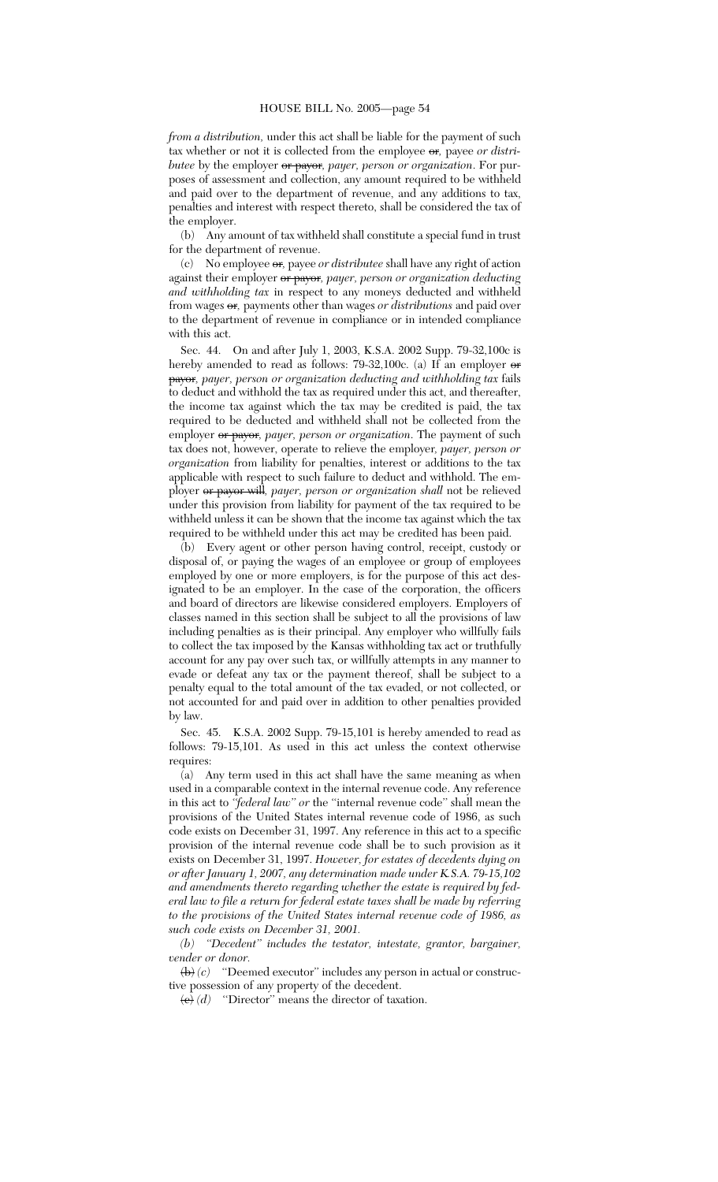*from a distribution,* under this act shall be liable for the payment of such tax whether or not it is collected from the employee ~~or,~~ payee *or distributee* by the employer ~~or payor,~~ *payer, person or organization*. For purposes of assessment and collection, any amount required to be withheld and paid over to the department of revenue, and any additions to tax, penalties and interest with respect thereto, shall be considered the tax of the employer.

(b) Any amount of tax withheld shall constitute a special fund in trust for the department of revenue.

(c) No employee ~~or,~~ payee *or distributee* shall have any right of action against their employer ~~or payor,~~ *payer, person or organization deducting and withholding tax* in respect to any moneys deducted and withheld from wages ~~or,~~ payments other than wages *or distributions* and paid over to the department of revenue in compliance or in intended compliance with this act.

Sec. 44. On and after July 1, 2003, K.S.A. 2002 Supp. 79-32,100c is hereby amended to read as follows: 79-32,100c. (a) If an employer ~~or payor,~~ *payer, person or organization deducting and withholding tax* fails to deduct and withhold the tax as required under this act, and thereafter, the income tax against which the tax may be credited is paid, the tax required to be deducted and withheld shall not be collected from the employer ~~or payor,~~ *payer, person or organization*. The payment of such tax does not, however, operate to relieve the employer, *payer, person or organization* from liability for penalties, interest or additions to the tax applicable with respect to such failure to deduct and withhold. The employer ~~or payor will,~~ *payer, person or organization shall* not be relieved under this provision from liability for payment of the tax required to be withheld unless it can be shown that the income tax against which the tax required to be withheld under this act may be credited has been paid.

(b) Every agent or other person having control, receipt, custody or disposal of, or paying the wages of an employee or group of employees employed by one or more employers, is for the purpose of this act designated to be an employer. In the case of the corporation, the officers and board of directors are likewise considered employers. Employers of classes named in this section shall be subject to all the provisions of law including penalties as is their principal. Any employer who willfully fails to collect the tax imposed by the Kansas withholding tax act or truthfully account for any pay over such tax, or willfully attempts in any manner to evade or defeat any tax or the payment thereof, shall be subject to a penalty equal to the total amount of the tax evaded, or not collected, or not accounted for and paid over in addition to other penalties provided by law.

Sec. 45. K.S.A. 2002 Supp. 79-15,101 is hereby amended to read as follows: 79-15,101. As used in this act unless the context otherwise requires:

(a) Any term used in this act shall have the same meaning as when used in a comparable context in the internal revenue code. Any reference in this act to *"federal law" or* the "internal revenue code" shall mean the provisions of the United States internal revenue code of 1986, as such code exists on December 31, 1997. Any reference in this act to a specific provision of the internal revenue code shall be to such provision as it exists on December 31, 1997. *However, for estates of decedents dying on or after January 1, 2007, any determination made under K.S.A. 79-15,102 and amendments thereto regarding whether the estate is required by federal law to file a return for federal estate taxes shall be made by referring to the provisions of the United States internal revenue code of 1986, as such code exists on December 31, 2001.*

*(b) "Decedent" includes the testator, intestate, grantor, bargainer, vender or donor.*

~~(b)~~ *(c)* "Deemed executor" includes any person in actual or constructive possession of any property of the decedent.

~~(c)~~ *(d)* "Director" means the director of taxation.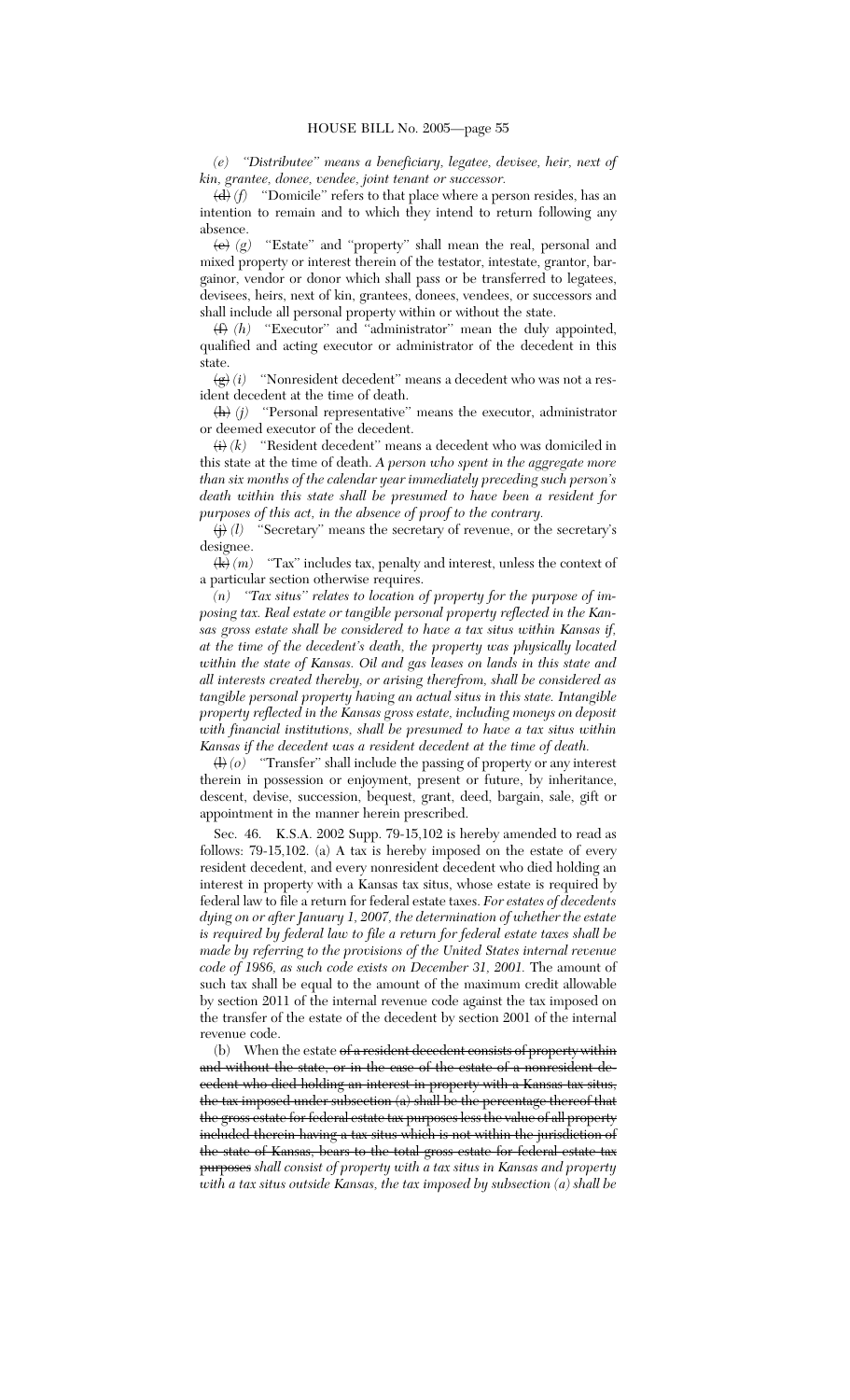*(e) "Distributee" means a beneficiary, legatee, devisee, heir, next of kin, grantee, donee, vendee, joint tenant or successor.*

~~(d)~~ *(f)* "Domicile" refers to that place where a person resides, has an intention to remain and to which they intend to return following any absence.

~~(e)~~ *(g)* "Estate" and "property" shall mean the real, personal and mixed property or interest therein of the testator, intestate, grantor, bargainor, vendor or donor which shall pass or be transferred to legatees, devisees, heirs, next of kin, grantees, donees, vendees, or successors and shall include all personal property within or without the state.

~~(f)~~ *(h)* "Executor" and "administrator" mean the duly appointed, qualified and acting executor or administrator of the decedent in this state.

~~(g)~~ *(i)* "Nonresident decedent" means a decedent who was not a resident decedent at the time of death.

~~(h)~~ *(j)* "Personal representative" means the executor, administrator or deemed executor of the decedent.

~~(i)~~ *(k)* "Resident decedent" means a decedent who was domiciled in this state at the time of death. *A person who spent in the aggregate more than six months of the calendar year immediately preceding such person's death within this state shall be presumed to have been a resident for purposes of this act, in the absence of proof to the contrary.*

~~(j)~~ *(l)* "Secretary" means the secretary of revenue, or the secretary's designee.

~~(k)~~ *(m)* "Tax" includes tax, penalty and interest, unless the context of a particular section otherwise requires.

*(n) "Tax situs" relates to location of property for the purpose of imposing tax. Real estate or tangible personal property reflected in the Kansas gross estate shall be considered to have a tax situs within Kansas if, at the time of the decedent's death, the property was physically located within the state of Kansas. Oil and gas leases on lands in this state and all interests created thereby, or arising therefrom, shall be considered as tangible personal property having an actual situs in this state. Intangible property reflected in the Kansas gross estate, including moneys on deposit with financial institutions, shall be presumed to have a tax situs within Kansas if the decedent was a resident decedent at the time of death.*

~~(l)~~ *(o)* "Transfer" shall include the passing of property or any interest therein in possession or enjoyment, present or future, by inheritance, descent, devise, succession, bequest, grant, deed, bargain, sale, gift or appointment in the manner herein prescribed.

Sec. 46. K.S.A. 2002 Supp. 79-15,102 is hereby amended to read as follows: 79-15,102. (a) A tax is hereby imposed on the estate of every resident decedent, and every nonresident decedent who died holding an interest in property with a Kansas tax situs, whose estate is required by federal law to file a return for federal estate taxes. *For estates of decedents dying on or after January 1, 2007, the determination of whether the estate is required by federal law to file a return for federal estate taxes shall be made by referring to the provisions of the United States internal revenue code of 1986, as such code exists on December 31, 2001.* The amount of such tax shall be equal to the amount of the maximum credit allowable by section 2011 of the internal revenue code against the tax imposed on the transfer of the estate of the decedent by section 2001 of the internal revenue code.

(b) When the estate ~~of a resident decedent consists of property within and without the state, or in the case of the estate of a nonresident decedent who died holding an interest in property with a Kansas tax situs, the tax imposed under subsection (a) shall be the percentage thereof that the gross estate for federal estate tax purposes less the value of all property included therein having a tax situs which is not within the jurisdiction of the state of Kansas, bears to the total gross estate for federal estate tax purposes~~ *shall consist of property with a tax situs in Kansas and property with a tax situs outside Kansas, the tax imposed by subsection (a) shall be*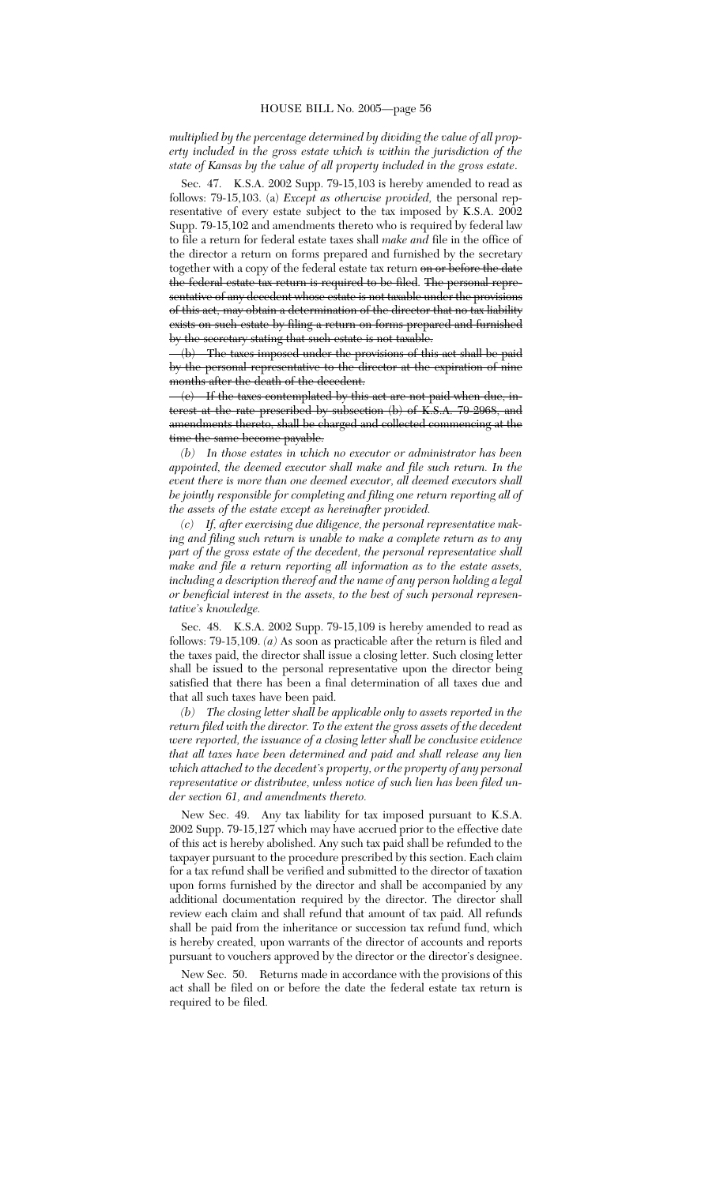*multiplied by the percentage determined by dividing the value of all property included in the gross estate which is within the jurisdiction of the state of Kansas by the value of all property included in the gross estate.*

Sec. 47. K.S.A. 2002 Supp. 79-15,103 is hereby amended to read as follows: 79-15,103. (a) *Except as otherwise provided,* the personal representative of every estate subject to the tax imposed by K.S.A. 2002 Supp. 79-15,102 and amendments thereto who is required by federal law to file a return for federal estate taxes shall *make and* file in the office of the director a return on forms prepared and furnished by the secretary together with a copy of the federal estate tax return ~~on or before the date the federal estate tax return is required to be filed. The personal representative of any decedent whose estate is not taxable under the provisions of this act, may obtain a determination of the director that no tax liability exists on such estate by filing a return on forms prepared and furnished by the secretary stating that such estate is not taxable.~~

~~(b) The taxes imposed under the provisions of this act shall be paid by the personal representative to the director at the expiration of nine months after the death of the decedent.~~

~~(c) If the taxes contemplated by this act are not paid when due, interest at the rate prescribed by subsection (b) of K.S.A. 79-2968, and amendments thereto, shall be charged and collected commencing at the time the same become payable.~~

*(b) In those estates in which no executor or administrator has been appointed, the deemed executor shall make and file such return. In the event there is more than one deemed executor, all deemed executors shall be jointly responsible for completing and filing one return reporting all of the assets of the estate except as hereinafter provided.*

*(c) If, after exercising due diligence, the personal representative making and filing such return is unable to make a complete return as to any part of the gross estate of the decedent, the personal representative shall make and file a return reporting all information as to the estate assets, including a description thereof and the name of any person holding a legal or beneficial interest in the assets, to the best of such personal representative's knowledge.*

Sec. 48. K.S.A. 2002 Supp. 79-15,109 is hereby amended to read as follows: 79-15,109. *(a)* As soon as practicable after the return is filed and the taxes paid, the director shall issue a closing letter. Such closing letter shall be issued to the personal representative upon the director being satisfied that there has been a final determination of all taxes due and that all such taxes have been paid.

*(b) The closing letter shall be applicable only to assets reported in the return filed with the director. To the extent the gross assets of the decedent were reported, the issuance of a closing letter shall be conclusive evidence that all taxes have been determined and paid and shall release any lien which attached to the decedent's property, or the property of any personal representative or distributee, unless notice of such lien has been filed under section 61, and amendments thereto.*

New Sec. 49. Any tax liability for tax imposed pursuant to K.S.A. 2002 Supp. 79-15,127 which may have accrued prior to the effective date of this act is hereby abolished. Any such tax paid shall be refunded to the taxpayer pursuant to the procedure prescribed by this section. Each claim for a tax refund shall be verified and submitted to the director of taxation upon forms furnished by the director and shall be accompanied by any additional documentation required by the director. The director shall review each claim and shall refund that amount of tax paid. All refunds shall be paid from the inheritance or succession tax refund fund, which is hereby created, upon warrants of the director of accounts and reports pursuant to vouchers approved by the director or the director's designee.

New Sec. 50. Returns made in accordance with the provisions of this act shall be filed on or before the date the federal estate tax return is required to be filed.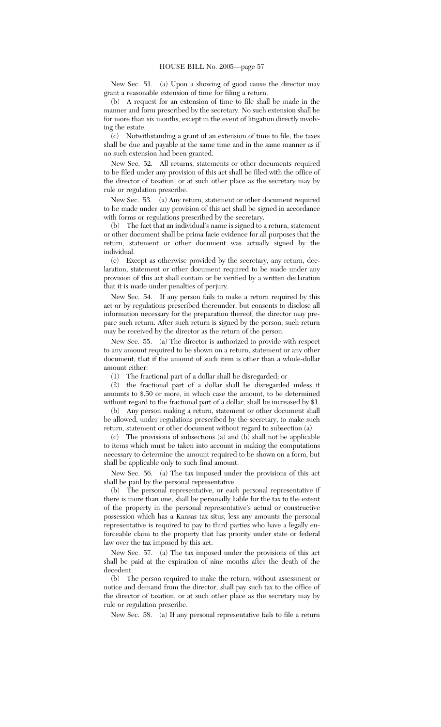New Sec. 51. (a) Upon a showing of good cause the director may grant a reasonable extension of time for filing a return.

(b) A request for an extension of time to file shall be made in the manner and form prescribed by the secretary. No such extension shall be for more than six months, except in the event of litigation directly involving the estate.

(c) Notwithstanding a grant of an extension of time to file, the taxes shall be due and payable at the same time and in the same manner as if no such extension had been granted.

New Sec. 52. All returns, statements or other documents required to be filed under any provision of this act shall be filed with the office of the director of taxation, or at such other place as the secretary may by rule or regulation prescribe.

New Sec. 53. (a) Any return, statement or other document required to be made under any provision of this act shall be signed in accordance with forms or regulations prescribed by the secretary.

(b) The fact that an individual's name is signed to a return, statement or other document shall be prima facie evidence for all purposes that the return, statement or other document was actually signed by the individual.

(c) Except as otherwise provided by the secretary, any return, declaration, statement or other document required to be made under any provision of this act shall contain or be verified by a written declaration that it is made under penalties of perjury.

New Sec. 54. If any person fails to make a return required by this act or by regulations prescribed thereunder, but consents to disclose all information necessary for the preparation thereof, the director may prepare such return. After such return is signed by the person, such return may be received by the director as the return of the person.

New Sec. 55. (a) The director is authorized to provide with respect to any amount required to be shown on a return, statement or any other document, that if the amount of such item is other than a whole-dollar amount either:

(1) The fractional part of a dollar shall be disregarded; or

(2) the fractional part of a dollar shall be disregarded unless it amounts to $.50 or more, in which case the amount, to be determined without regard to the fractional part of a dollar, shall be increased by $1.

(b) Any person making a return, statement or other document shall be allowed, under regulations prescribed by the secretary, to make such return, statement or other document without regard to subsection (a).

(c) The provisions of subsections (a) and (b) shall not be applicable to items which must be taken into account in making the computations necessary to determine the amount required to be shown on a form, but shall be applicable only to such final amount.

New Sec. 56. (a) The tax imposed under the provisions of this act shall be paid by the personal representative.

(b) The personal representative, or each personal representative if there is more than one, shall be personally liable for the tax to the extent of the property in the personal representative's actual or constructive possession which has a Kansas tax situs, less any amounts the personal representative is required to pay to third parties who have a legally enforceable claim to the property that has priority under state or federal law over the tax imposed by this act.

New Sec. 57. (a) The tax imposed under the provisions of this act shall be paid at the expiration of nine months after the death of the decedent.

(b) The person required to make the return, without assessment or notice and demand from the director, shall pay such tax to the office of the director of taxation, or at such other place as the secretary may by rule or regulation prescribe.

New Sec. 58. (a) If any personal representative fails to file a return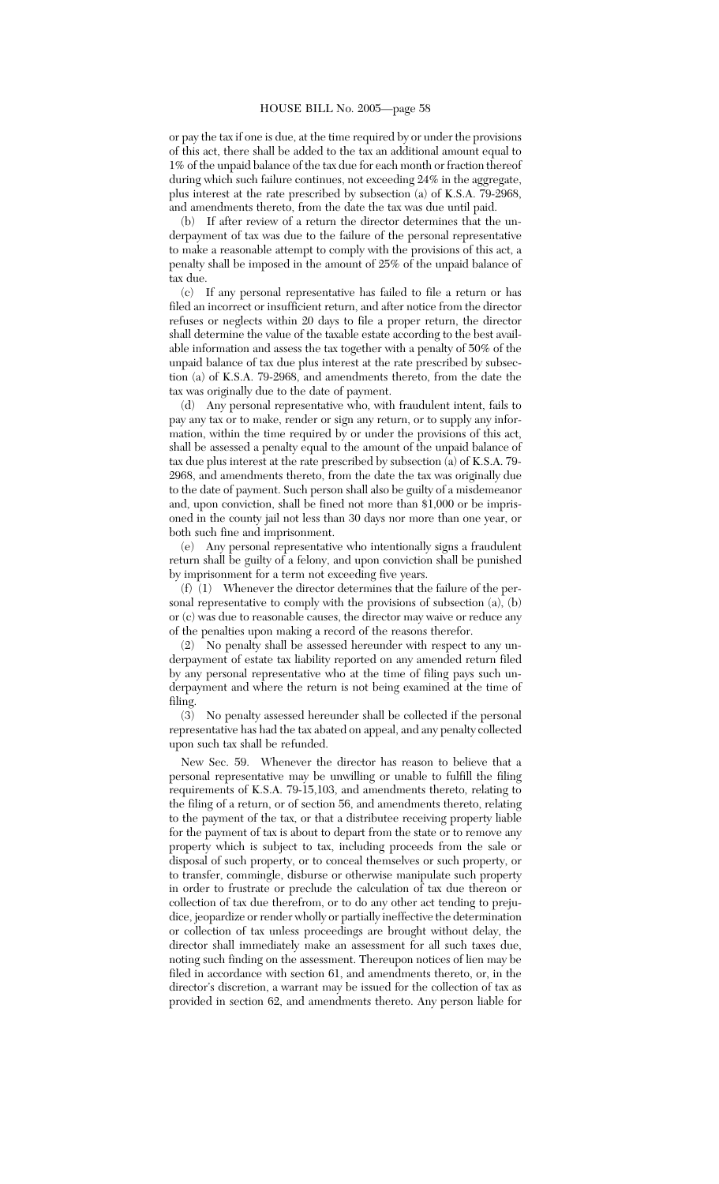or pay the tax if one is due, at the time required by or under the provisions of this act, there shall be added to the tax an additional amount equal to 1% of the unpaid balance of the tax due for each month or fraction thereof during which such failure continues, not exceeding 24% in the aggregate, plus interest at the rate prescribed by subsection (a) of K.S.A. 79-2968, and amendments thereto, from the date the tax was due until paid.

(b) If after review of a return the director determines that the underpayment of tax was due to the failure of the personal representative to make a reasonable attempt to comply with the provisions of this act, a penalty shall be imposed in the amount of 25% of the unpaid balance of tax due.

(c) If any personal representative has failed to file a return or has filed an incorrect or insufficient return, and after notice from the director refuses or neglects within 20 days to file a proper return, the director shall determine the value of the taxable estate according to the best available information and assess the tax together with a penalty of 50% of the unpaid balance of tax due plus interest at the rate prescribed by subsection (a) of K.S.A. 79-2968, and amendments thereto, from the date the tax was originally due to the date of payment.

(d) Any personal representative who, with fraudulent intent, fails to pay any tax or to make, render or sign any return, or to supply any information, within the time required by or under the provisions of this act, shall be assessed a penalty equal to the amount of the unpaid balance of tax due plus interest at the rate prescribed by subsection (a) of K.S.A. 79-2968, and amendments thereto, from the date the tax was originally due to the date of payment. Such person shall also be guilty of a misdemeanor and, upon conviction, shall be fined not more than $1,000 or be imprisoned in the county jail not less than 30 days nor more than one year, or both such fine and imprisonment.

(e) Any personal representative who intentionally signs a fraudulent return shall be guilty of a felony, and upon conviction shall be punished by imprisonment for a term not exceeding five years.

(f) (1) Whenever the director determines that the failure of the personal representative to comply with the provisions of subsection (a), (b) or (c) was due to reasonable causes, the director may waive or reduce any of the penalties upon making a record of the reasons therefor.

(2) No penalty shall be assessed hereunder with respect to any underpayment of estate tax liability reported on any amended return filed by any personal representative who at the time of filing pays such underpayment and where the return is not being examined at the time of filing.

(3) No penalty assessed hereunder shall be collected if the personal representative has had the tax abated on appeal, and any penalty collected upon such tax shall be refunded.

New Sec. 59. Whenever the director has reason to believe that a personal representative may be unwilling or unable to fulfill the filing requirements of K.S.A. 79-15,103, and amendments thereto, relating to the filing of a return, or of section 56, and amendments thereto, relating to the payment of the tax, or that a distributee receiving property liable for the payment of tax is about to depart from the state or to remove any property which is subject to tax, including proceeds from the sale or disposal of such property, or to conceal themselves or such property, or to transfer, commingle, disburse or otherwise manipulate such property in order to frustrate or preclude the calculation of tax due thereon or collection of tax due therefrom, or to do any other act tending to prejudice, jeopardize or render wholly or partially ineffective the determination or collection of tax unless proceedings are brought without delay, the director shall immediately make an assessment for all such taxes due, noting such finding on the assessment. Thereupon notices of lien may be filed in accordance with section 61, and amendments thereto, or, in the director's discretion, a warrant may be issued for the collection of tax as provided in section 62, and amendments thereto. Any person liable for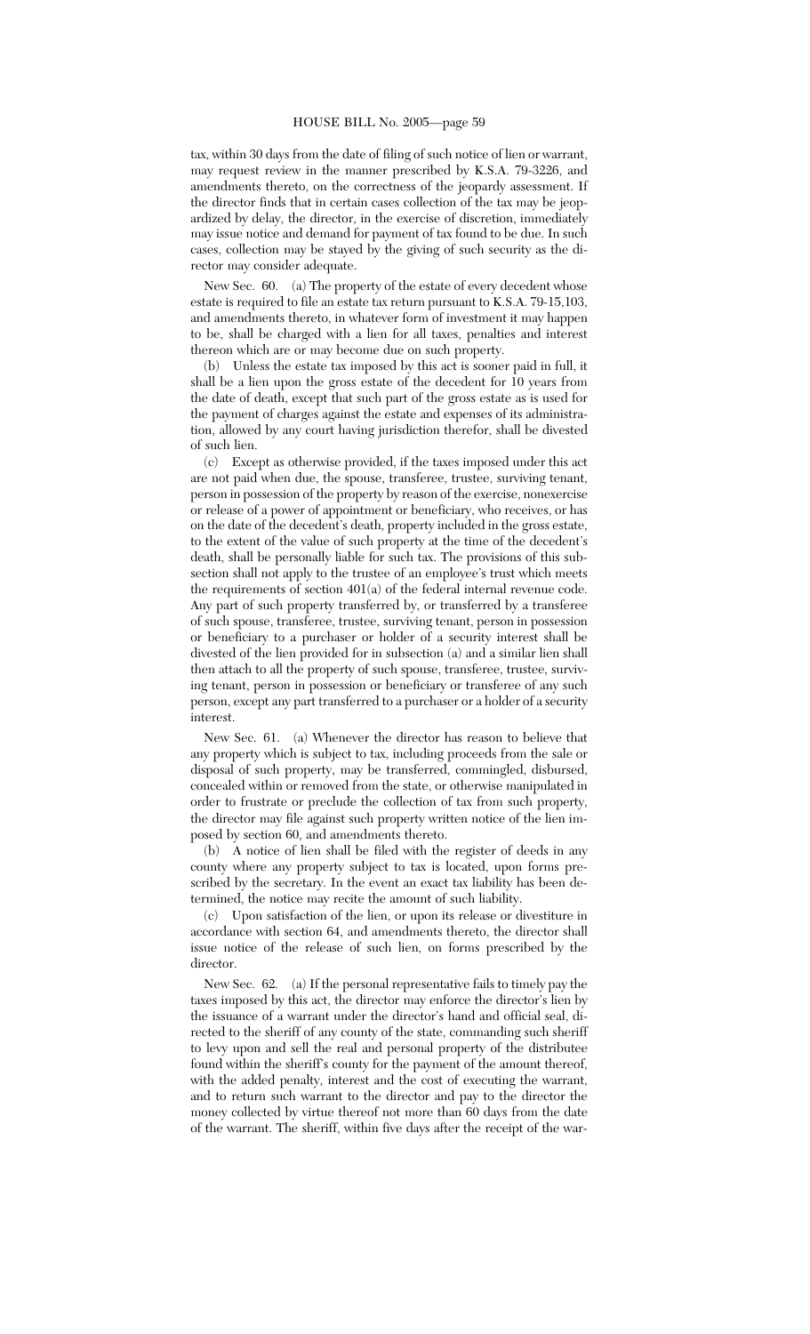tax, within 30 days from the date of filing of such notice of lien or warrant, may request review in the manner prescribed by K.S.A. 79-3226, and amendments thereto, on the correctness of the jeopardy assessment. If the director finds that in certain cases collection of the tax may be jeopardized by delay, the director, in the exercise of discretion, immediately may issue notice and demand for payment of tax found to be due. In such cases, collection may be stayed by the giving of such security as the director may consider adequate.

New Sec. 60. (a) The property of the estate of every decedent whose estate is required to file an estate tax return pursuant to K.S.A. 79-15,103, and amendments thereto, in whatever form of investment it may happen to be, shall be charged with a lien for all taxes, penalties and interest thereon which are or may become due on such property.

(b) Unless the estate tax imposed by this act is sooner paid in full, it shall be a lien upon the gross estate of the decedent for 10 years from the date of death, except that such part of the gross estate as is used for the payment of charges against the estate and expenses of its administration, allowed by any court having jurisdiction therefor, shall be divested of such lien.

(c) Except as otherwise provided, if the taxes imposed under this act are not paid when due, the spouse, transferee, trustee, surviving tenant, person in possession of the property by reason of the exercise, nonexercise or release of a power of appointment or beneficiary, who receives, or has on the date of the decedent's death, property included in the gross estate, to the extent of the value of such property at the time of the decedent's death, shall be personally liable for such tax. The provisions of this subsection shall not apply to the trustee of an employee's trust which meets the requirements of section 401(a) of the federal internal revenue code. Any part of such property transferred by, or transferred by a transferee of such spouse, transferee, trustee, surviving tenant, person in possession or beneficiary to a purchaser or holder of a security interest shall be divested of the lien provided for in subsection (a) and a similar lien shall then attach to all the property of such spouse, transferee, trustee, surviving tenant, person in possession or beneficiary or transferee of any such person, except any part transferred to a purchaser or a holder of a security interest.

New Sec. 61. (a) Whenever the director has reason to believe that any property which is subject to tax, including proceeds from the sale or disposal of such property, may be transferred, commingled, disbursed, concealed within or removed from the state, or otherwise manipulated in order to frustrate or preclude the collection of tax from such property, the director may file against such property written notice of the lien imposed by section 60, and amendments thereto.

(b) A notice of lien shall be filed with the register of deeds in any county where any property subject to tax is located, upon forms prescribed by the secretary. In the event an exact tax liability has been determined, the notice may recite the amount of such liability.

(c) Upon satisfaction of the lien, or upon its release or divestiture in accordance with section 64, and amendments thereto, the director shall issue notice of the release of such lien, on forms prescribed by the director.

New Sec. 62. (a) If the personal representative fails to timely pay the taxes imposed by this act, the director may enforce the director's lien by the issuance of a warrant under the director's hand and official seal, directed to the sheriff of any county of the state, commanding such sheriff to levy upon and sell the real and personal property of the distributee found within the sheriff's county for the payment of the amount thereof, with the added penalty, interest and the cost of executing the warrant, and to return such warrant to the director and pay to the director the money collected by virtue thereof not more than 60 days from the date of the warrant. The sheriff, within five days after the receipt of the war-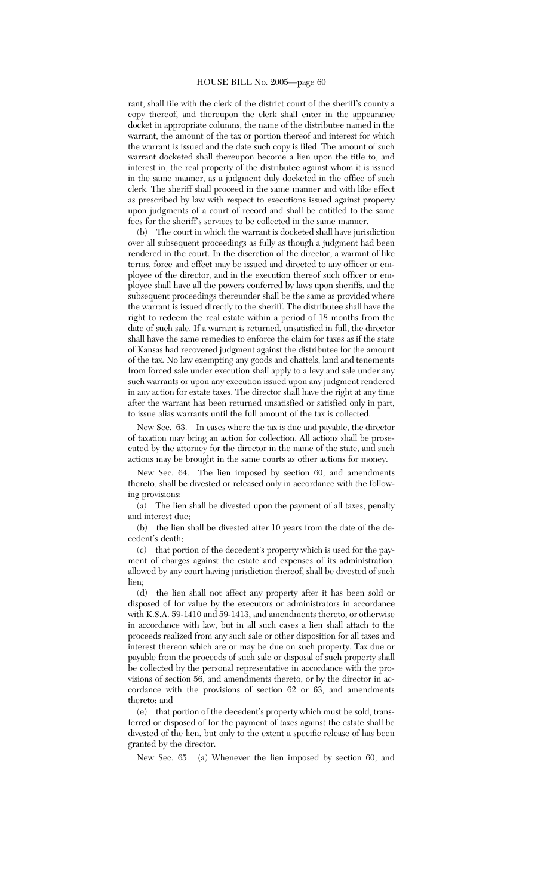rant, shall file with the clerk of the district court of the sheriff's county a copy thereof, and thereupon the clerk shall enter in the appearance docket in appropriate columns, the name of the distributee named in the warrant, the amount of the tax or portion thereof and interest for which the warrant is issued and the date such copy is filed. The amount of such warrant docketed shall thereupon become a lien upon the title to, and interest in, the real property of the distributee against whom it is issued in the same manner, as a judgment duly docketed in the office of such clerk. The sheriff shall proceed in the same manner and with like effect as prescribed by law with respect to executions issued against property upon judgments of a court of record and shall be entitled to the same fees for the sheriff's services to be collected in the same manner.

(b) The court in which the warrant is docketed shall have jurisdiction over all subsequent proceedings as fully as though a judgment had been rendered in the court. In the discretion of the director, a warrant of like terms, force and effect may be issued and directed to any officer or employee of the director, and in the execution thereof such officer or employee shall have all the powers conferred by laws upon sheriffs, and the subsequent proceedings thereunder shall be the same as provided where the warrant is issued directly to the sheriff. The distributee shall have the right to redeem the real estate within a period of 18 months from the date of such sale. If a warrant is returned, unsatisfied in full, the director shall have the same remedies to enforce the claim for taxes as if the state of Kansas had recovered judgment against the distributee for the amount of the tax. No law exempting any goods and chattels, land and tenements from forced sale under execution shall apply to a levy and sale under any such warrants or upon any execution issued upon any judgment rendered in any action for estate taxes. The director shall have the right at any time after the warrant has been returned unsatisfied or satisfied only in part, to issue alias warrants until the full amount of the tax is collected.

New Sec. 63. In cases where the tax is due and payable, the director of taxation may bring an action for collection. All actions shall be prosecuted by the attorney for the director in the name of the state, and such actions may be brought in the same courts as other actions for money.

New Sec. 64. The lien imposed by section 60, and amendments thereto, shall be divested or released only in accordance with the following provisions:

(a) The lien shall be divested upon the payment of all taxes, penalty and interest due;

(b) the lien shall be divested after 10 years from the date of the decedent's death;

(c) that portion of the decedent's property which is used for the payment of charges against the estate and expenses of its administration, allowed by any court having jurisdiction thereof, shall be divested of such lien;

(d) the lien shall not affect any property after it has been sold or disposed of for value by the executors or administrators in accordance with K.S.A. 59-1410 and 59-1413, and amendments thereto, or otherwise in accordance with law, but in all such cases a lien shall attach to the proceeds realized from any such sale or other disposition for all taxes and interest thereon which are or may be due on such property. Tax due or payable from the proceeds of such sale or disposal of such property shall be collected by the personal representative in accordance with the provisions of section 56, and amendments thereto, or by the director in accordance with the provisions of section 62 or 63, and amendments thereto; and

(e) that portion of the decedent's property which must be sold, transferred or disposed of for the payment of taxes against the estate shall be divested of the lien, but only to the extent a specific release of has been granted by the director.

New Sec. 65. (a) Whenever the lien imposed by section 60, and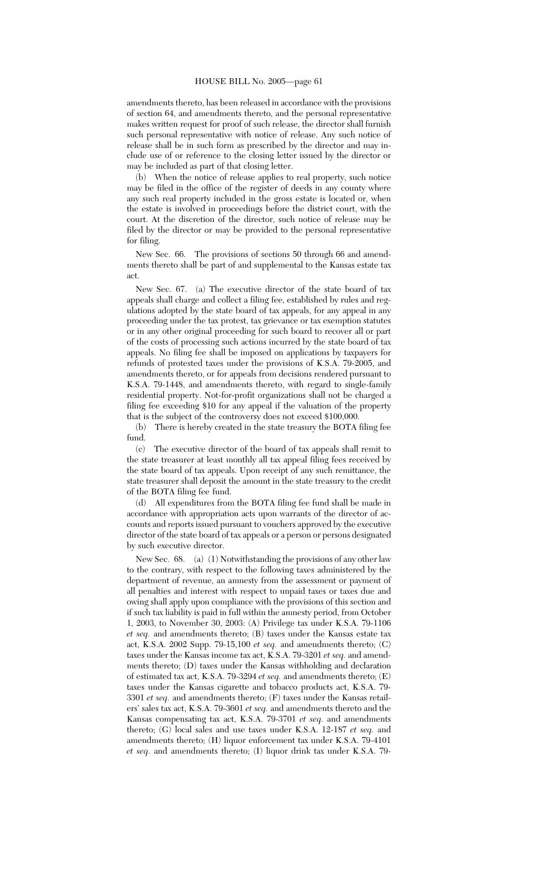amendments thereto, has been released in accordance with the provisions of section 64, and amendments thereto, and the personal representative makes written request for proof of such release, the director shall furnish such personal representative with notice of release. Any such notice of release shall be in such form as prescribed by the director and may include use of or reference to the closing letter issued by the director or may be included as part of that closing letter.

(b) When the notice of release applies to real property, such notice may be filed in the office of the register of deeds in any county where any such real property included in the gross estate is located or, when the estate is involved in proceedings before the district court, with the court. At the discretion of the director, such notice of release may be filed by the director or may be provided to the personal representative for filing.

New Sec. 66. The provisions of sections 50 through 66 and amendments thereto shall be part of and supplemental to the Kansas estate tax act.

New Sec. 67. (a) The executive director of the state board of tax appeals shall charge and collect a filing fee, established by rules and regulations adopted by the state board of tax appeals, for any appeal in any proceeding under the tax protest, tax grievance or tax exemption statutes or in any other original proceeding for such board to recover all or part of the costs of processing such actions incurred by the state board of tax appeals. No filing fee shall be imposed on applications by taxpayers for refunds of protested taxes under the provisions of K.S.A. 79-2005, and amendments thereto, or for appeals from decisions rendered pursuant to K.S.A. 79-1448, and amendments thereto, with regard to single-family residential property. Not-for-profit organizations shall not be charged a filing fee exceeding $10 for any appeal if the valuation of the property that is the subject of the controversy does not exceed $100,000.

(b) There is hereby created in the state treasury the BOTA filing fee fund.

(c) The executive director of the board of tax appeals shall remit to the state treasurer at least monthly all tax appeal filing fees received by the state board of tax appeals. Upon receipt of any such remittance, the state treasurer shall deposit the amount in the state treasury to the credit of the BOTA filing fee fund.

(d) All expenditures from the BOTA filing fee fund shall be made in accordance with appropriation acts upon warrants of the director of accounts and reports issued pursuant to vouchers approved by the executive director of the state board of tax appeals or a person or persons designated by such executive director.

New Sec. 68. (a) (1) Notwithstanding the provisions of any other law to the contrary, with respect to the following taxes administered by the department of revenue, an amnesty from the assessment or payment of all penalties and interest with respect to unpaid taxes or taxes due and owing shall apply upon compliance with the provisions of this section and if such tax liability is paid in full within the amnesty period, from October 1, 2003, to November 30, 2003: (A) Privilege tax under K.S.A. 79-1106 *et seq.* and amendments thereto; (B) taxes under the Kansas estate tax act, K.S.A. 2002 Supp. 79-15,100 *et seq.* and amendments thereto; (C) taxes under the Kansas income tax act, K.S.A. 79-3201 *et seq.* and amendments thereto; (D) taxes under the Kansas withholding and declaration of estimated tax act, K.S.A. 79-3294 *et seq.* and amendments thereto; (E) taxes under the Kansas cigarette and tobacco products act, K.S.A. 79-3301 *et seq.* and amendments thereto; (F) taxes under the Kansas retailers' sales tax act, K.S.A. 79-3601 *et seq.* and amendments thereto and the Kansas compensating tax act, K.S.A. 79-3701 *et seq.* and amendments thereto; (G) local sales and use taxes under K.S.A. 12-187 *et seq.* and amendments thereto; (H) liquor enforcement tax under K.S.A. 79-4101 *et seq.* and amendments thereto; (I) liquor drink tax under K.S.A. 79-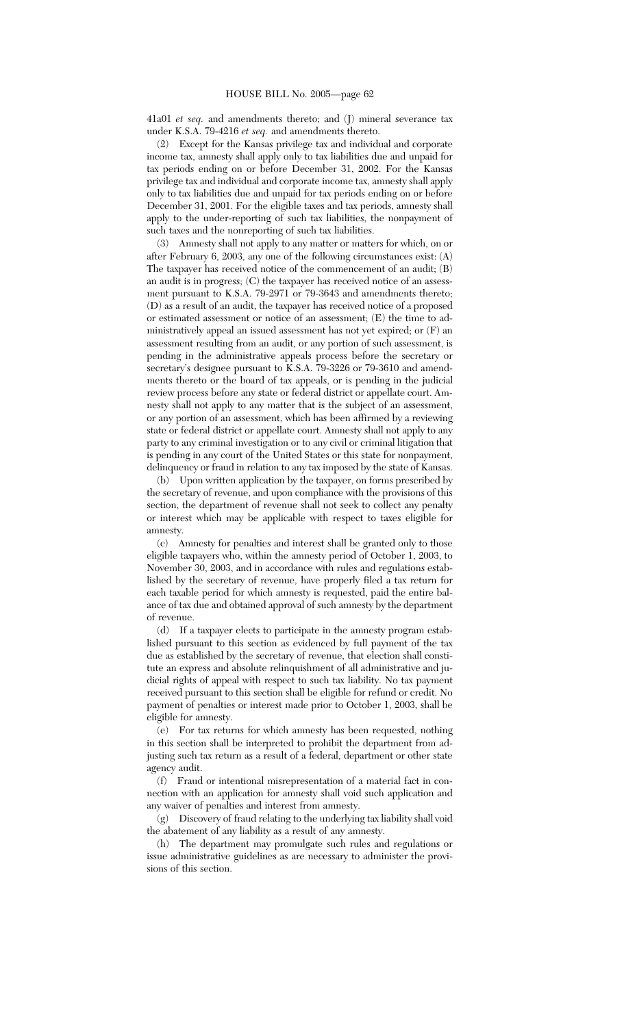41a01 *et seq.* and amendments thereto; and (J) mineral severance tax under K.S.A. 79-4216 *et seq.* and amendments thereto.

(2) Except for the Kansas privilege tax and individual and corporate income tax, amnesty shall apply only to tax liabilities due and unpaid for tax periods ending on or before December 31, 2002. For the Kansas privilege tax and individual and corporate income tax, amnesty shall apply only to tax liabilities due and unpaid for tax periods ending on or before December 31, 2001. For the eligible taxes and tax periods, amnesty shall apply to the under-reporting of such tax liabilities, the nonpayment of such taxes and the nonreporting of such tax liabilities.

(3) Amnesty shall not apply to any matter or matters for which, on or after February 6, 2003, any one of the following circumstances exist: (A) The taxpayer has received notice of the commencement of an audit; (B) an audit is in progress; (C) the taxpayer has received notice of an assessment pursuant to K.S.A. 79-2971 or 79-3643 and amendments thereto; (D) as a result of an audit, the taxpayer has received notice of a proposed or estimated assessment or notice of an assessment; (E) the time to administratively appeal an issued assessment has not yet expired; or (F) an assessment resulting from an audit, or any portion of such assessment, is pending in the administrative appeals process before the secretary or secretary's designee pursuant to K.S.A. 79-3226 or 79-3610 and amendments thereto or the board of tax appeals, or is pending in the judicial review process before any state or federal district or appellate court. Amnesty shall not apply to any matter that is the subject of an assessment, or any portion of an assessment, which has been affirmed by a reviewing state or federal district or appellate court. Amnesty shall not apply to any party to any criminal investigation or to any civil or criminal litigation that is pending in any court of the United States or this state for nonpayment, delinquency or fraud in relation to any tax imposed by the state of Kansas.

(b) Upon written application by the taxpayer, on forms prescribed by the secretary of revenue, and upon compliance with the provisions of this section, the department of revenue shall not seek to collect any penalty or interest which may be applicable with respect to taxes eligible for amnesty.

(c) Amnesty for penalties and interest shall be granted only to those eligible taxpayers who, within the amnesty period of October 1, 2003, to November 30, 2003, and in accordance with rules and regulations established by the secretary of revenue, have properly filed a tax return for each taxable period for which amnesty is requested, paid the entire balance of tax due and obtained approval of such amnesty by the department of revenue.

(d) If a taxpayer elects to participate in the amnesty program established pursuant to this section as evidenced by full payment of the tax due as established by the secretary of revenue, that election shall constitute an express and absolute relinquishment of all administrative and judicial rights of appeal with respect to such tax liability. No tax payment received pursuant to this section shall be eligible for refund or credit. No payment of penalties or interest made prior to October 1, 2003, shall be eligible for amnesty.

(e) For tax returns for which amnesty has been requested, nothing in this section shall be interpreted to prohibit the department from adjusting such tax return as a result of a federal, department or other state agency audit.

(f) Fraud or intentional misrepresentation of a material fact in connection with an application for amnesty shall void such application and any waiver of penalties and interest from amnesty.

(g) Discovery of fraud relating to the underlying tax liability shall void the abatement of any liability as a result of any amnesty.

(h) The department may promulgate such rules and regulations or issue administrative guidelines as are necessary to administer the provisions of this section.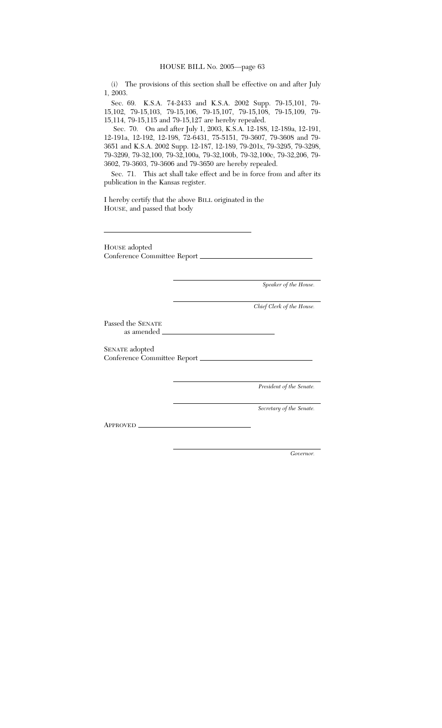(i) The provisions of this section shall be effective on and after July 1, 2003.

Sec. 69. K.S.A. 74-2433 and K.S.A. 2002 Supp. 79-15,101, 79-15,102, 79-15,103, 79-15,106, 79-15,107, 79-15,108, 79-15,109, 79-15,114, 79-15,115 and 79-15,127 are hereby repealed.

Sec. 70. On and after July 1, 2003, K.S.A. 12-188, 12-189a, 12-191, 12-191a, 12-192, 12-198, 72-6431, 75-5151, 79-3607, 79-3608 and 79-3651 and K.S.A. 2002 Supp. 12-187, 12-189, 79-201x, 79-3295, 79-3298, 79-3299, 79-32,100, 79-32,100a, 79-32,100b, 79-32,100c, 79-32,206, 79-3602, 79-3603, 79-3606 and 79-3650 are hereby repealed.

Sec. 71. This act shall take effect and be in force from and after its publication in the Kansas register.

I hereby certify that the above BILL originated in the HOUSE, and passed that body

\_\_\_\_\_\_\_\_\_\_\_\_\_\_\_\_\_\_\_\_\_\_\_\_\_\_\_\_\_\_\_\_

HOUSE adopted
Conference Committee Report \_\_\_\_\_\_\_\_\_\_\_\_\_\_\_\_\_\_\_\_\_\_\_\_

\_\_\_\_\_\_\_\_\_\_\_\_\_\_\_\_\_\_\_\_\_\_\_\_\_\_\_\_\_\_\_\_
*Speaker of the House.*

\_\_\_\_\_\_\_\_\_\_\_\_\_\_\_\_\_\_\_\_\_\_\_\_\_\_\_\_\_\_\_\_
*Chief Clerk of the House.*

Passed the SENATE
as amended \_\_\_\_\_\_\_\_\_\_\_\_\_\_\_\_\_\_\_\_\_\_\_\_

SENATE adopted
Conference Committee Report \_\_\_\_\_\_\_\_\_\_\_\_\_\_\_\_\_\_\_\_\_\_\_\_

\_\_\_\_\_\_\_\_\_\_\_\_\_\_\_\_\_\_\_\_\_\_\_\_\_\_\_\_\_\_\_\_
*President of the Senate.*

\_\_\_\_\_\_\_\_\_\_\_\_\_\_\_\_\_\_\_\_\_\_\_\_\_\_\_\_\_\_\_\_
*Secretary of the Senate.*

APPROVED \_\_\_\_\_\_\_\_\_\_\_\_\_\_\_\_\_\_\_\_\_\_\_\_

\_\_\_\_\_\_\_\_\_\_\_\_\_\_\_\_\_\_\_\_\_\_\_\_\_\_\_\_\_\_\_\_
*Governor.*